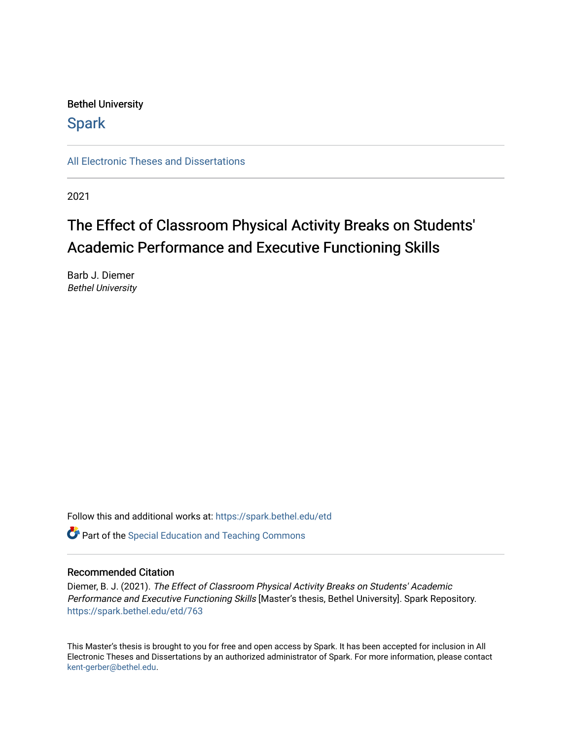Bethel University

Spark

All Electronic Theses and Dissertations

2021

# The Effect of Classroom Physical Activity Breaks on Students' Academic Performance and Executive Functioning Skills

Barb J. Diemer
*Bethel University*

Follow this and additional works at: https://spark.bethel.edu/etd

Part of the Special Education and Teaching Commons

## Recommended Citation

Diemer, B. J. (2021). *The Effect of Classroom Physical Activity Breaks on Students' Academic Performance and Executive Functioning Skills* [Master's thesis, Bethel University]. Spark Repository. https://spark.bethel.edu/etd/763

This Master's thesis is brought to you for free and open access by Spark. It has been accepted for inclusion in All Electronic Theses and Dissertations by an authorized administrator of Spark. For more information, please contact kent-gerber@bethel.edu.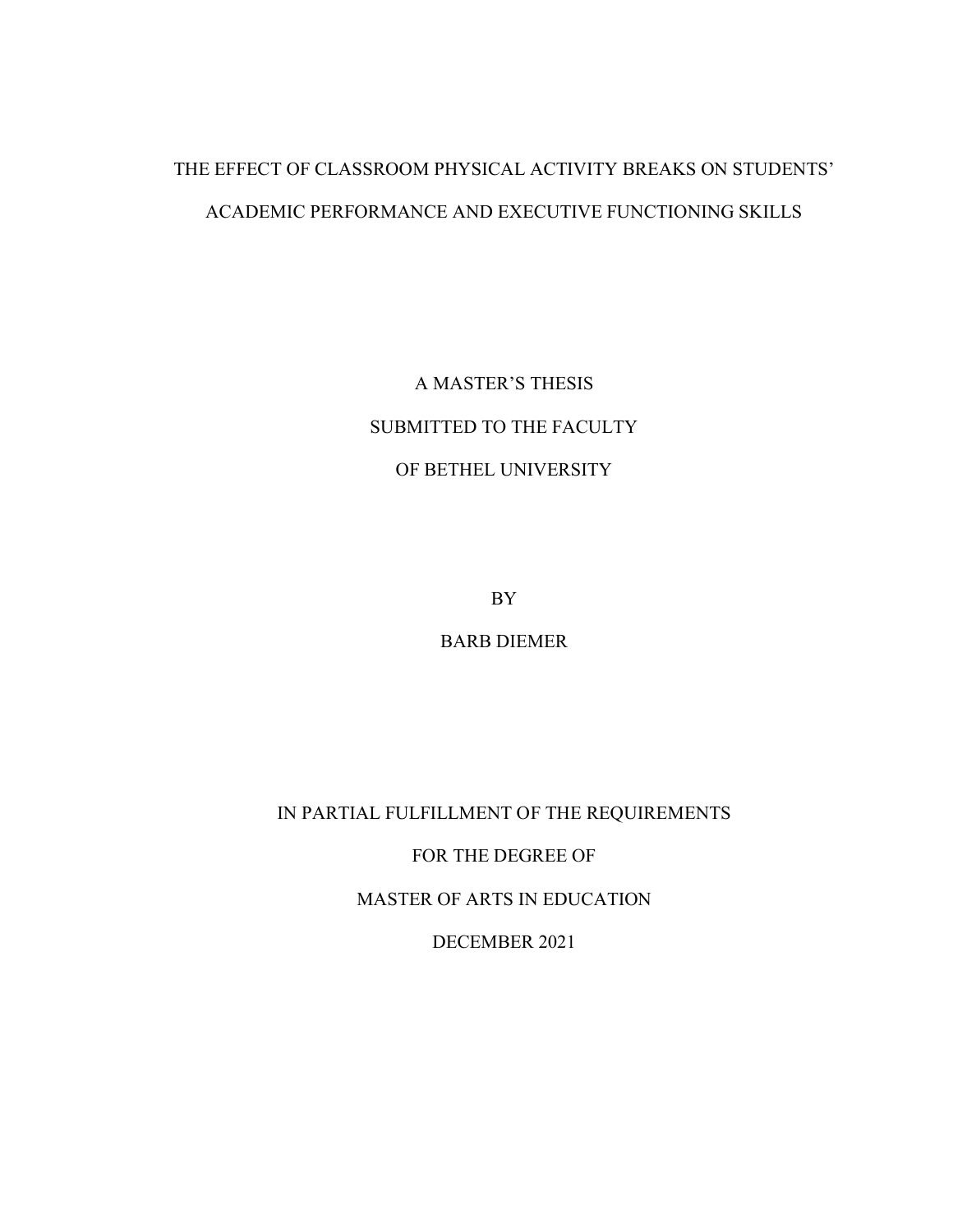# THE EFFECT OF CLASSROOM PHYSICAL ACTIVITY BREAKS ON STUDENTS' ACADEMIC PERFORMANCE AND EXECUTIVE FUNCTIONING SKILLS

A MASTER'S THESIS

SUBMITTED TO THE FACULTY

OF BETHEL UNIVERSITY

BY

BARB DIEMER

IN PARTIAL FULFILLMENT OF THE REQUIREMENTS

FOR THE DEGREE OF

MASTER OF ARTS IN EDUCATION

DECEMBER 2021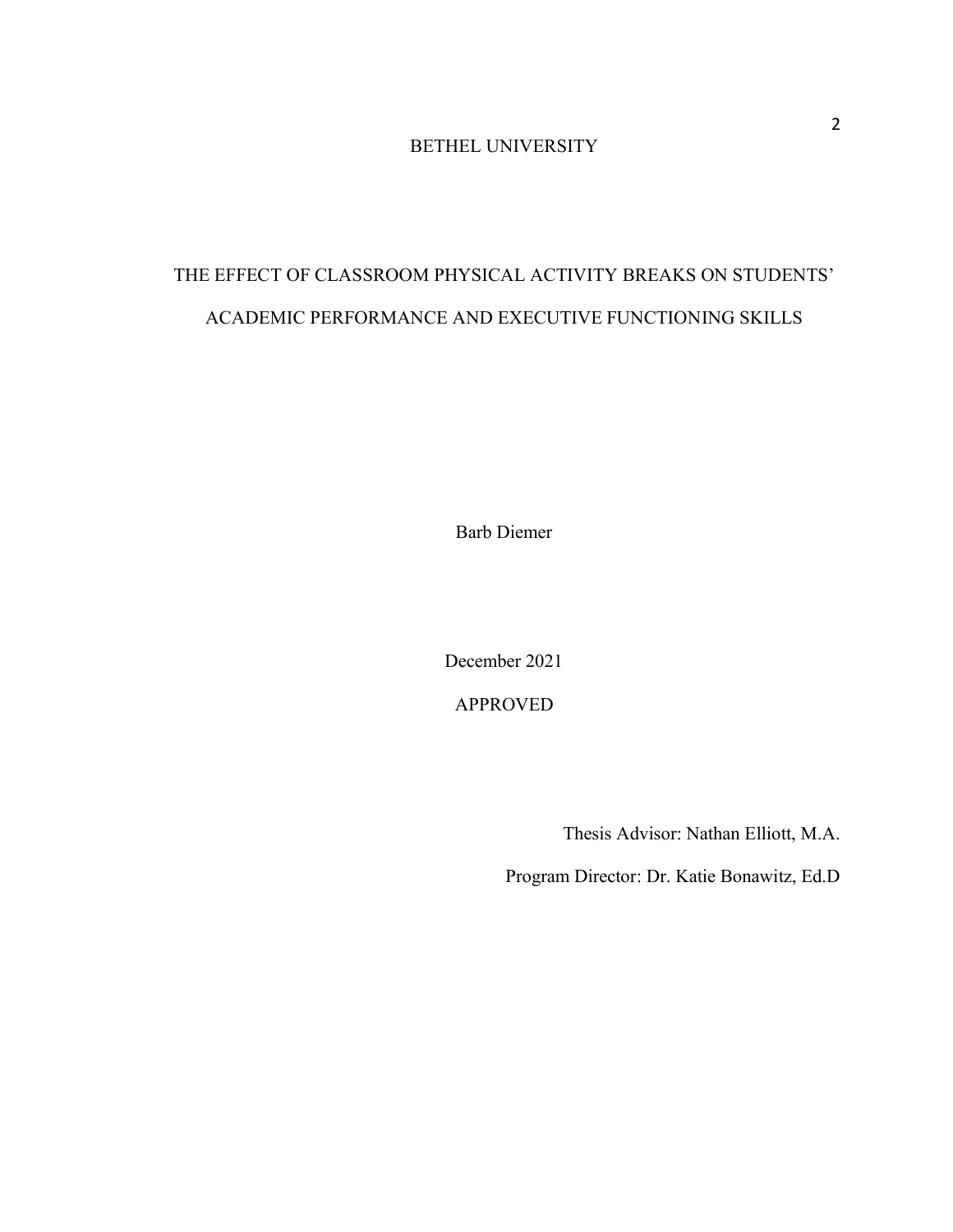BETHEL UNIVERSITY

THE EFFECT OF CLASSROOM PHYSICAL ACTIVITY BREAKS ON STUDENTS' ACADEMIC PERFORMANCE AND EXECUTIVE FUNCTIONING SKILLS

Barb Diemer

December 2021

APPROVED

Thesis Advisor: Nathan Elliott, M.A.

Program Director: Dr. Katie Bonawitz, Ed.D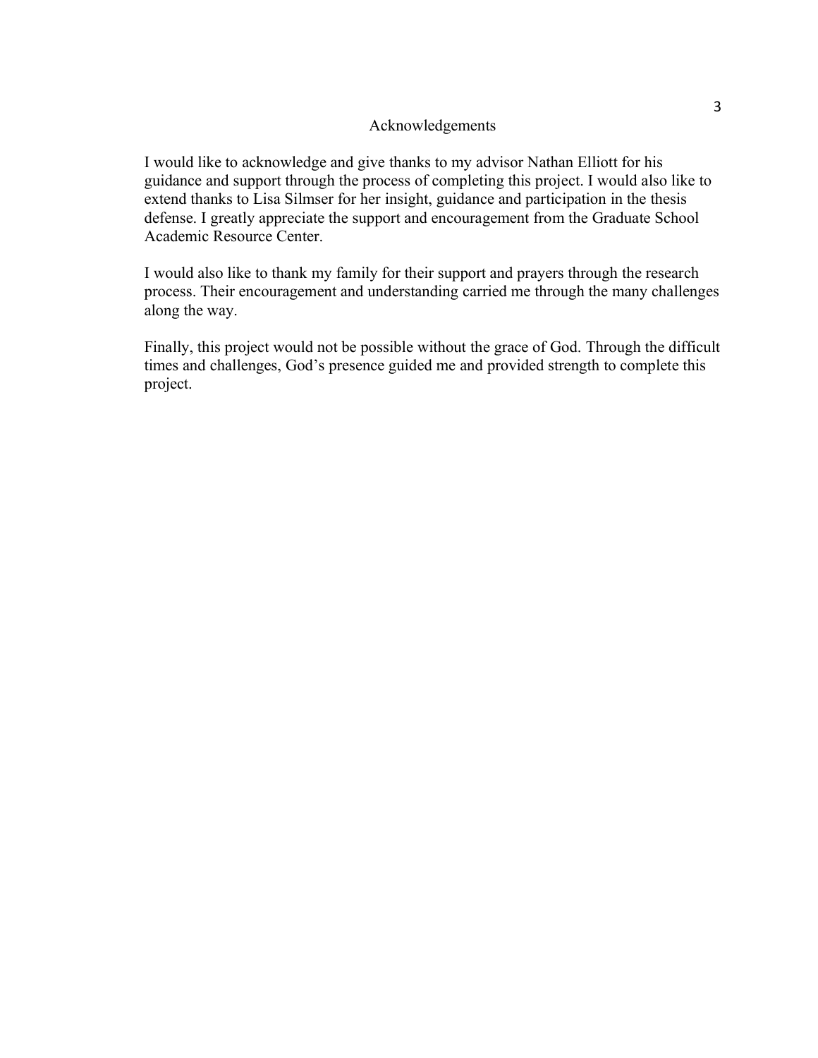# Acknowledgements

I would like to acknowledge and give thanks to my advisor Nathan Elliott for his guidance and support through the process of completing this project. I would also like to extend thanks to Lisa Silmser for her insight, guidance and participation in the thesis defense. I greatly appreciate the support and encouragement from the Graduate School Academic Resource Center.

I would also like to thank my family for their support and prayers through the research process. Their encouragement and understanding carried me through the many challenges along the way.

Finally, this project would not be possible without the grace of God. Through the difficult times and challenges, God's presence guided me and provided strength to complete this project.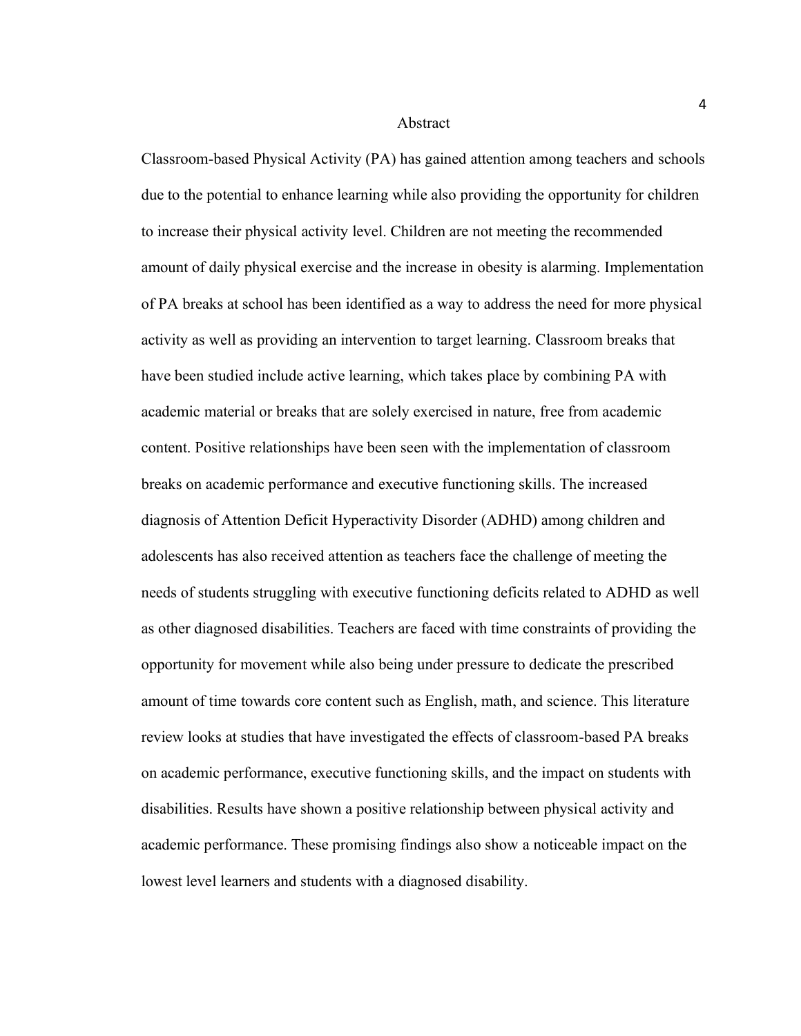# Abstract

Classroom-based Physical Activity (PA) has gained attention among teachers and schools due to the potential to enhance learning while also providing the opportunity for children to increase their physical activity level. Children are not meeting the recommended amount of daily physical exercise and the increase in obesity is alarming. Implementation of PA breaks at school has been identified as a way to address the need for more physical activity as well as providing an intervention to target learning. Classroom breaks that have been studied include active learning, which takes place by combining PA with academic material or breaks that are solely exercised in nature, free from academic content. Positive relationships have been seen with the implementation of classroom breaks on academic performance and executive functioning skills. The increased diagnosis of Attention Deficit Hyperactivity Disorder (ADHD) among children and adolescents has also received attention as teachers face the challenge of meeting the needs of students struggling with executive functioning deficits related to ADHD as well as other diagnosed disabilities. Teachers are faced with time constraints of providing the opportunity for movement while also being under pressure to dedicate the prescribed amount of time towards core content such as English, math, and science. This literature review looks at studies that have investigated the effects of classroom-based PA breaks on academic performance, executive functioning skills, and the impact on students with disabilities. Results have shown a positive relationship between physical activity and academic performance. These promising findings also show a noticeable impact on the lowest level learners and students with a diagnosed disability.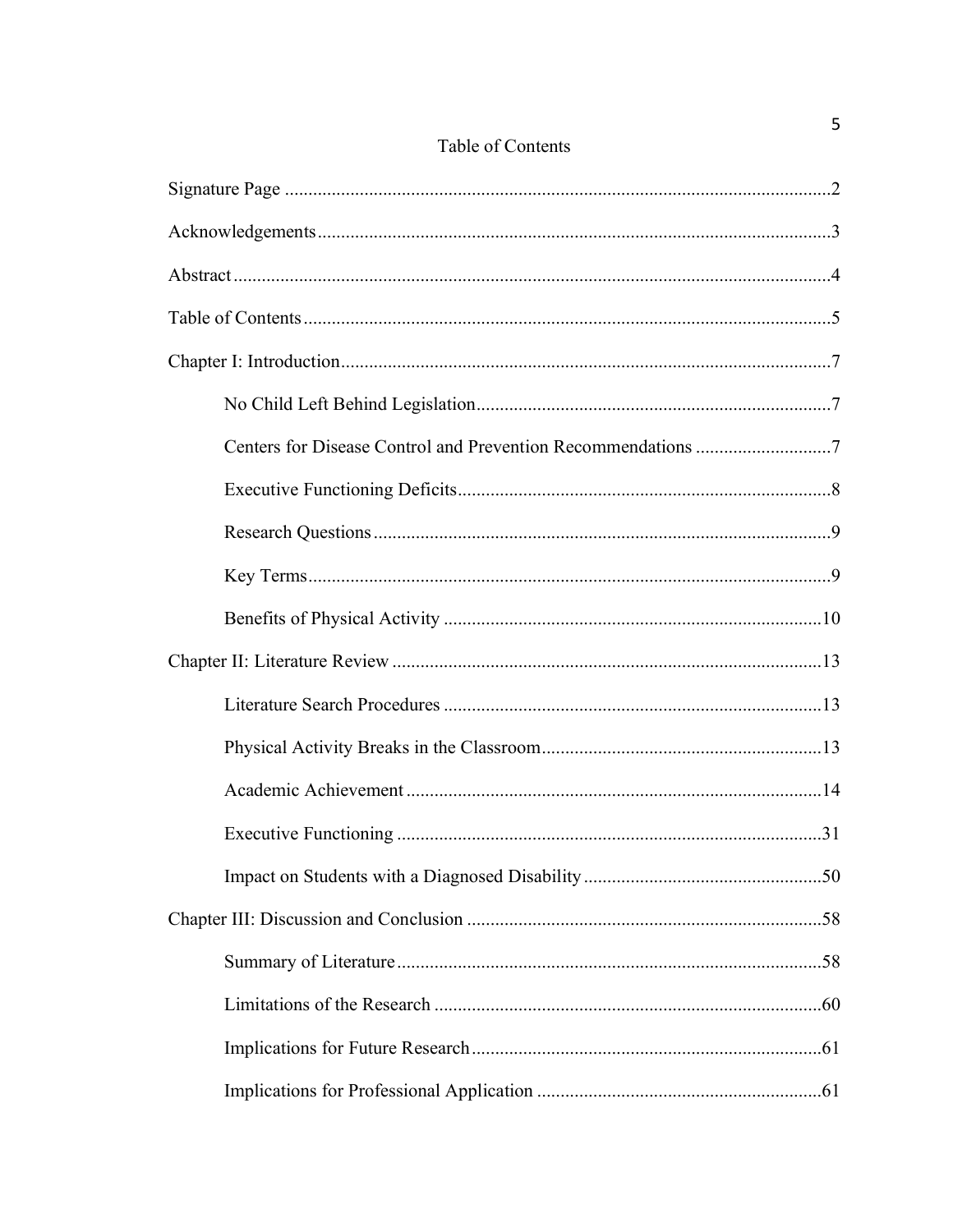# Table of Contents

Signature Page ....................................................................................................2

Acknowledgements ...............................................................................................3

Abstract ...............................................................................................................4

Table of Contents .................................................................................................5

Chapter I: Introduction .........................................................................................7

- No Child Left Behind Legislation ..........................................................7
- Centers for Disease Control and Prevention Recommendations ..............7
- Executive Functioning Deficits ..............................................................8
- Research Questions ................................................................................9
- Key Terms ..............................................................................................9
- Benefits of Physical Activity ...............................................................10

Chapter II: Literature Review ............................................................................13

- Literature Search Procedures ...............................................................13
- Physical Activity Breaks in the Classroom ...........................................13
- Academic Achievement .......................................................................14
- Executive Functioning .........................................................................31
- Impact on Students with a Diagnosed Disability ..................................50

Chapter III: Discussion and Conclusion ............................................................58

- Summary of Literature .........................................................................58
- Limitations of the Research .................................................................60
- Implications for Future Research .........................................................61
- Implications for Professional Application ............................................61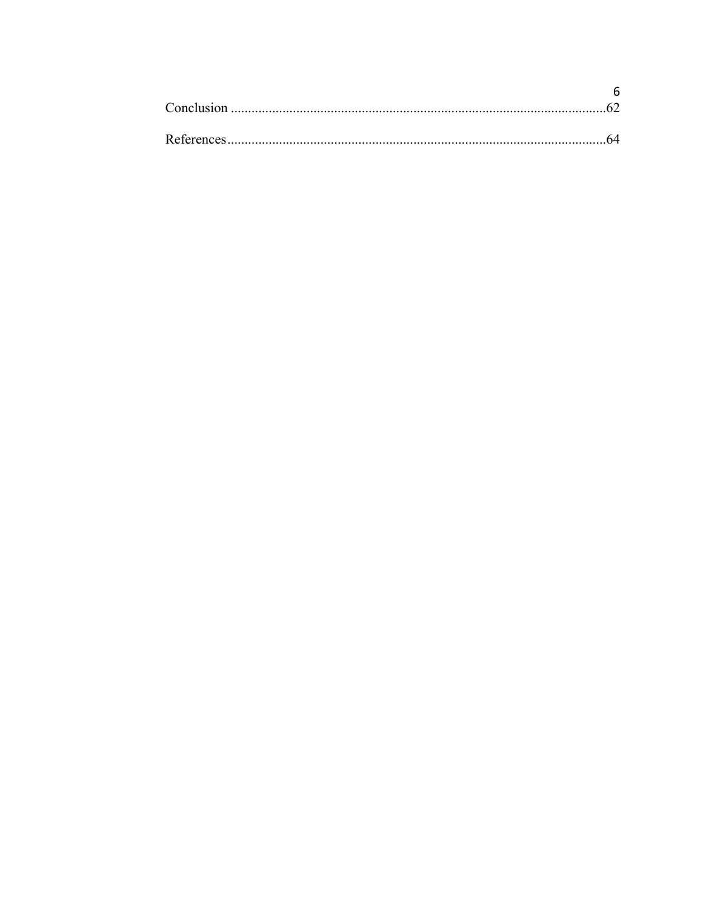Conclusion ............................................................................................................62

References.............................................................................................................64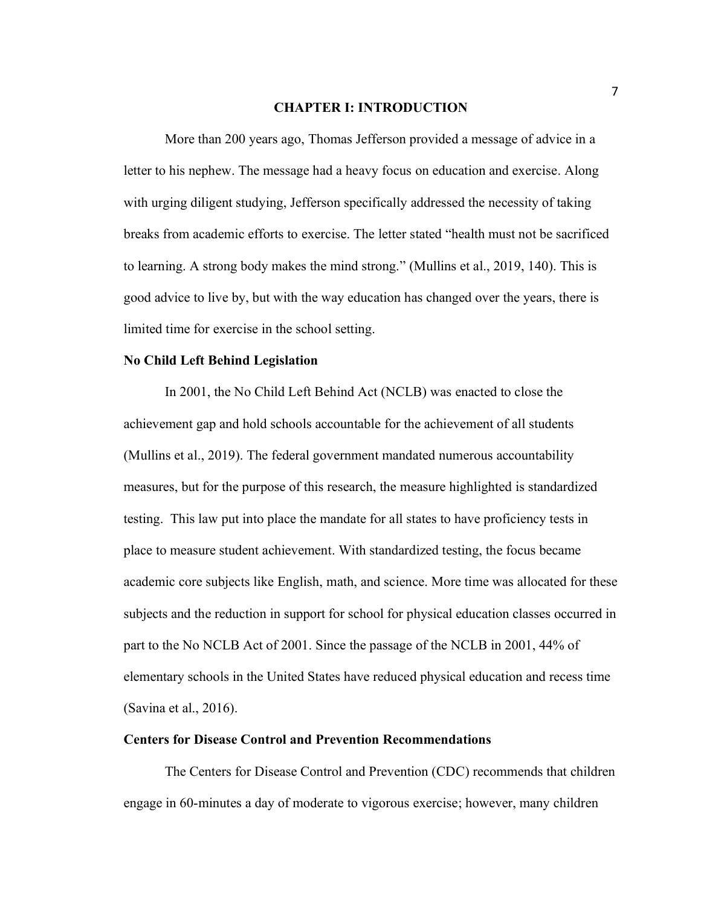# CHAPTER I: INTRODUCTION

More than 200 years ago, Thomas Jefferson provided a message of advice in a letter to his nephew. The message had a heavy focus on education and exercise. Along with urging diligent studying, Jefferson specifically addressed the necessity of taking breaks from academic efforts to exercise. The letter stated "health must not be sacrificed to learning. A strong body makes the mind strong." (Mullins et al., 2019, 140). This is good advice to live by, but with the way education has changed over the years, there is limited time for exercise in the school setting.

## No Child Left Behind Legislation

In 2001, the No Child Left Behind Act (NCLB) was enacted to close the achievement gap and hold schools accountable for the achievement of all students (Mullins et al., 2019). The federal government mandated numerous accountability measures, but for the purpose of this research, the measure highlighted is standardized testing. This law put into place the mandate for all states to have proficiency tests in place to measure student achievement. With standardized testing, the focus became academic core subjects like English, math, and science. More time was allocated for these subjects and the reduction in support for school for physical education classes occurred in part to the No NCLB Act of 2001. Since the passage of the NCLB in 2001, 44% of elementary schools in the United States have reduced physical education and recess time (Savina et al., 2016).

## Centers for Disease Control and Prevention Recommendations

The Centers for Disease Control and Prevention (CDC) recommends that children engage in 60-minutes a day of moderate to vigorous exercise; however, many children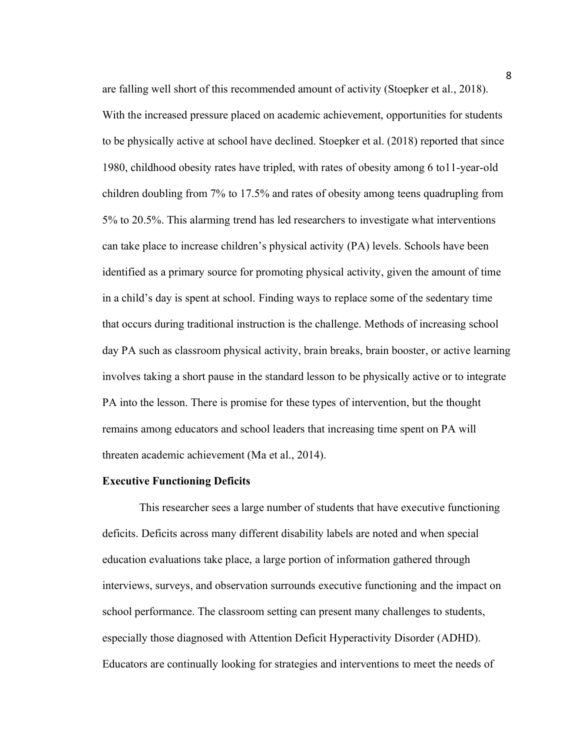are falling well short of this recommended amount of activity (Stoepker et al., 2018). With the increased pressure placed on academic achievement, opportunities for students to be physically active at school have declined. Stoepker et al. (2018) reported that since 1980, childhood obesity rates have tripled, with rates of obesity among 6 to11-year-old children doubling from 7% to 17.5% and rates of obesity among teens quadrupling from 5% to 20.5%. This alarming trend has led researchers to investigate what interventions can take place to increase children's physical activity (PA) levels. Schools have been identified as a primary source for promoting physical activity, given the amount of time in a child's day is spent at school. Finding ways to replace some of the sedentary time that occurs during traditional instruction is the challenge. Methods of increasing school day PA such as classroom physical activity, brain breaks, brain booster, or active learning involves taking a short pause in the standard lesson to be physically active or to integrate PA into the lesson. There is promise for these types of intervention, but the thought remains among educators and school leaders that increasing time spent on PA will threaten academic achievement (Ma et al., 2014).

**Executive Functioning Deficits**

This researcher sees a large number of students that have executive functioning deficits. Deficits across many different disability labels are noted and when special education evaluations take place, a large portion of information gathered through interviews, surveys, and observation surrounds executive functioning and the impact on school performance. The classroom setting can present many challenges to students, especially those diagnosed with Attention Deficit Hyperactivity Disorder (ADHD). Educators are continually looking for strategies and interventions to meet the needs of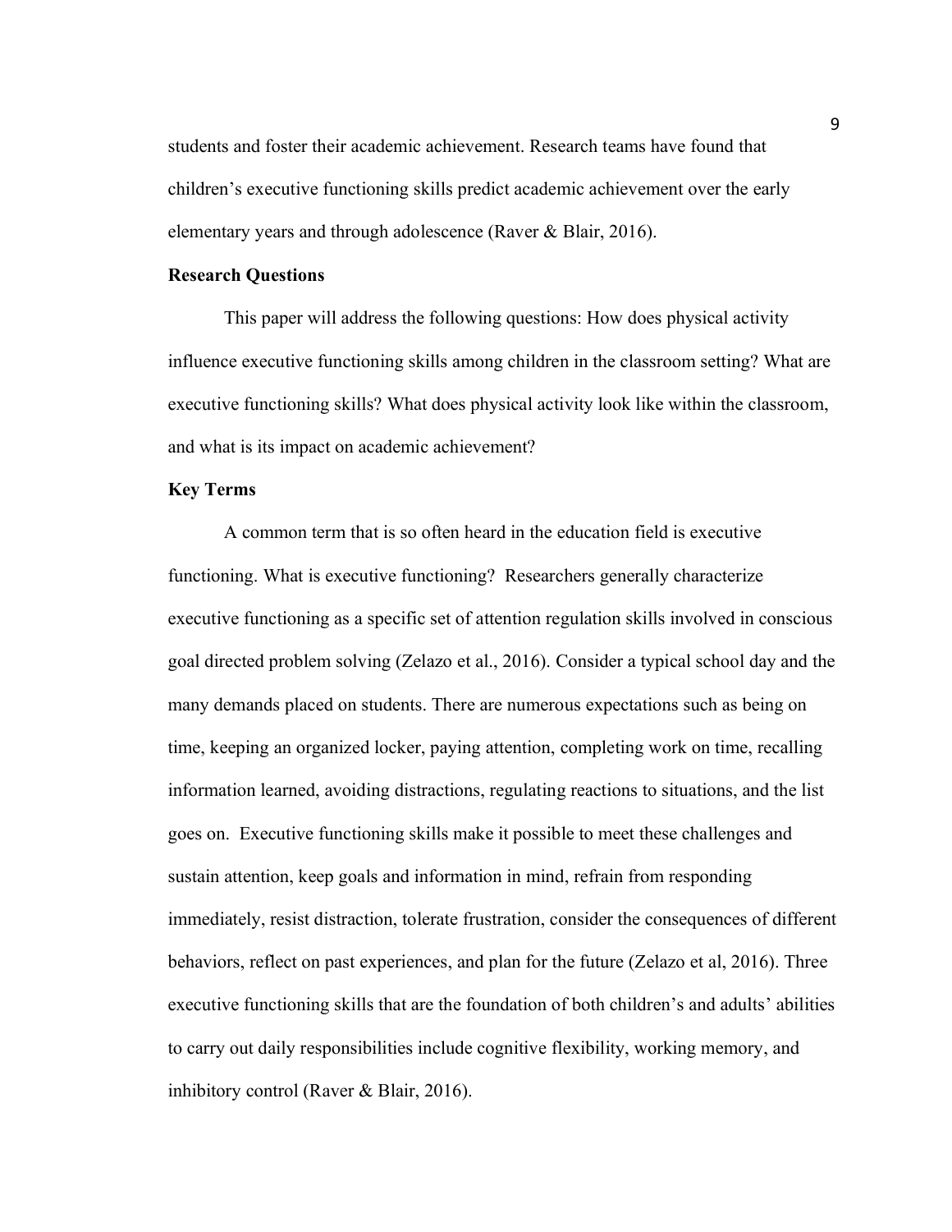students and foster their academic achievement. Research teams have found that children's executive functioning skills predict academic achievement over the early elementary years and through adolescence (Raver & Blair, 2016).

### Research Questions

This paper will address the following questions: How does physical activity influence executive functioning skills among children in the classroom setting? What are executive functioning skills? What does physical activity look like within the classroom, and what is its impact on academic achievement?

### Key Terms

A common term that is so often heard in the education field is executive functioning. What is executive functioning? Researchers generally characterize executive functioning as a specific set of attention regulation skills involved in conscious goal directed problem solving (Zelazo et al., 2016). Consider a typical school day and the many demands placed on students. There are numerous expectations such as being on time, keeping an organized locker, paying attention, completing work on time, recalling information learned, avoiding distractions, regulating reactions to situations, and the list goes on. Executive functioning skills make it possible to meet these challenges and sustain attention, keep goals and information in mind, refrain from responding immediately, resist distraction, tolerate frustration, consider the consequences of different behaviors, reflect on past experiences, and plan for the future (Zelazo et al, 2016). Three executive functioning skills that are the foundation of both children's and adults' abilities to carry out daily responsibilities include cognitive flexibility, working memory, and inhibitory control (Raver & Blair, 2016).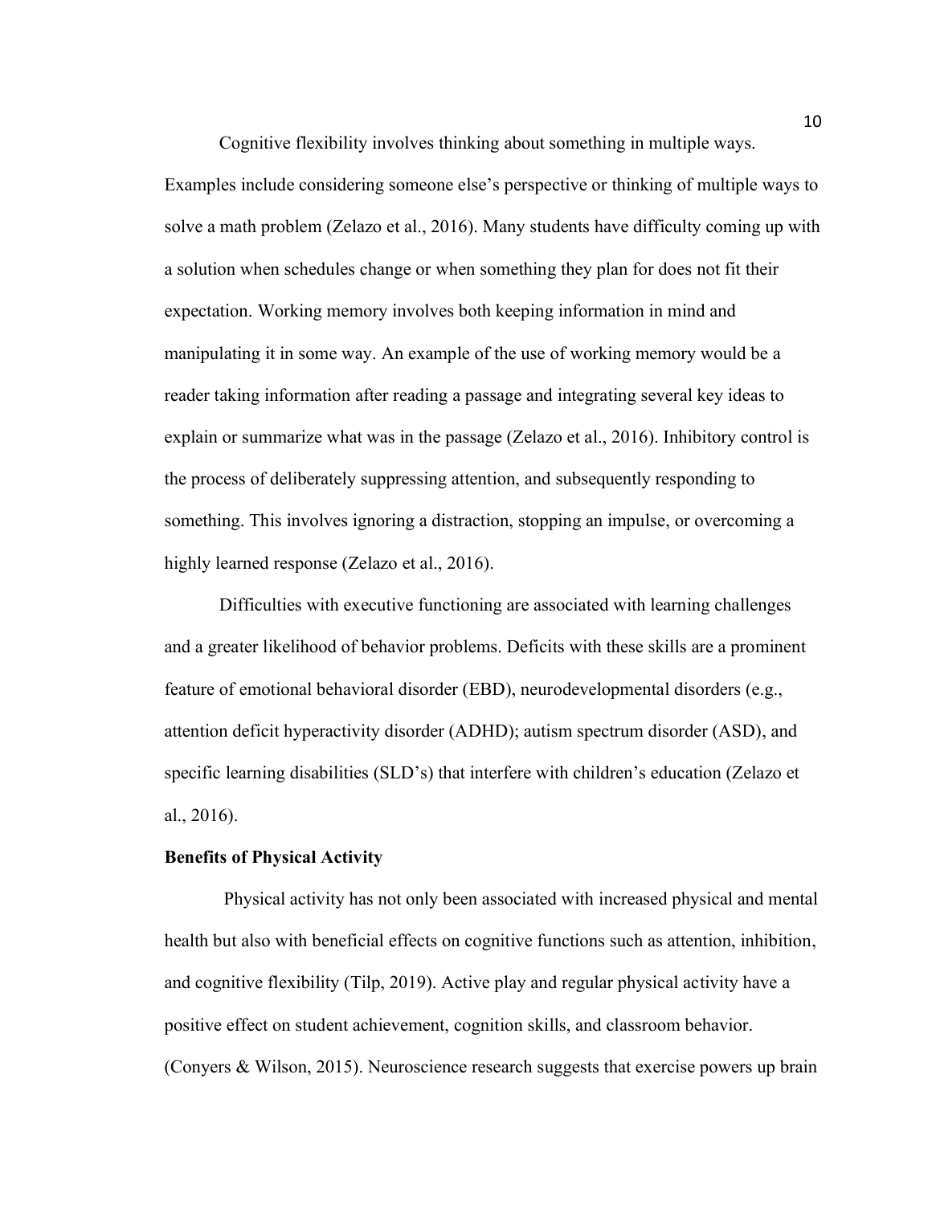Cognitive flexibility involves thinking about something in multiple ways. Examples include considering someone else's perspective or thinking of multiple ways to solve a math problem (Zelazo et al., 2016). Many students have difficulty coming up with a solution when schedules change or when something they plan for does not fit their expectation. Working memory involves both keeping information in mind and manipulating it in some way. An example of the use of working memory would be a reader taking information after reading a passage and integrating several key ideas to explain or summarize what was in the passage (Zelazo et al., 2016). Inhibitory control is the process of deliberately suppressing attention, and subsequently responding to something. This involves ignoring a distraction, stopping an impulse, or overcoming a highly learned response (Zelazo et al., 2016).

Difficulties with executive functioning are associated with learning challenges and a greater likelihood of behavior problems. Deficits with these skills are a prominent feature of emotional behavioral disorder (EBD), neurodevelopmental disorders (e.g., attention deficit hyperactivity disorder (ADHD); autism spectrum disorder (ASD), and specific learning disabilities (SLD's) that interfere with children's education (Zelazo et al., 2016).

**Benefits of Physical Activity**

Physical activity has not only been associated with increased physical and mental health but also with beneficial effects on cognitive functions such as attention, inhibition, and cognitive flexibility (Tilp, 2019). Active play and regular physical activity have a positive effect on student achievement, cognition skills, and classroom behavior. (Conyers & Wilson, 2015). Neuroscience research suggests that exercise powers up brain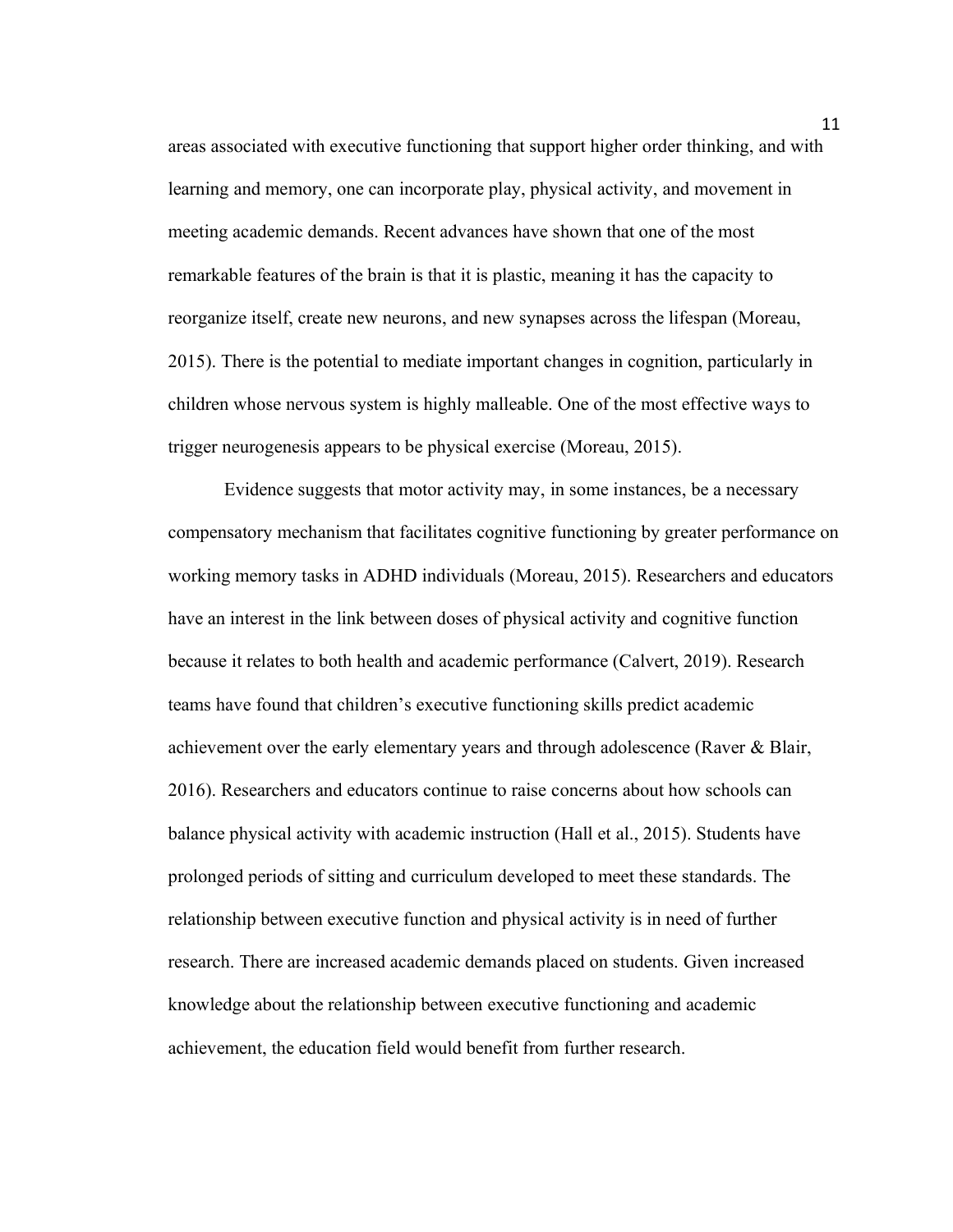areas associated with executive functioning that support higher order thinking, and with learning and memory, one can incorporate play, physical activity, and movement in meeting academic demands. Recent advances have shown that one of the most remarkable features of the brain is that it is plastic, meaning it has the capacity to reorganize itself, create new neurons, and new synapses across the lifespan (Moreau, 2015). There is the potential to mediate important changes in cognition, particularly in children whose nervous system is highly malleable. One of the most effective ways to trigger neurogenesis appears to be physical exercise (Moreau, 2015).

Evidence suggests that motor activity may, in some instances, be a necessary compensatory mechanism that facilitates cognitive functioning by greater performance on working memory tasks in ADHD individuals (Moreau, 2015). Researchers and educators have an interest in the link between doses of physical activity and cognitive function because it relates to both health and academic performance (Calvert, 2019). Research teams have found that children's executive functioning skills predict academic achievement over the early elementary years and through adolescence (Raver & Blair, 2016). Researchers and educators continue to raise concerns about how schools can balance physical activity with academic instruction (Hall et al., 2015). Students have prolonged periods of sitting and curriculum developed to meet these standards. The relationship between executive function and physical activity is in need of further research. There are increased academic demands placed on students. Given increased knowledge about the relationship between executive functioning and academic achievement, the education field would benefit from further research.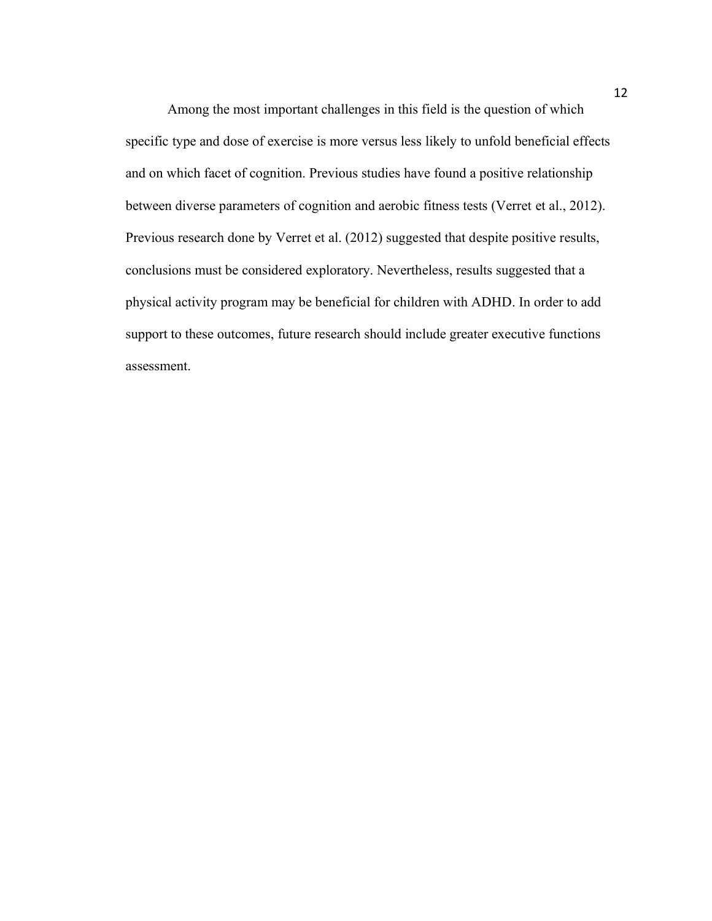Among the most important challenges in this field is the question of which specific type and dose of exercise is more versus less likely to unfold beneficial effects and on which facet of cognition. Previous studies have found a positive relationship between diverse parameters of cognition and aerobic fitness tests (Verret et al., 2012). Previous research done by Verret et al. (2012) suggested that despite positive results, conclusions must be considered exploratory. Nevertheless, results suggested that a physical activity program may be beneficial for children with ADHD. In order to add support to these outcomes, future research should include greater executive functions assessment.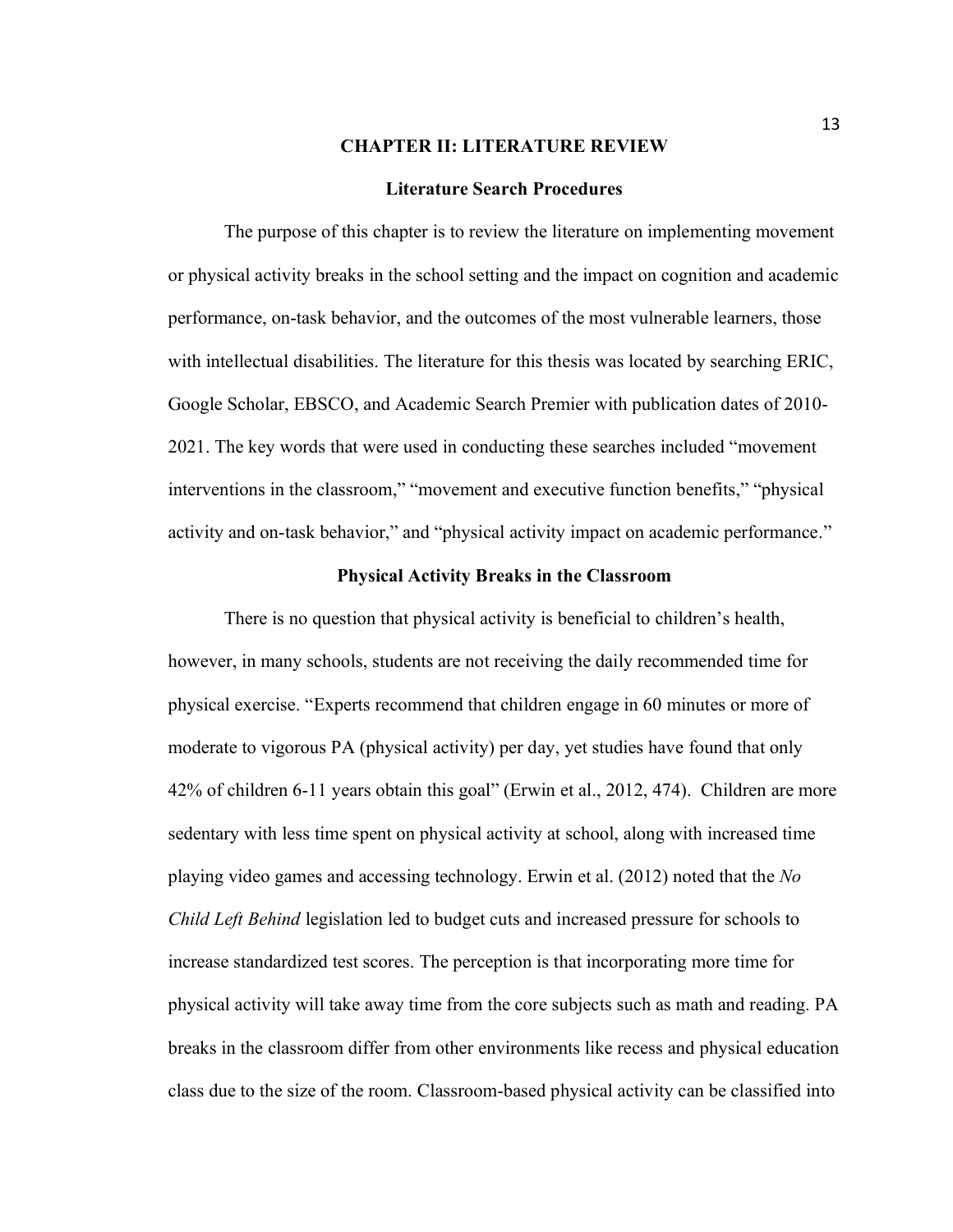# CHAPTER II: LITERATURE REVIEW

## Literature Search Procedures

The purpose of this chapter is to review the literature on implementing movement or physical activity breaks in the school setting and the impact on cognition and academic performance, on-task behavior, and the outcomes of the most vulnerable learners, those with intellectual disabilities. The literature for this thesis was located by searching ERIC, Google Scholar, EBSCO, and Academic Search Premier with publication dates of 2010-2021. The key words that were used in conducting these searches included "movement interventions in the classroom," "movement and executive function benefits," "physical activity and on-task behavior," and "physical activity impact on academic performance."

## Physical Activity Breaks in the Classroom

There is no question that physical activity is beneficial to children's health, however, in many schools, students are not receiving the daily recommended time for physical exercise. "Experts recommend that children engage in 60 minutes or more of moderate to vigorous PA (physical activity) per day, yet studies have found that only 42% of children 6-11 years obtain this goal" (Erwin et al., 2012, 474). Children are more sedentary with less time spent on physical activity at school, along with increased time playing video games and accessing technology. Erwin et al. (2012) noted that the *No Child Left Behind* legislation led to budget cuts and increased pressure for schools to increase standardized test scores. The perception is that incorporating more time for physical activity will take away time from the core subjects such as math and reading. PA breaks in the classroom differ from other environments like recess and physical education class due to the size of the room. Classroom-based physical activity can be classified into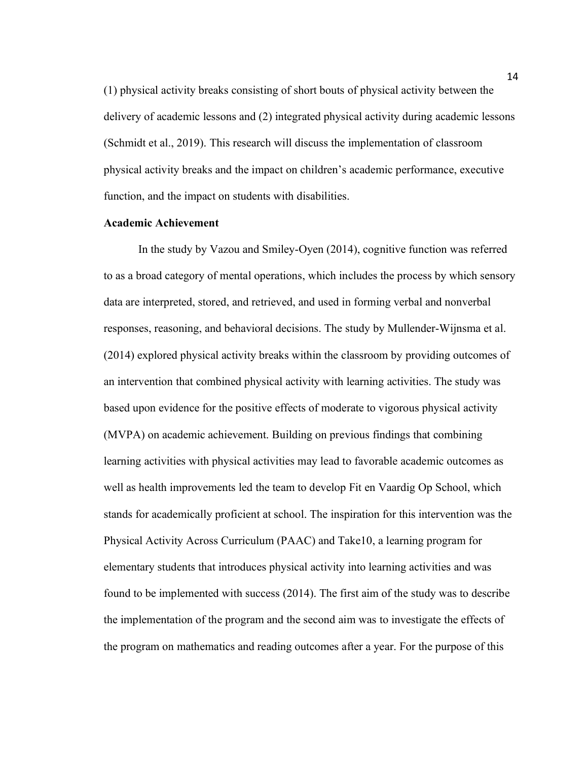(1) physical activity breaks consisting of short bouts of physical activity between the delivery of academic lessons and (2) integrated physical activity during academic lessons (Schmidt et al., 2019). This research will discuss the implementation of classroom physical activity breaks and the impact on children's academic performance, executive function, and the impact on students with disabilities.

**Academic Achievement**

In the study by Vazou and Smiley-Oyen (2014), cognitive function was referred to as a broad category of mental operations, which includes the process by which sensory data are interpreted, stored, and retrieved, and used in forming verbal and nonverbal responses, reasoning, and behavioral decisions. The study by Mullender-Wijnsma et al. (2014) explored physical activity breaks within the classroom by providing outcomes of an intervention that combined physical activity with learning activities. The study was based upon evidence for the positive effects of moderate to vigorous physical activity (MVPA) on academic achievement. Building on previous findings that combining learning activities with physical activities may lead to favorable academic outcomes as well as health improvements led the team to develop Fit en Vaardig Op School, which stands for academically proficient at school. The inspiration for this intervention was the Physical Activity Across Curriculum (PAAC) and Take10, a learning program for elementary students that introduces physical activity into learning activities and was found to be implemented with success (2014). The first aim of the study was to describe the implementation of the program and the second aim was to investigate the effects of the program on mathematics and reading outcomes after a year. For the purpose of this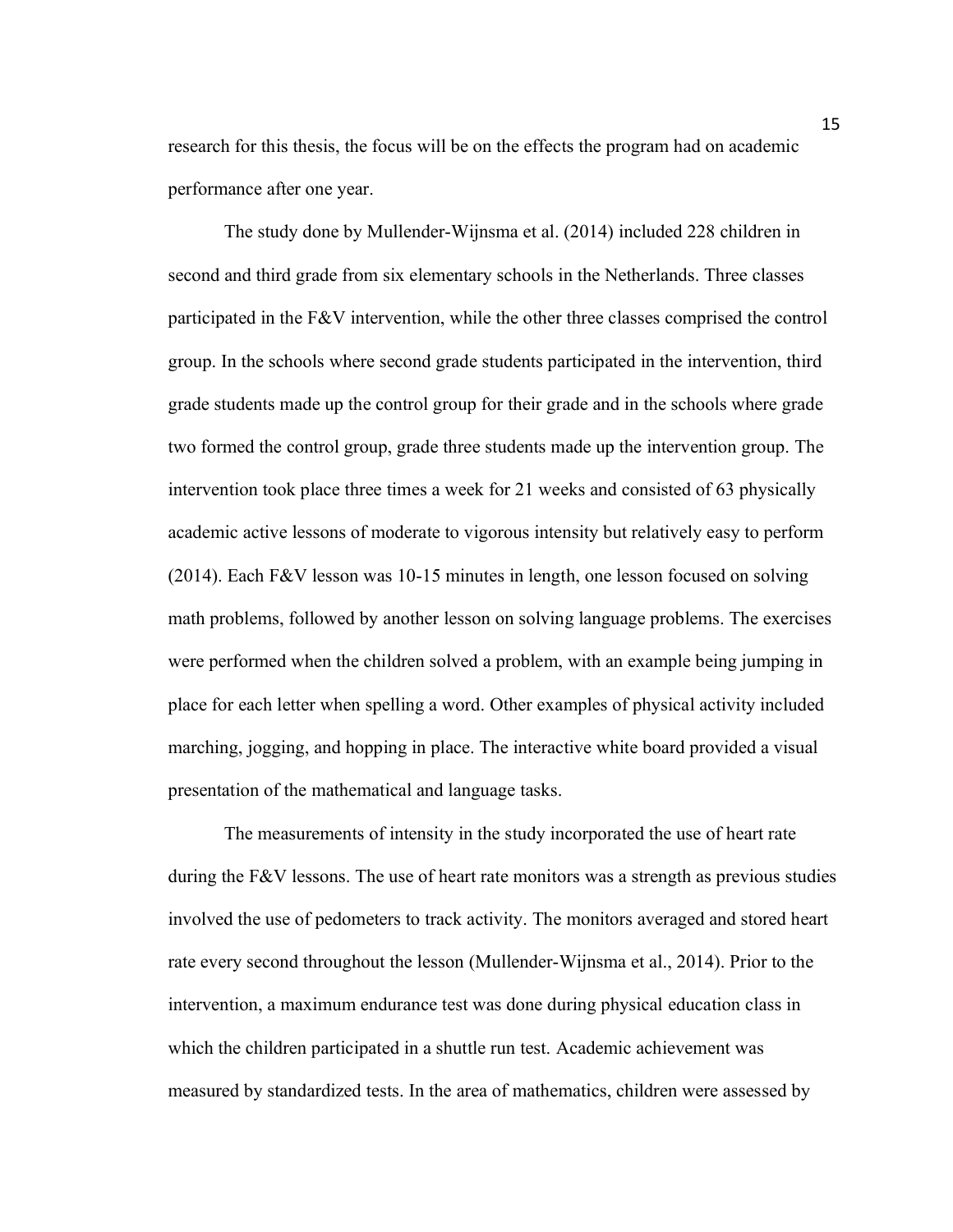research for this thesis, the focus will be on the effects the program had on academic performance after one year.

The study done by Mullender-Wijnsma et al. (2014) included 228 children in second and third grade from six elementary schools in the Netherlands. Three classes participated in the F&V intervention, while the other three classes comprised the control group. In the schools where second grade students participated in the intervention, third grade students made up the control group for their grade and in the schools where grade two formed the control group, grade three students made up the intervention group. The intervention took place three times a week for 21 weeks and consisted of 63 physically academic active lessons of moderate to vigorous intensity but relatively easy to perform (2014). Each F&V lesson was 10-15 minutes in length, one lesson focused on solving math problems, followed by another lesson on solving language problems. The exercises were performed when the children solved a problem, with an example being jumping in place for each letter when spelling a word. Other examples of physical activity included marching, jogging, and hopping in place. The interactive white board provided a visual presentation of the mathematical and language tasks.

The measurements of intensity in the study incorporated the use of heart rate during the F&V lessons. The use of heart rate monitors was a strength as previous studies involved the use of pedometers to track activity. The monitors averaged and stored heart rate every second throughout the lesson (Mullender-Wijnsma et al., 2014). Prior to the intervention, a maximum endurance test was done during physical education class in which the children participated in a shuttle run test. Academic achievement was measured by standardized tests. In the area of mathematics, children were assessed by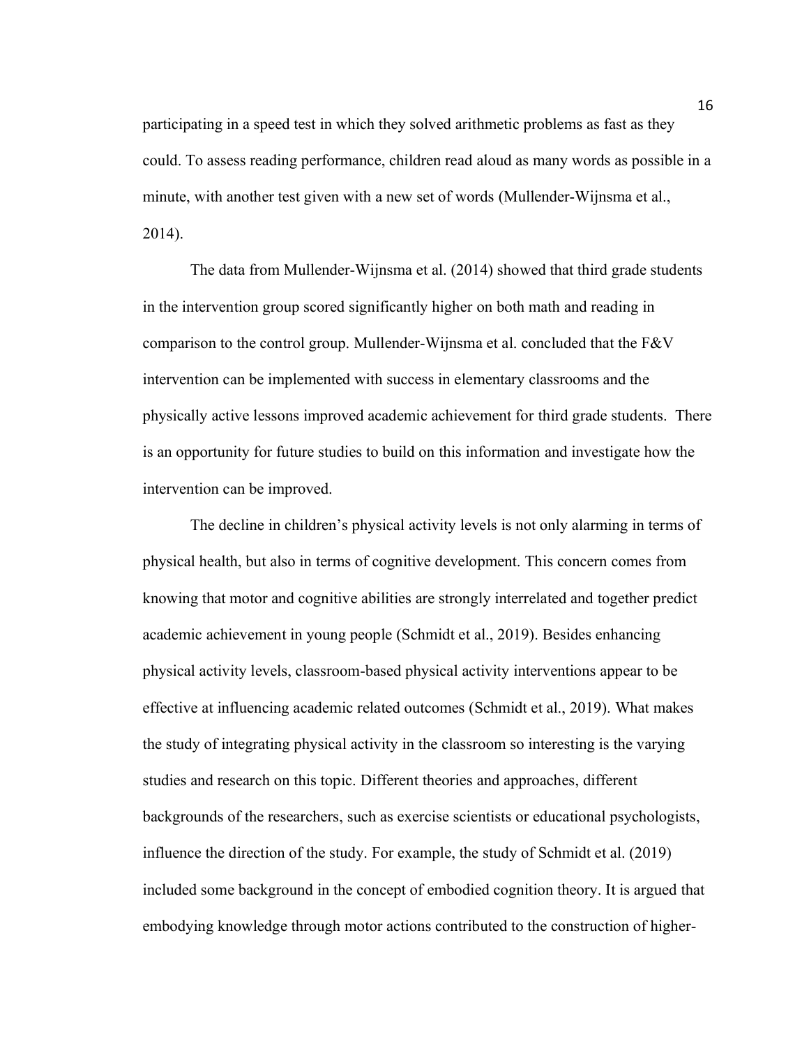participating in a speed test in which they solved arithmetic problems as fast as they could. To assess reading performance, children read aloud as many words as possible in a minute, with another test given with a new set of words (Mullender-Wijnsma et al., 2014).

The data from Mullender-Wijnsma et al. (2014) showed that third grade students in the intervention group scored significantly higher on both math and reading in comparison to the control group. Mullender-Wijnsma et al. concluded that the F&V intervention can be implemented with success in elementary classrooms and the physically active lessons improved academic achievement for third grade students. There is an opportunity for future studies to build on this information and investigate how the intervention can be improved.

The decline in children's physical activity levels is not only alarming in terms of physical health, but also in terms of cognitive development. This concern comes from knowing that motor and cognitive abilities are strongly interrelated and together predict academic achievement in young people (Schmidt et al., 2019). Besides enhancing physical activity levels, classroom-based physical activity interventions appear to be effective at influencing academic related outcomes (Schmidt et al., 2019). What makes the study of integrating physical activity in the classroom so interesting is the varying studies and research on this topic. Different theories and approaches, different backgrounds of the researchers, such as exercise scientists or educational psychologists, influence the direction of the study. For example, the study of Schmidt et al. (2019) included some background in the concept of embodied cognition theory. It is argued that embodying knowledge through motor actions contributed to the construction of higher-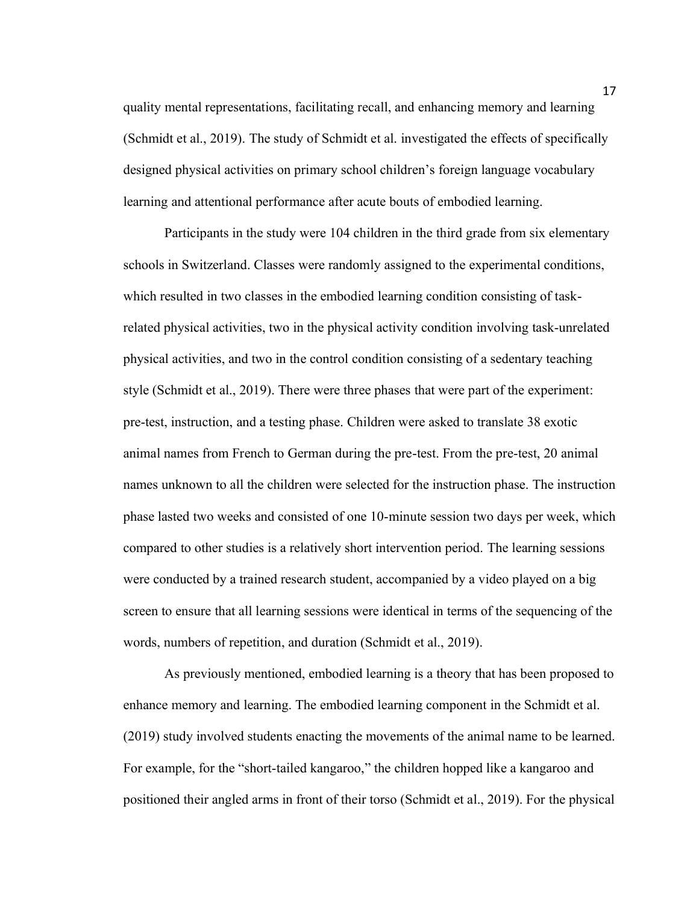quality mental representations, facilitating recall, and enhancing memory and learning (Schmidt et al., 2019). The study of Schmidt et al. investigated the effects of specifically designed physical activities on primary school children's foreign language vocabulary learning and attentional performance after acute bouts of embodied learning.

Participants in the study were 104 children in the third grade from six elementary schools in Switzerland. Classes were randomly assigned to the experimental conditions, which resulted in two classes in the embodied learning condition consisting of task-related physical activities, two in the physical activity condition involving task-unrelated physical activities, and two in the control condition consisting of a sedentary teaching style (Schmidt et al., 2019). There were three phases that were part of the experiment: pre-test, instruction, and a testing phase. Children were asked to translate 38 exotic animal names from French to German during the pre-test. From the pre-test, 20 animal names unknown to all the children were selected for the instruction phase. The instruction phase lasted two weeks and consisted of one 10-minute session two days per week, which compared to other studies is a relatively short intervention period. The learning sessions were conducted by a trained research student, accompanied by a video played on a big screen to ensure that all learning sessions were identical in terms of the sequencing of the words, numbers of repetition, and duration (Schmidt et al., 2019).

As previously mentioned, embodied learning is a theory that has been proposed to enhance memory and learning. The embodied learning component in the Schmidt et al. (2019) study involved students enacting the movements of the animal name to be learned. For example, for the "short-tailed kangaroo," the children hopped like a kangaroo and positioned their angled arms in front of their torso (Schmidt et al., 2019). For the physical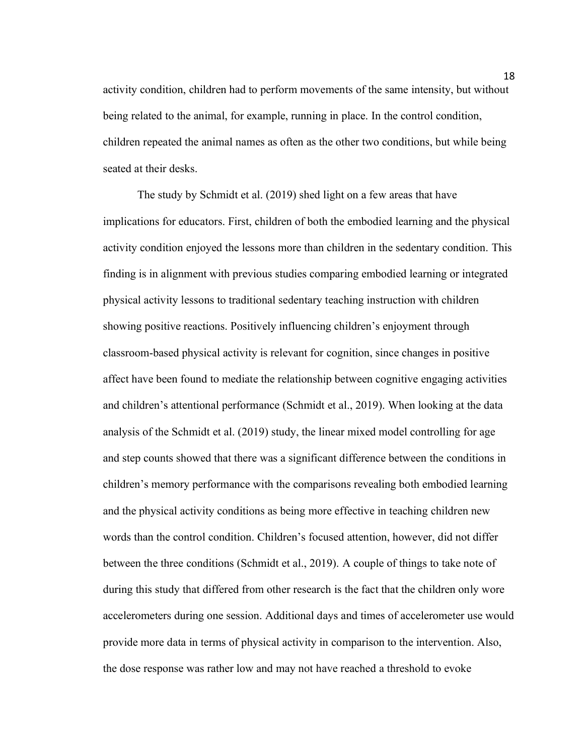activity condition, children had to perform movements of the same intensity, but without being related to the animal, for example, running in place. In the control condition, children repeated the animal names as often as the other two conditions, but while being seated at their desks.

The study by Schmidt et al. (2019) shed light on a few areas that have implications for educators. First, children of both the embodied learning and the physical activity condition enjoyed the lessons more than children in the sedentary condition. This finding is in alignment with previous studies comparing embodied learning or integrated physical activity lessons to traditional sedentary teaching instruction with children showing positive reactions. Positively influencing children's enjoyment through classroom-based physical activity is relevant for cognition, since changes in positive affect have been found to mediate the relationship between cognitive engaging activities and children's attentional performance (Schmidt et al., 2019). When looking at the data analysis of the Schmidt et al. (2019) study, the linear mixed model controlling for age and step counts showed that there was a significant difference between the conditions in children's memory performance with the comparisons revealing both embodied learning and the physical activity conditions as being more effective in teaching children new words than the control condition. Children's focused attention, however, did not differ between the three conditions (Schmidt et al., 2019). A couple of things to take note of during this study that differed from other research is the fact that the children only wore accelerometers during one session. Additional days and times of accelerometer use would provide more data in terms of physical activity in comparison to the intervention. Also, the dose response was rather low and may not have reached a threshold to evoke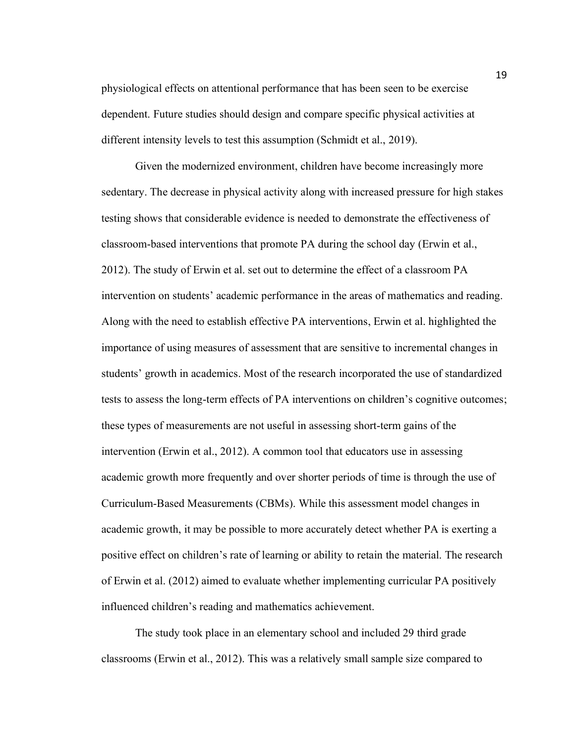physiological effects on attentional performance that has been seen to be exercise dependent. Future studies should design and compare specific physical activities at different intensity levels to test this assumption (Schmidt et al., 2019).

Given the modernized environment, children have become increasingly more sedentary. The decrease in physical activity along with increased pressure for high stakes testing shows that considerable evidence is needed to demonstrate the effectiveness of classroom-based interventions that promote PA during the school day (Erwin et al., 2012). The study of Erwin et al. set out to determine the effect of a classroom PA intervention on students' academic performance in the areas of mathematics and reading. Along with the need to establish effective PA interventions, Erwin et al. highlighted the importance of using measures of assessment that are sensitive to incremental changes in students' growth in academics. Most of the research incorporated the use of standardized tests to assess the long-term effects of PA interventions on children's cognitive outcomes; these types of measurements are not useful in assessing short-term gains of the intervention (Erwin et al., 2012). A common tool that educators use in assessing academic growth more frequently and over shorter periods of time is through the use of Curriculum-Based Measurements (CBMs). While this assessment model changes in academic growth, it may be possible to more accurately detect whether PA is exerting a positive effect on children's rate of learning or ability to retain the material. The research of Erwin et al. (2012) aimed to evaluate whether implementing curricular PA positively influenced children's reading and mathematics achievement.

The study took place in an elementary school and included 29 third grade classrooms (Erwin et al., 2012). This was a relatively small sample size compared to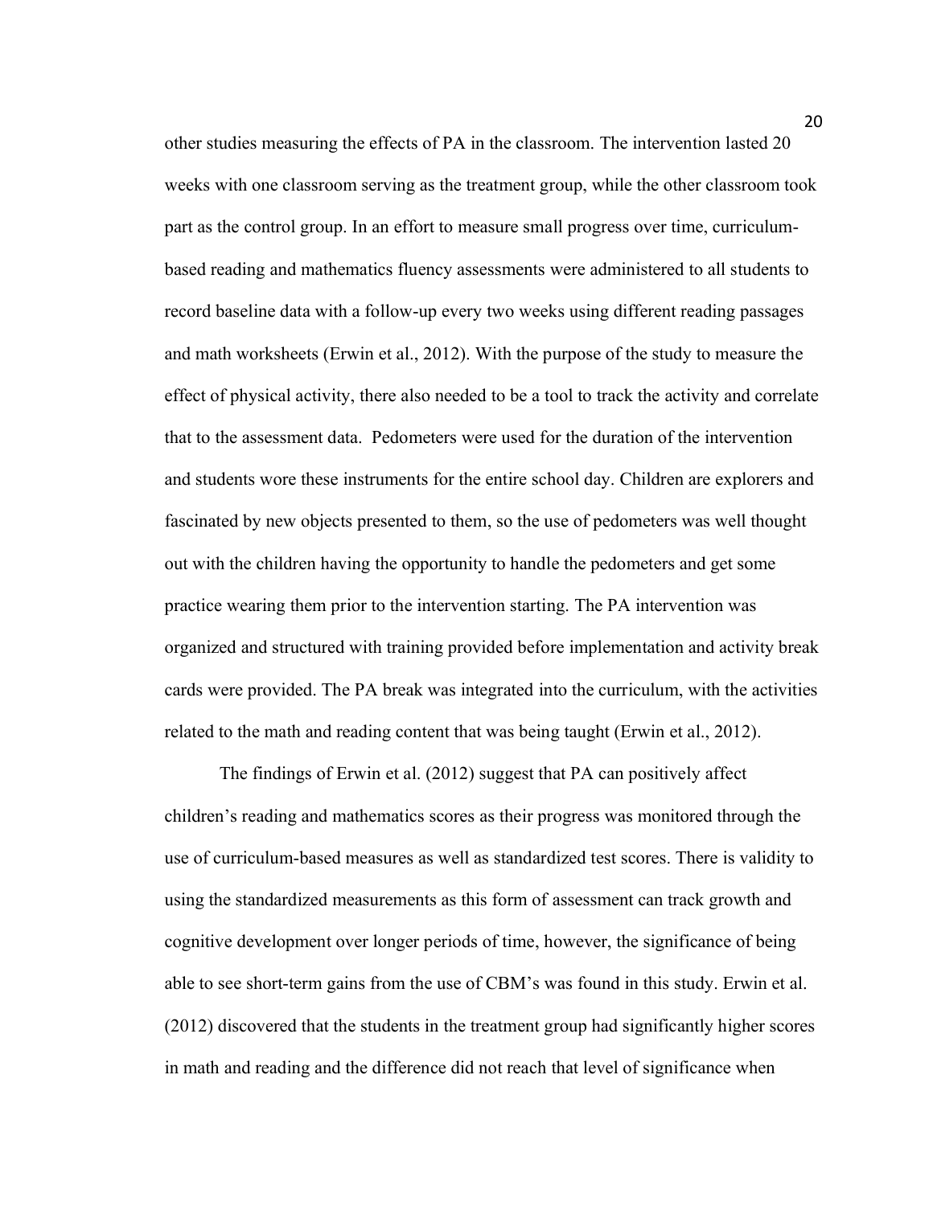other studies measuring the effects of PA in the classroom. The intervention lasted 20 weeks with one classroom serving as the treatment group, while the other classroom took part as the control group. In an effort to measure small progress over time, curriculum-based reading and mathematics fluency assessments were administered to all students to record baseline data with a follow-up every two weeks using different reading passages and math worksheets (Erwin et al., 2012). With the purpose of the study to measure the effect of physical activity, there also needed to be a tool to track the activity and correlate that to the assessment data. Pedometers were used for the duration of the intervention and students wore these instruments for the entire school day. Children are explorers and fascinated by new objects presented to them, so the use of pedometers was well thought out with the children having the opportunity to handle the pedometers and get some practice wearing them prior to the intervention starting. The PA intervention was organized and structured with training provided before implementation and activity break cards were provided. The PA break was integrated into the curriculum, with the activities related to the math and reading content that was being taught (Erwin et al., 2012).

The findings of Erwin et al. (2012) suggest that PA can positively affect children's reading and mathematics scores as their progress was monitored through the use of curriculum-based measures as well as standardized test scores. There is validity to using the standardized measurements as this form of assessment can track growth and cognitive development over longer periods of time, however, the significance of being able to see short-term gains from the use of CBM's was found in this study. Erwin et al. (2012) discovered that the students in the treatment group had significantly higher scores in math and reading and the difference did not reach that level of significance when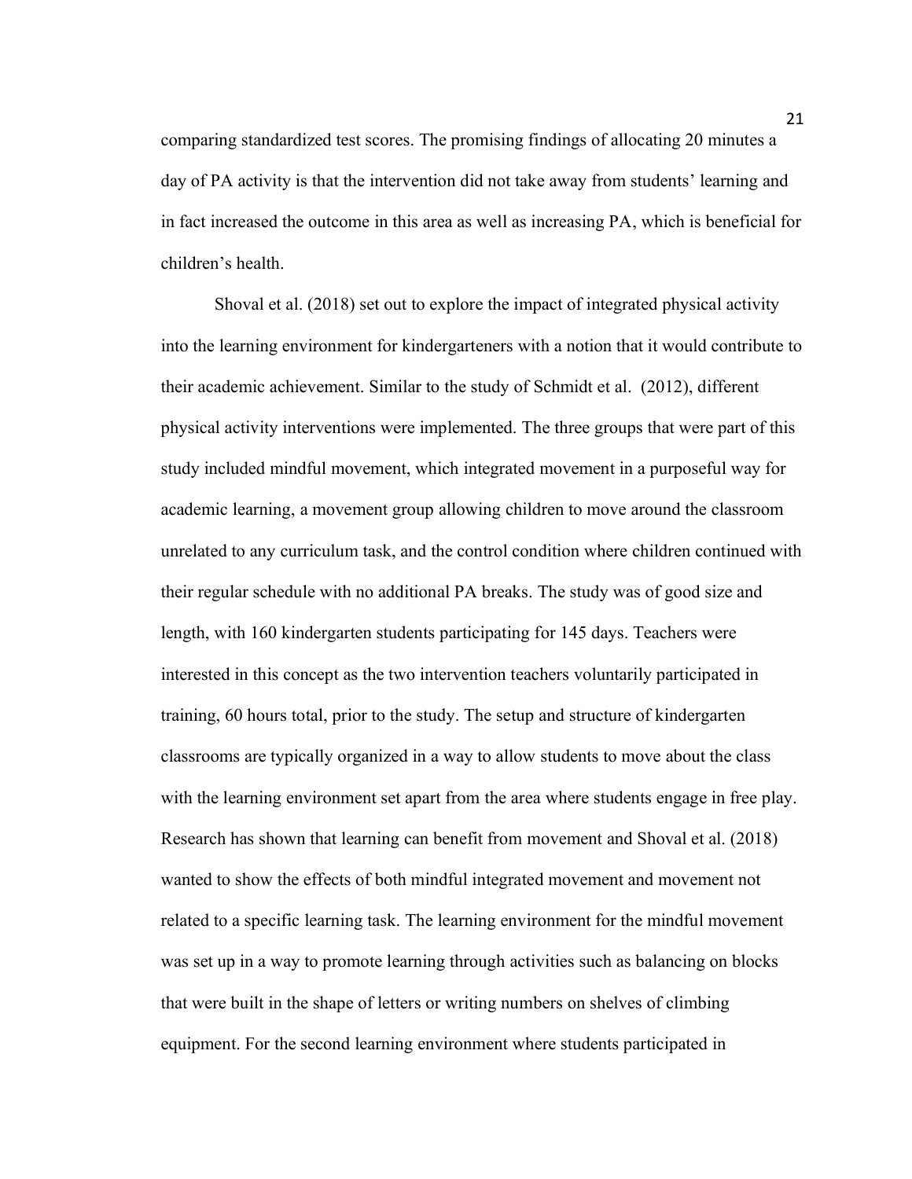comparing standardized test scores. The promising findings of allocating 20 minutes a day of PA activity is that the intervention did not take away from students' learning and in fact increased the outcome in this area as well as increasing PA, which is beneficial for children's health.

Shoval et al. (2018) set out to explore the impact of integrated physical activity into the learning environment for kindergarteners with a notion that it would contribute to their academic achievement. Similar to the study of Schmidt et al. (2012), different physical activity interventions were implemented. The three groups that were part of this study included mindful movement, which integrated movement in a purposeful way for academic learning, a movement group allowing children to move around the classroom unrelated to any curriculum task, and the control condition where children continued with their regular schedule with no additional PA breaks. The study was of good size and length, with 160 kindergarten students participating for 145 days. Teachers were interested in this concept as the two intervention teachers voluntarily participated in training, 60 hours total, prior to the study. The setup and structure of kindergarten classrooms are typically organized in a way to allow students to move about the class with the learning environment set apart from the area where students engage in free play. Research has shown that learning can benefit from movement and Shoval et al. (2018) wanted to show the effects of both mindful integrated movement and movement not related to a specific learning task. The learning environment for the mindful movement was set up in a way to promote learning through activities such as balancing on blocks that were built in the shape of letters or writing numbers on shelves of climbing equipment. For the second learning environment where students participated in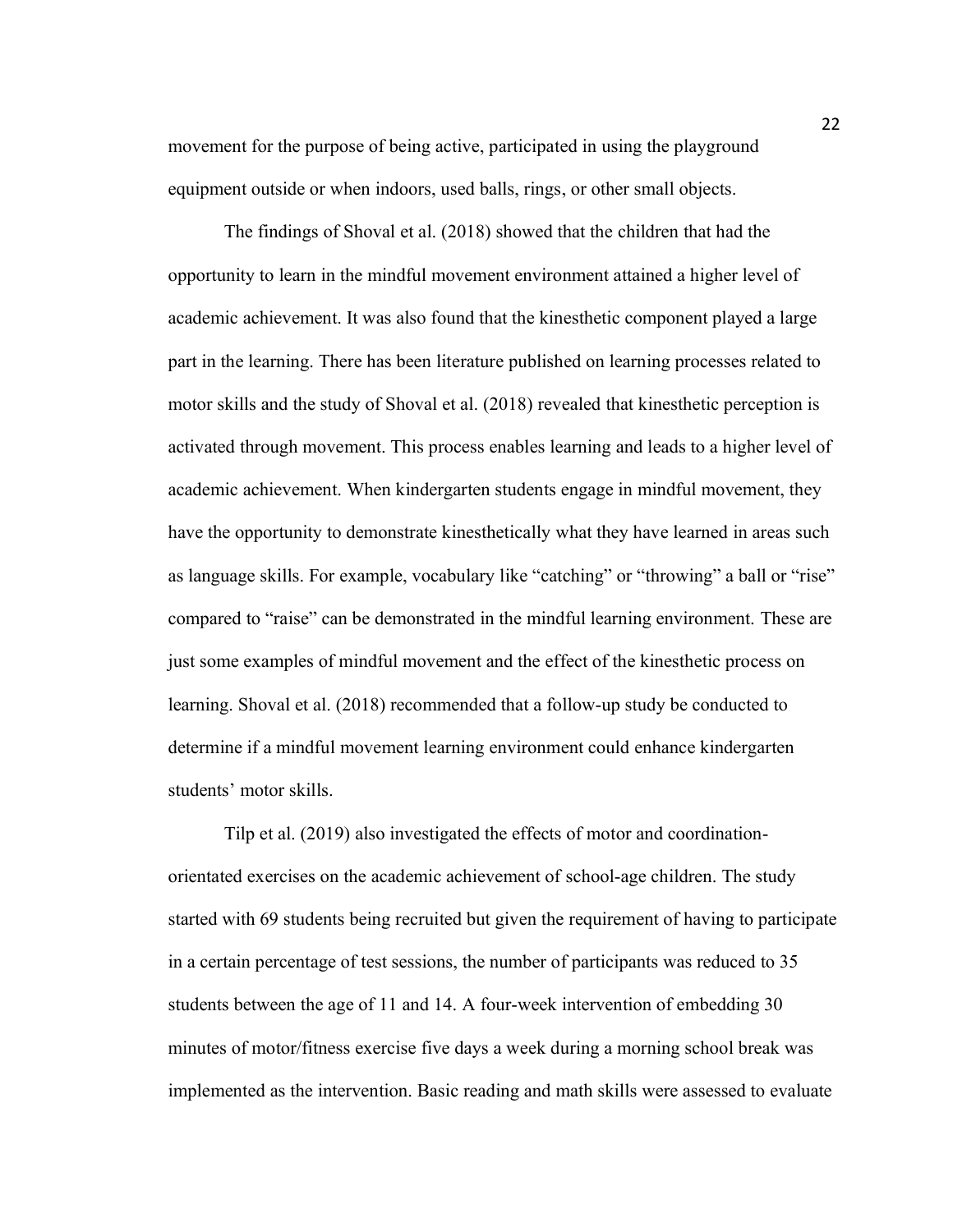movement for the purpose of being active, participated in using the playground equipment outside or when indoors, used balls, rings, or other small objects.

The findings of Shoval et al. (2018) showed that the children that had the opportunity to learn in the mindful movement environment attained a higher level of academic achievement. It was also found that the kinesthetic component played a large part in the learning. There has been literature published on learning processes related to motor skills and the study of Shoval et al. (2018) revealed that kinesthetic perception is activated through movement. This process enables learning and leads to a higher level of academic achievement. When kindergarten students engage in mindful movement, they have the opportunity to demonstrate kinesthetically what they have learned in areas such as language skills. For example, vocabulary like "catching" or "throwing" a ball or "rise" compared to "raise" can be demonstrated in the mindful learning environment. These are just some examples of mindful movement and the effect of the kinesthetic process on learning. Shoval et al. (2018) recommended that a follow-up study be conducted to determine if a mindful movement learning environment could enhance kindergarten students' motor skills.

Tilp et al. (2019) also investigated the effects of motor and coordination-orientated exercises on the academic achievement of school-age children. The study started with 69 students being recruited but given the requirement of having to participate in a certain percentage of test sessions, the number of participants was reduced to 35 students between the age of 11 and 14. A four-week intervention of embedding 30 minutes of motor/fitness exercise five days a week during a morning school break was implemented as the intervention. Basic reading and math skills were assessed to evaluate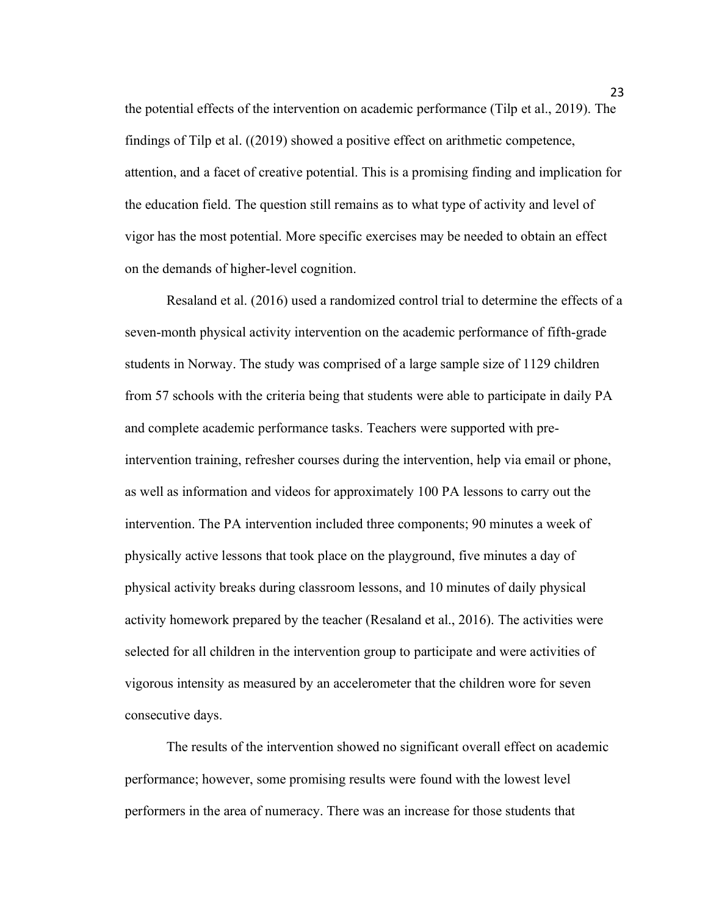the potential effects of the intervention on academic performance (Tilp et al., 2019). The findings of Tilp et al. ((2019) showed a positive effect on arithmetic competence, attention, and a facet of creative potential. This is a promising finding and implication for the education field. The question still remains as to what type of activity and level of vigor has the most potential. More specific exercises may be needed to obtain an effect on the demands of higher-level cognition.

Resaland et al. (2016) used a randomized control trial to determine the effects of a seven-month physical activity intervention on the academic performance of fifth-grade students in Norway. The study was comprised of a large sample size of 1129 children from 57 schools with the criteria being that students were able to participate in daily PA and complete academic performance tasks. Teachers were supported with pre-intervention training, refresher courses during the intervention, help via email or phone, as well as information and videos for approximately 100 PA lessons to carry out the intervention. The PA intervention included three components; 90 minutes a week of physically active lessons that took place on the playground, five minutes a day of physical activity breaks during classroom lessons, and 10 minutes of daily physical activity homework prepared by the teacher (Resaland et al., 2016). The activities were selected for all children in the intervention group to participate and were activities of vigorous intensity as measured by an accelerometer that the children wore for seven consecutive days.

The results of the intervention showed no significant overall effect on academic performance; however, some promising results were found with the lowest level performers in the area of numeracy. There was an increase for those students that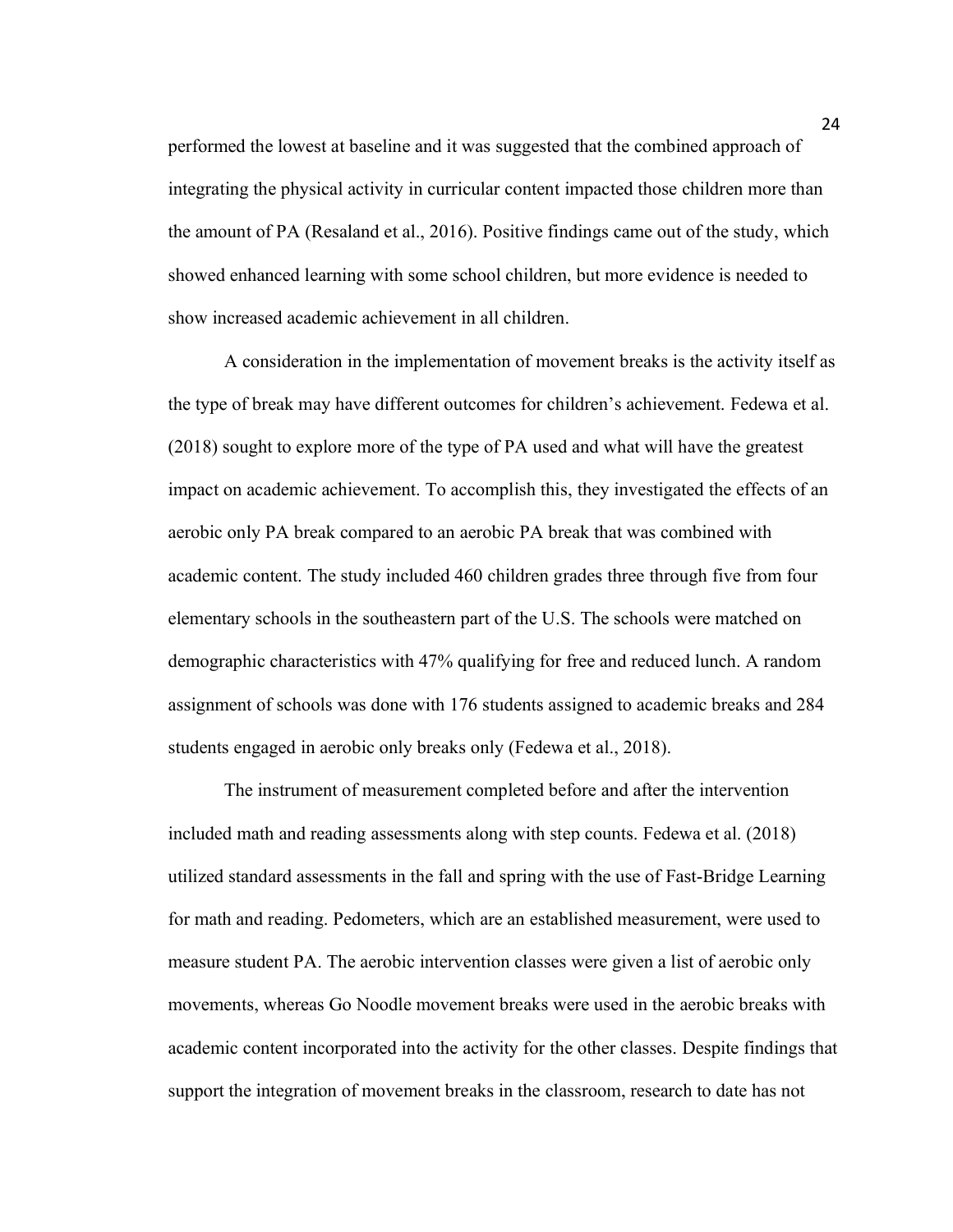performed the lowest at baseline and it was suggested that the combined approach of integrating the physical activity in curricular content impacted those children more than the amount of PA (Resaland et al., 2016). Positive findings came out of the study, which showed enhanced learning with some school children, but more evidence is needed to show increased academic achievement in all children.

A consideration in the implementation of movement breaks is the activity itself as the type of break may have different outcomes for children's achievement. Fedewa et al. (2018) sought to explore more of the type of PA used and what will have the greatest impact on academic achievement. To accomplish this, they investigated the effects of an aerobic only PA break compared to an aerobic PA break that was combined with academic content. The study included 460 children grades three through five from four elementary schools in the southeastern part of the U.S. The schools were matched on demographic characteristics with 47% qualifying for free and reduced lunch. A random assignment of schools was done with 176 students assigned to academic breaks and 284 students engaged in aerobic only breaks only (Fedewa et al., 2018).

The instrument of measurement completed before and after the intervention included math and reading assessments along with step counts. Fedewa et al. (2018) utilized standard assessments in the fall and spring with the use of Fast-Bridge Learning for math and reading. Pedometers, which are an established measurement, were used to measure student PA. The aerobic intervention classes were given a list of aerobic only movements, whereas Go Noodle movement breaks were used in the aerobic breaks with academic content incorporated into the activity for the other classes. Despite findings that support the integration of movement breaks in the classroom, research to date has not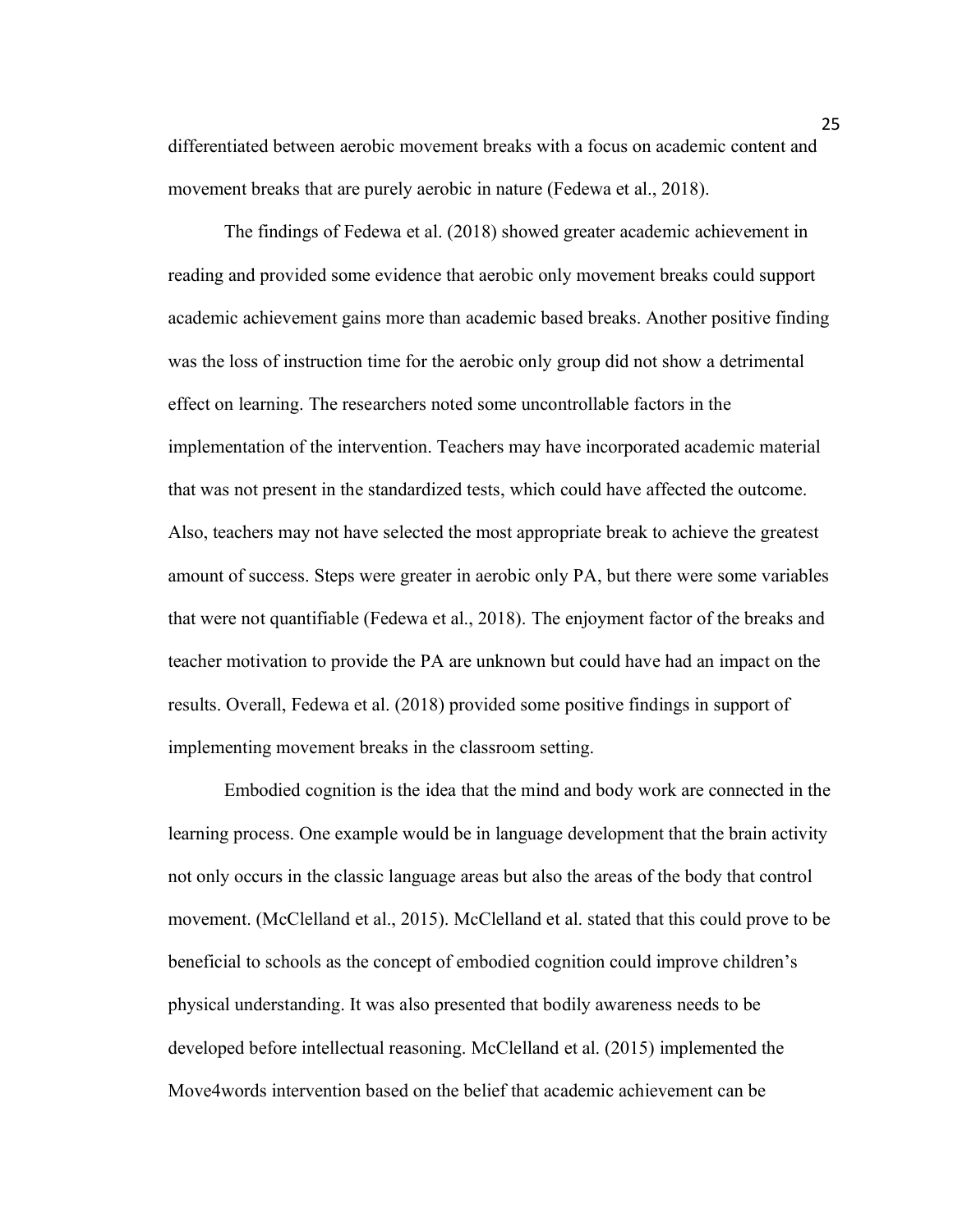differentiated between aerobic movement breaks with a focus on academic content and movement breaks that are purely aerobic in nature (Fedewa et al., 2018).

The findings of Fedewa et al. (2018) showed greater academic achievement in reading and provided some evidence that aerobic only movement breaks could support academic achievement gains more than academic based breaks. Another positive finding was the loss of instruction time for the aerobic only group did not show a detrimental effect on learning. The researchers noted some uncontrollable factors in the implementation of the intervention. Teachers may have incorporated academic material that was not present in the standardized tests, which could have affected the outcome. Also, teachers may not have selected the most appropriate break to achieve the greatest amount of success. Steps were greater in aerobic only PA, but there were some variables that were not quantifiable (Fedewa et al., 2018). The enjoyment factor of the breaks and teacher motivation to provide the PA are unknown but could have had an impact on the results. Overall, Fedewa et al. (2018) provided some positive findings in support of implementing movement breaks in the classroom setting.

Embodied cognition is the idea that the mind and body work are connected in the learning process. One example would be in language development that the brain activity not only occurs in the classic language areas but also the areas of the body that control movement. (McClelland et al., 2015). McClelland et al. stated that this could prove to be beneficial to schools as the concept of embodied cognition could improve children's physical understanding. It was also presented that bodily awareness needs to be developed before intellectual reasoning. McClelland et al. (2015) implemented the Move4words intervention based on the belief that academic achievement can be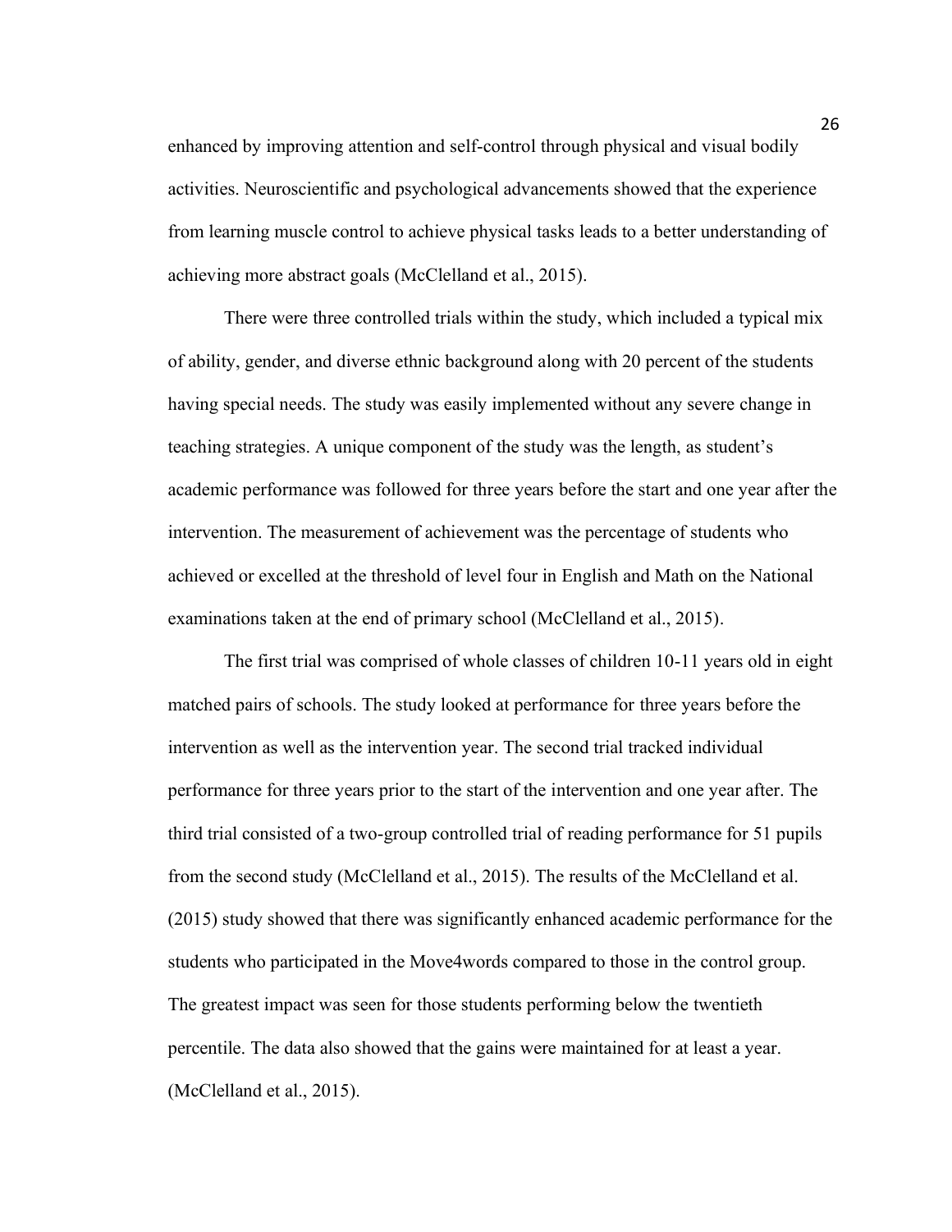enhanced by improving attention and self-control through physical and visual bodily activities. Neuroscientific and psychological advancements showed that the experience from learning muscle control to achieve physical tasks leads to a better understanding of achieving more abstract goals (McClelland et al., 2015).

There were three controlled trials within the study, which included a typical mix of ability, gender, and diverse ethnic background along with 20 percent of the students having special needs. The study was easily implemented without any severe change in teaching strategies. A unique component of the study was the length, as student's academic performance was followed for three years before the start and one year after the intervention. The measurement of achievement was the percentage of students who achieved or excelled at the threshold of level four in English and Math on the National examinations taken at the end of primary school (McClelland et al., 2015).

The first trial was comprised of whole classes of children 10-11 years old in eight matched pairs of schools. The study looked at performance for three years before the intervention as well as the intervention year. The second trial tracked individual performance for three years prior to the start of the intervention and one year after. The third trial consisted of a two-group controlled trial of reading performance for 51 pupils from the second study (McClelland et al., 2015). The results of the McClelland et al. (2015) study showed that there was significantly enhanced academic performance for the students who participated in the Move4words compared to those in the control group. The greatest impact was seen for those students performing below the twentieth percentile. The data also showed that the gains were maintained for at least a year. (McClelland et al., 2015).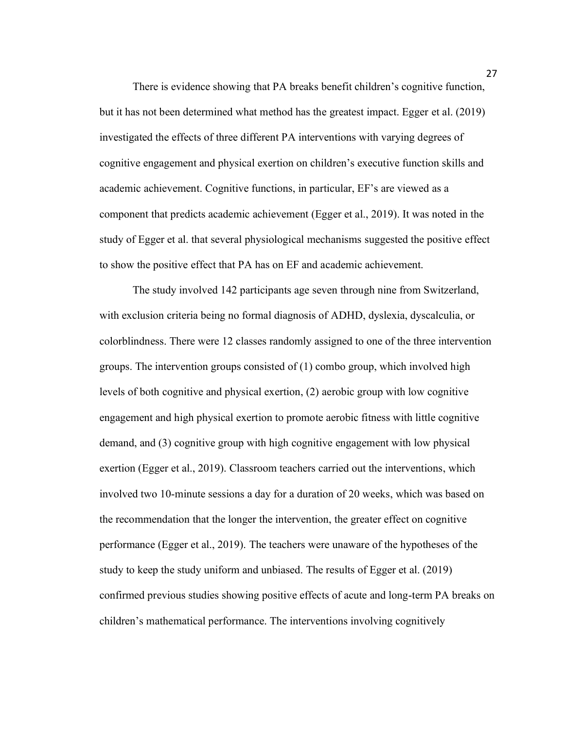There is evidence showing that PA breaks benefit children's cognitive function, but it has not been determined what method has the greatest impact. Egger et al. (2019) investigated the effects of three different PA interventions with varying degrees of cognitive engagement and physical exertion on children's executive function skills and academic achievement. Cognitive functions, in particular, EF's are viewed as a component that predicts academic achievement (Egger et al., 2019). It was noted in the study of Egger et al. that several physiological mechanisms suggested the positive effect to show the positive effect that PA has on EF and academic achievement.

The study involved 142 participants age seven through nine from Switzerland, with exclusion criteria being no formal diagnosis of ADHD, dyslexia, dyscalculia, or colorblindness. There were 12 classes randomly assigned to one of the three intervention groups. The intervention groups consisted of (1) combo group, which involved high levels of both cognitive and physical exertion, (2) aerobic group with low cognitive engagement and high physical exertion to promote aerobic fitness with little cognitive demand, and (3) cognitive group with high cognitive engagement with low physical exertion (Egger et al., 2019). Classroom teachers carried out the interventions, which involved two 10-minute sessions a day for a duration of 20 weeks, which was based on the recommendation that the longer the intervention, the greater effect on cognitive performance (Egger et al., 2019). The teachers were unaware of the hypotheses of the study to keep the study uniform and unbiased. The results of Egger et al. (2019) confirmed previous studies showing positive effects of acute and long-term PA breaks on children's mathematical performance. The interventions involving cognitively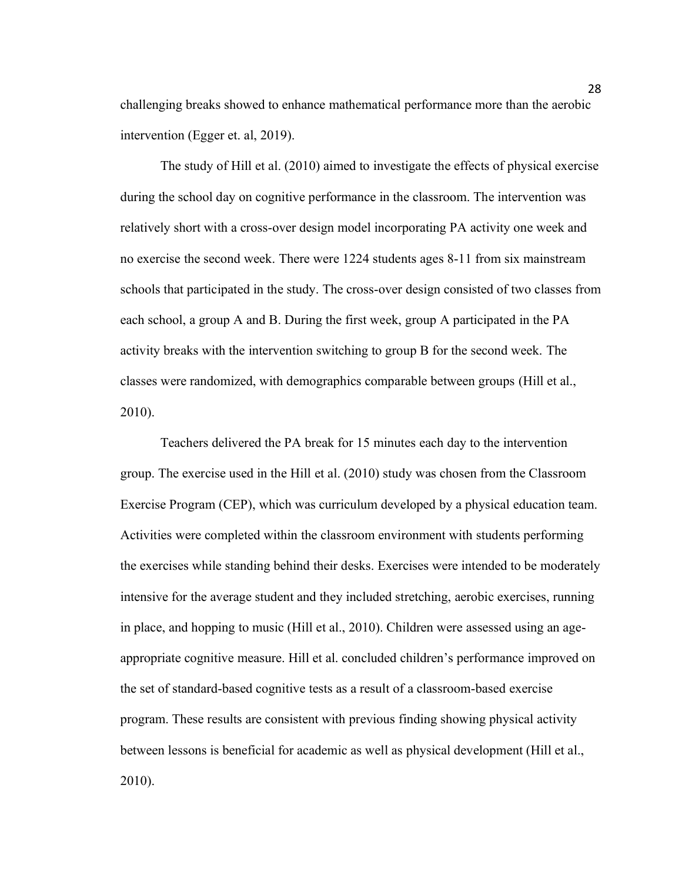challenging breaks showed to enhance mathematical performance more than the aerobic intervention (Egger et. al, 2019).

The study of Hill et al. (2010) aimed to investigate the effects of physical exercise during the school day on cognitive performance in the classroom. The intervention was relatively short with a cross-over design model incorporating PA activity one week and no exercise the second week. There were 1224 students ages 8-11 from six mainstream schools that participated in the study. The cross-over design consisted of two classes from each school, a group A and B. During the first week, group A participated in the PA activity breaks with the intervention switching to group B for the second week. The classes were randomized, with demographics comparable between groups (Hill et al., 2010).

Teachers delivered the PA break for 15 minutes each day to the intervention group. The exercise used in the Hill et al. (2010) study was chosen from the Classroom Exercise Program (CEP), which was curriculum developed by a physical education team. Activities were completed within the classroom environment with students performing the exercises while standing behind their desks. Exercises were intended to be moderately intensive for the average student and they included stretching, aerobic exercises, running in place, and hopping to music (Hill et al., 2010). Children were assessed using an age-appropriate cognitive measure. Hill et al. concluded children's performance improved on the set of standard-based cognitive tests as a result of a classroom-based exercise program. These results are consistent with previous finding showing physical activity between lessons is beneficial for academic as well as physical development (Hill et al., 2010).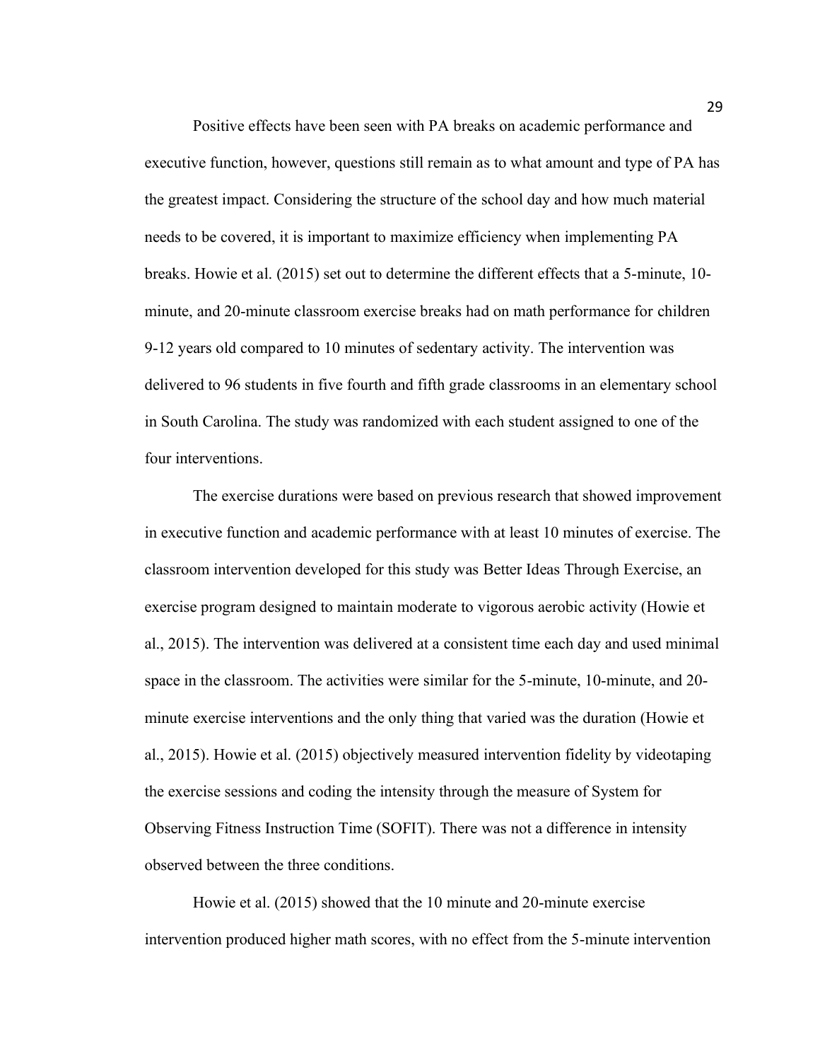Positive effects have been seen with PA breaks on academic performance and executive function, however, questions still remain as to what amount and type of PA has the greatest impact. Considering the structure of the school day and how much material needs to be covered, it is important to maximize efficiency when implementing PA breaks. Howie et al. (2015) set out to determine the different effects that a 5-minute, 10-minute, and 20-minute classroom exercise breaks had on math performance for children 9-12 years old compared to 10 minutes of sedentary activity. The intervention was delivered to 96 students in five fourth and fifth grade classrooms in an elementary school in South Carolina. The study was randomized with each student assigned to one of the four interventions.

The exercise durations were based on previous research that showed improvement in executive function and academic performance with at least 10 minutes of exercise. The classroom intervention developed for this study was Better Ideas Through Exercise, an exercise program designed to maintain moderate to vigorous aerobic activity (Howie et al., 2015). The intervention was delivered at a consistent time each day and used minimal space in the classroom. The activities were similar for the 5-minute, 10-minute, and 20-minute exercise interventions and the only thing that varied was the duration (Howie et al., 2015). Howie et al. (2015) objectively measured intervention fidelity by videotaping the exercise sessions and coding the intensity through the measure of System for Observing Fitness Instruction Time (SOFIT). There was not a difference in intensity observed between the three conditions.

Howie et al. (2015) showed that the 10 minute and 20-minute exercise intervention produced higher math scores, with no effect from the 5-minute intervention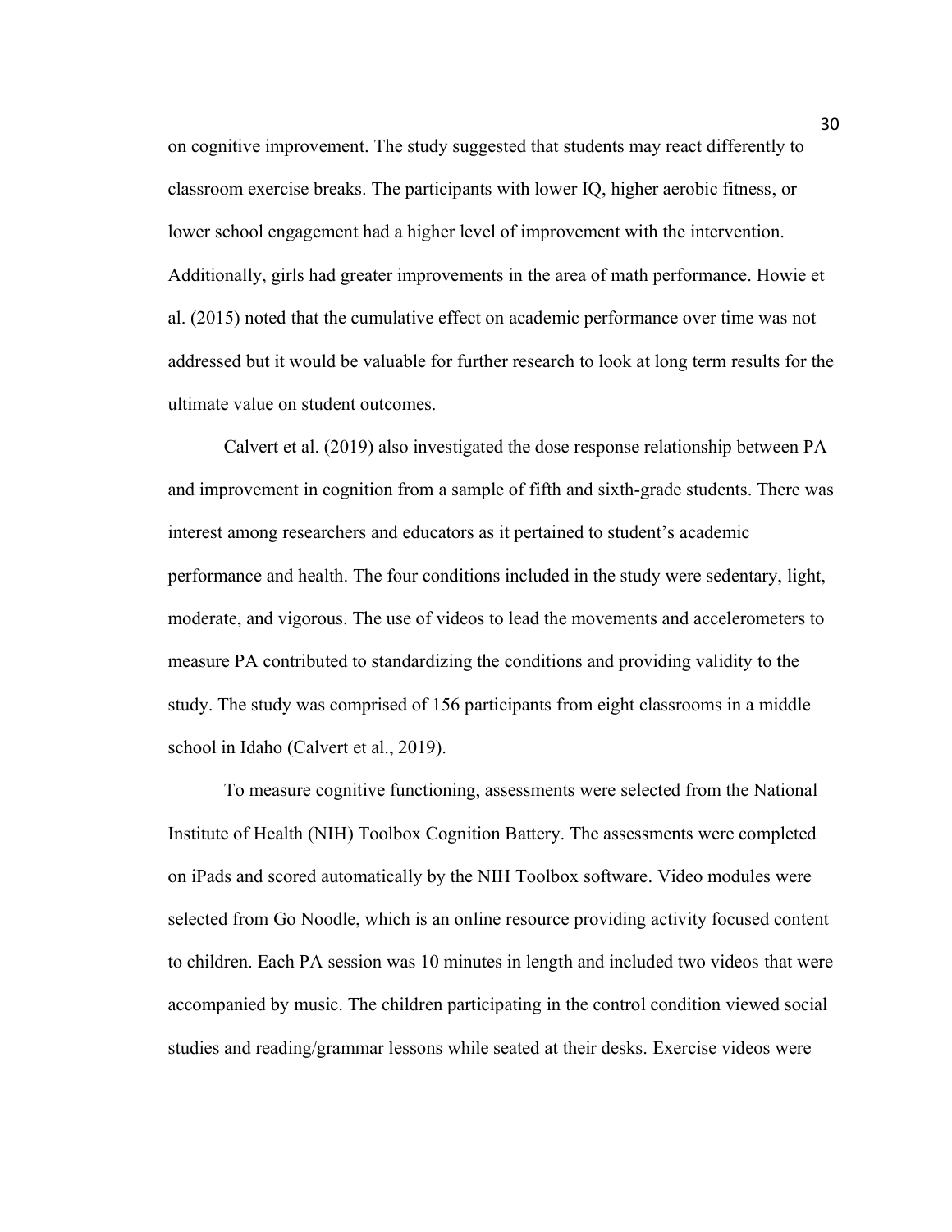on cognitive improvement. The study suggested that students may react differently to classroom exercise breaks. The participants with lower IQ, higher aerobic fitness, or lower school engagement had a higher level of improvement with the intervention. Additionally, girls had greater improvements in the area of math performance. Howie et al. (2015) noted that the cumulative effect on academic performance over time was not addressed but it would be valuable for further research to look at long term results for the ultimate value on student outcomes.

Calvert et al. (2019) also investigated the dose response relationship between PA and improvement in cognition from a sample of fifth and sixth-grade students. There was interest among researchers and educators as it pertained to student's academic performance and health. The four conditions included in the study were sedentary, light, moderate, and vigorous. The use of videos to lead the movements and accelerometers to measure PA contributed to standardizing the conditions and providing validity to the study. The study was comprised of 156 participants from eight classrooms in a middle school in Idaho (Calvert et al., 2019).

To measure cognitive functioning, assessments were selected from the National Institute of Health (NIH) Toolbox Cognition Battery. The assessments were completed on iPads and scored automatically by the NIH Toolbox software. Video modules were selected from Go Noodle, which is an online resource providing activity focused content to children. Each PA session was 10 minutes in length and included two videos that were accompanied by music. The children participating in the control condition viewed social studies and reading/grammar lessons while seated at their desks. Exercise videos were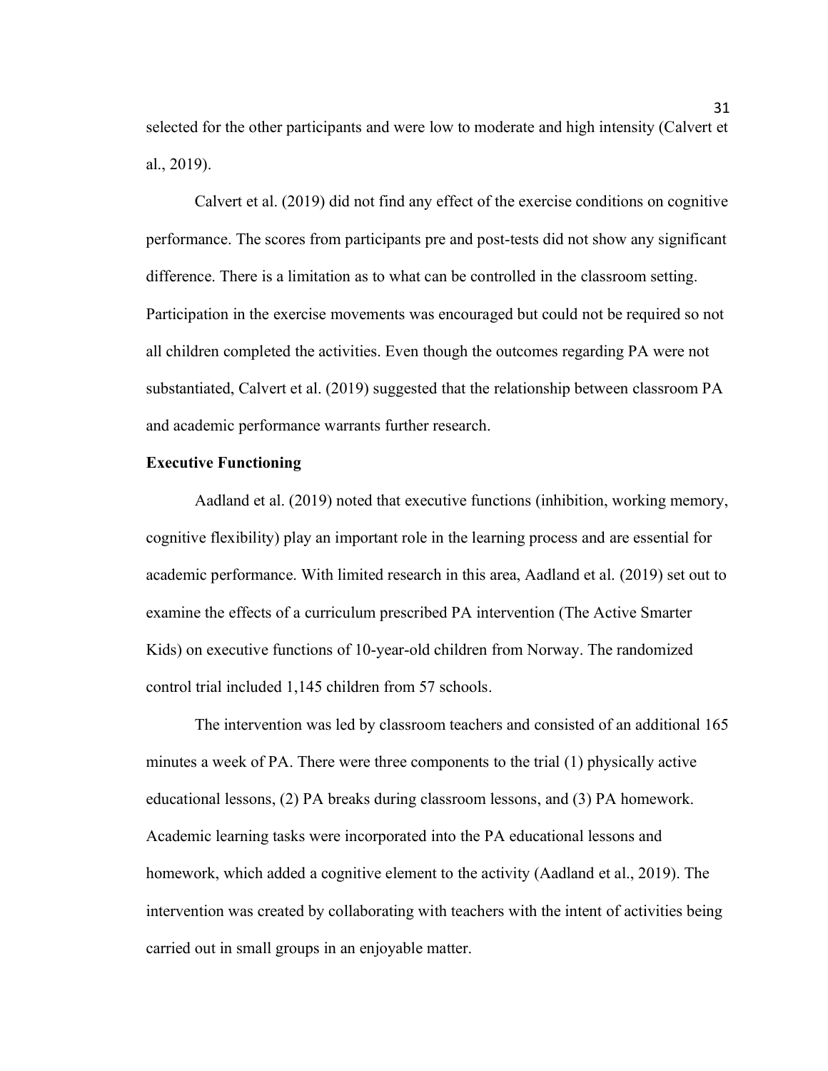selected for the other participants and were low to moderate and high intensity (Calvert et al., 2019).

Calvert et al. (2019) did not find any effect of the exercise conditions on cognitive performance. The scores from participants pre and post-tests did not show any significant difference. There is a limitation as to what can be controlled in the classroom setting. Participation in the exercise movements was encouraged but could not be required so not all children completed the activities. Even though the outcomes regarding PA were not substantiated, Calvert et al. (2019) suggested that the relationship between classroom PA and academic performance warrants further research.

**Executive Functioning**

Aadland et al. (2019) noted that executive functions (inhibition, working memory, cognitive flexibility) play an important role in the learning process and are essential for academic performance. With limited research in this area, Aadland et al. (2019) set out to examine the effects of a curriculum prescribed PA intervention (The Active Smarter Kids) on executive functions of 10-year-old children from Norway. The randomized control trial included 1,145 children from 57 schools.

The intervention was led by classroom teachers and consisted of an additional 165 minutes a week of PA. There were three components to the trial (1) physically active educational lessons, (2) PA breaks during classroom lessons, and (3) PA homework. Academic learning tasks were incorporated into the PA educational lessons and homework, which added a cognitive element to the activity (Aadland et al., 2019). The intervention was created by collaborating with teachers with the intent of activities being carried out in small groups in an enjoyable matter.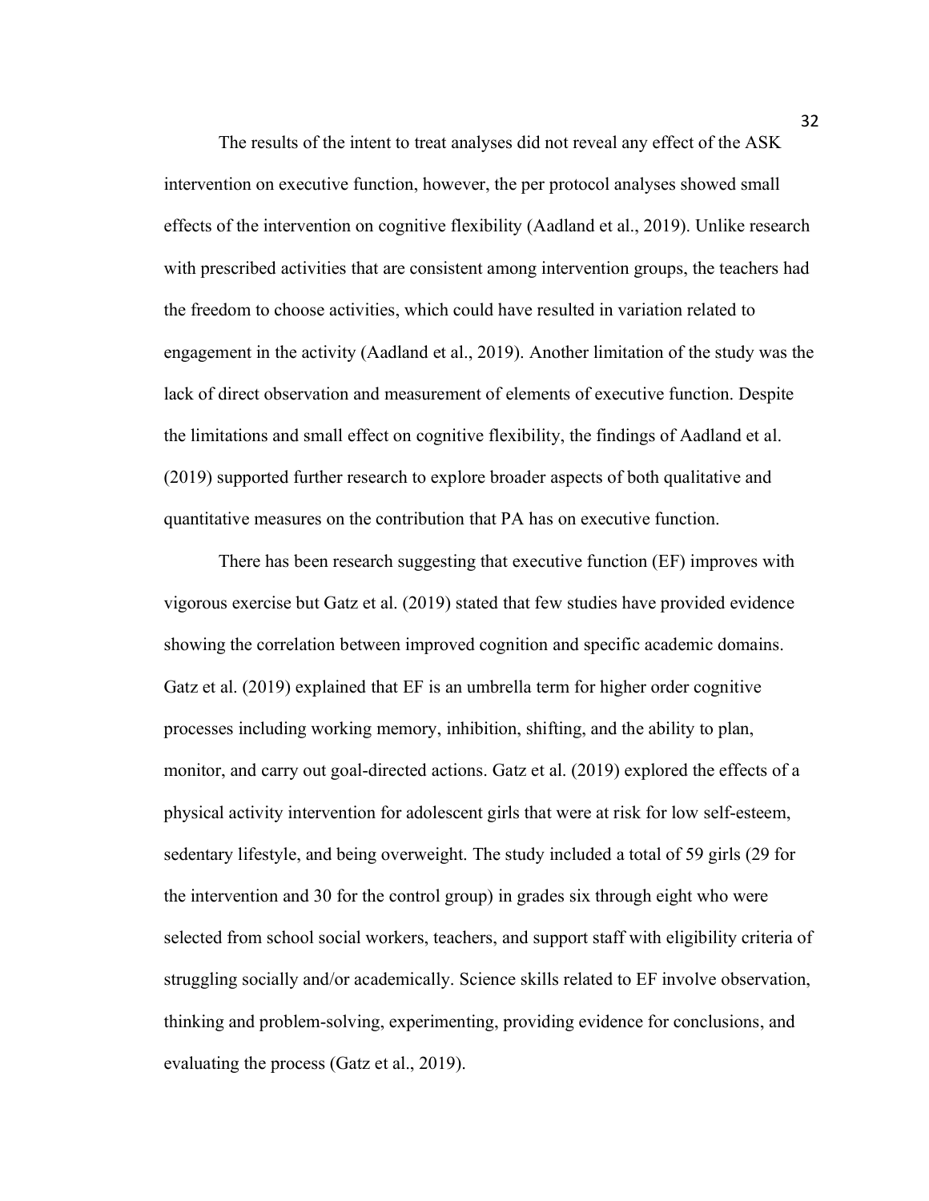The results of the intent to treat analyses did not reveal any effect of the ASK intervention on executive function, however, the per protocol analyses showed small effects of the intervention on cognitive flexibility (Aadland et al., 2019). Unlike research with prescribed activities that are consistent among intervention groups, the teachers had the freedom to choose activities, which could have resulted in variation related to engagement in the activity (Aadland et al., 2019). Another limitation of the study was the lack of direct observation and measurement of elements of executive function. Despite the limitations and small effect on cognitive flexibility, the findings of Aadland et al. (2019) supported further research to explore broader aspects of both qualitative and quantitative measures on the contribution that PA has on executive function.

There has been research suggesting that executive function (EF) improves with vigorous exercise but Gatz et al. (2019) stated that few studies have provided evidence showing the correlation between improved cognition and specific academic domains. Gatz et al. (2019) explained that EF is an umbrella term for higher order cognitive processes including working memory, inhibition, shifting, and the ability to plan, monitor, and carry out goal-directed actions. Gatz et al. (2019) explored the effects of a physical activity intervention for adolescent girls that were at risk for low self-esteem, sedentary lifestyle, and being overweight. The study included a total of 59 girls (29 for the intervention and 30 for the control group) in grades six through eight who were selected from school social workers, teachers, and support staff with eligibility criteria of struggling socially and/or academically. Science skills related to EF involve observation, thinking and problem-solving, experimenting, providing evidence for conclusions, and evaluating the process (Gatz et al., 2019).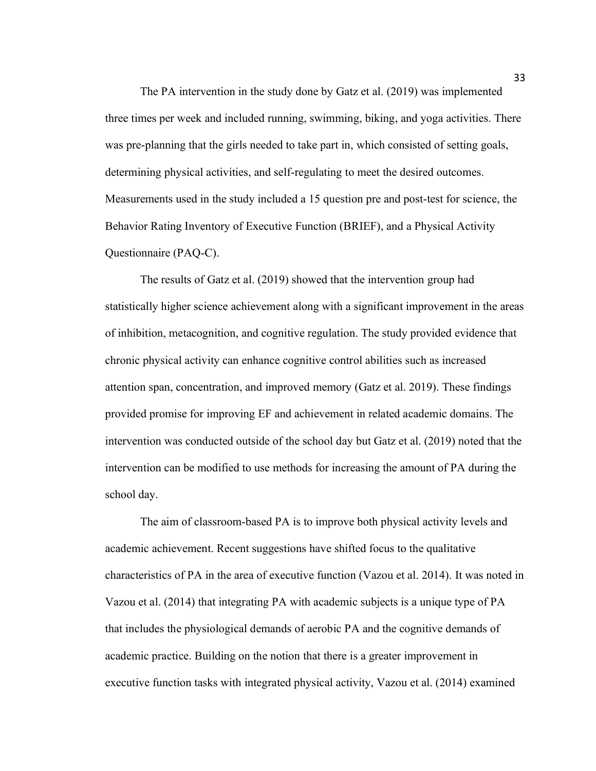The PA intervention in the study done by Gatz et al. (2019) was implemented three times per week and included running, swimming, biking, and yoga activities. There was pre-planning that the girls needed to take part in, which consisted of setting goals, determining physical activities, and self-regulating to meet the desired outcomes. Measurements used in the study included a 15 question pre and post-test for science, the Behavior Rating Inventory of Executive Function (BRIEF), and a Physical Activity Questionnaire (PAQ-C).

The results of Gatz et al. (2019) showed that the intervention group had statistically higher science achievement along with a significant improvement in the areas of inhibition, metacognition, and cognitive regulation. The study provided evidence that chronic physical activity can enhance cognitive control abilities such as increased attention span, concentration, and improved memory (Gatz et al. 2019). These findings provided promise for improving EF and achievement in related academic domains. The intervention was conducted outside of the school day but Gatz et al. (2019) noted that the intervention can be modified to use methods for increasing the amount of PA during the school day.

The aim of classroom-based PA is to improve both physical activity levels and academic achievement. Recent suggestions have shifted focus to the qualitative characteristics of PA in the area of executive function (Vazou et al. 2014). It was noted in Vazou et al. (2014) that integrating PA with academic subjects is a unique type of PA that includes the physiological demands of aerobic PA and the cognitive demands of academic practice. Building on the notion that there is a greater improvement in executive function tasks with integrated physical activity, Vazou et al. (2014) examined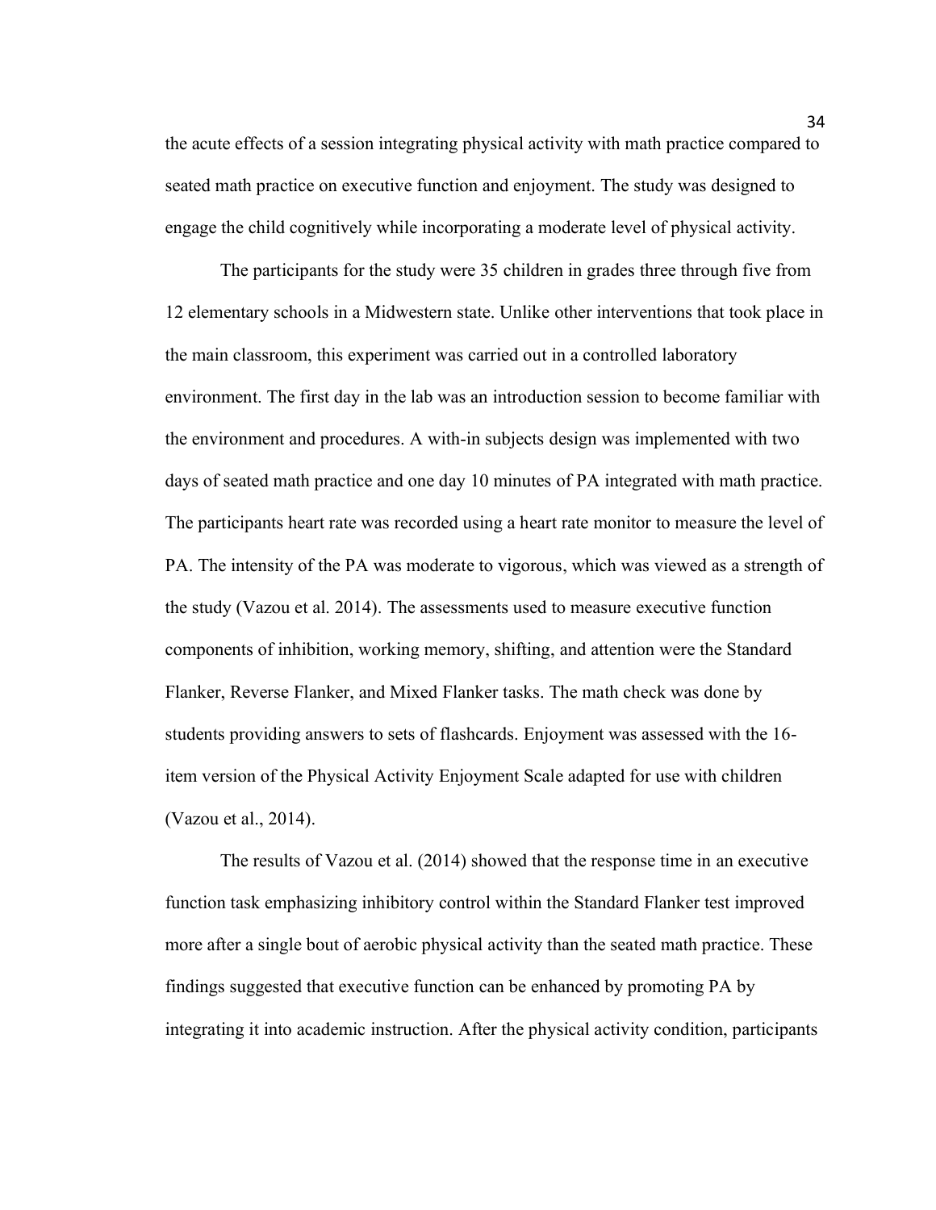the acute effects of a session integrating physical activity with math practice compared to seated math practice on executive function and enjoyment. The study was designed to engage the child cognitively while incorporating a moderate level of physical activity.

The participants for the study were 35 children in grades three through five from 12 elementary schools in a Midwestern state. Unlike other interventions that took place in the main classroom, this experiment was carried out in a controlled laboratory environment. The first day in the lab was an introduction session to become familiar with the environment and procedures. A with-in subjects design was implemented with two days of seated math practice and one day 10 minutes of PA integrated with math practice. The participants heart rate was recorded using a heart rate monitor to measure the level of PA. The intensity of the PA was moderate to vigorous, which was viewed as a strength of the study (Vazou et al. 2014). The assessments used to measure executive function components of inhibition, working memory, shifting, and attention were the Standard Flanker, Reverse Flanker, and Mixed Flanker tasks. The math check was done by students providing answers to sets of flashcards. Enjoyment was assessed with the 16-item version of the Physical Activity Enjoyment Scale adapted for use with children (Vazou et al., 2014).

The results of Vazou et al. (2014) showed that the response time in an executive function task emphasizing inhibitory control within the Standard Flanker test improved more after a single bout of aerobic physical activity than the seated math practice. These findings suggested that executive function can be enhanced by promoting PA by integrating it into academic instruction. After the physical activity condition, participants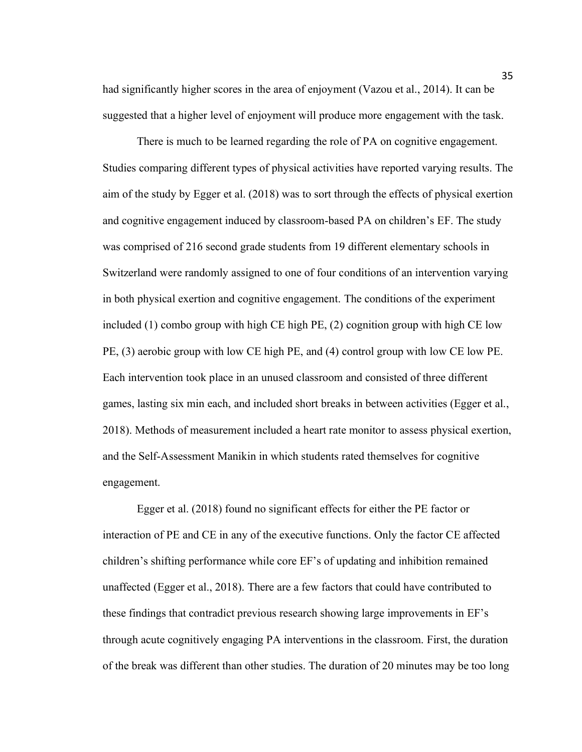had significantly higher scores in the area of enjoyment (Vazou et al., 2014). It can be suggested that a higher level of enjoyment will produce more engagement with the task.

There is much to be learned regarding the role of PA on cognitive engagement. Studies comparing different types of physical activities have reported varying results. The aim of the study by Egger et al. (2018) was to sort through the effects of physical exertion and cognitive engagement induced by classroom-based PA on children's EF. The study was comprised of 216 second grade students from 19 different elementary schools in Switzerland were randomly assigned to one of four conditions of an intervention varying in both physical exertion and cognitive engagement. The conditions of the experiment included (1) combo group with high CE high PE, (2) cognition group with high CE low PE, (3) aerobic group with low CE high PE, and (4) control group with low CE low PE. Each intervention took place in an unused classroom and consisted of three different games, lasting six min each, and included short breaks in between activities (Egger et al., 2018). Methods of measurement included a heart rate monitor to assess physical exertion, and the Self-Assessment Manikin in which students rated themselves for cognitive engagement.

Egger et al. (2018) found no significant effects for either the PE factor or interaction of PE and CE in any of the executive functions. Only the factor CE affected children's shifting performance while core EF's of updating and inhibition remained unaffected (Egger et al., 2018). There are a few factors that could have contributed to these findings that contradict previous research showing large improvements in EF's through acute cognitively engaging PA interventions in the classroom. First, the duration of the break was different than other studies. The duration of 20 minutes may be too long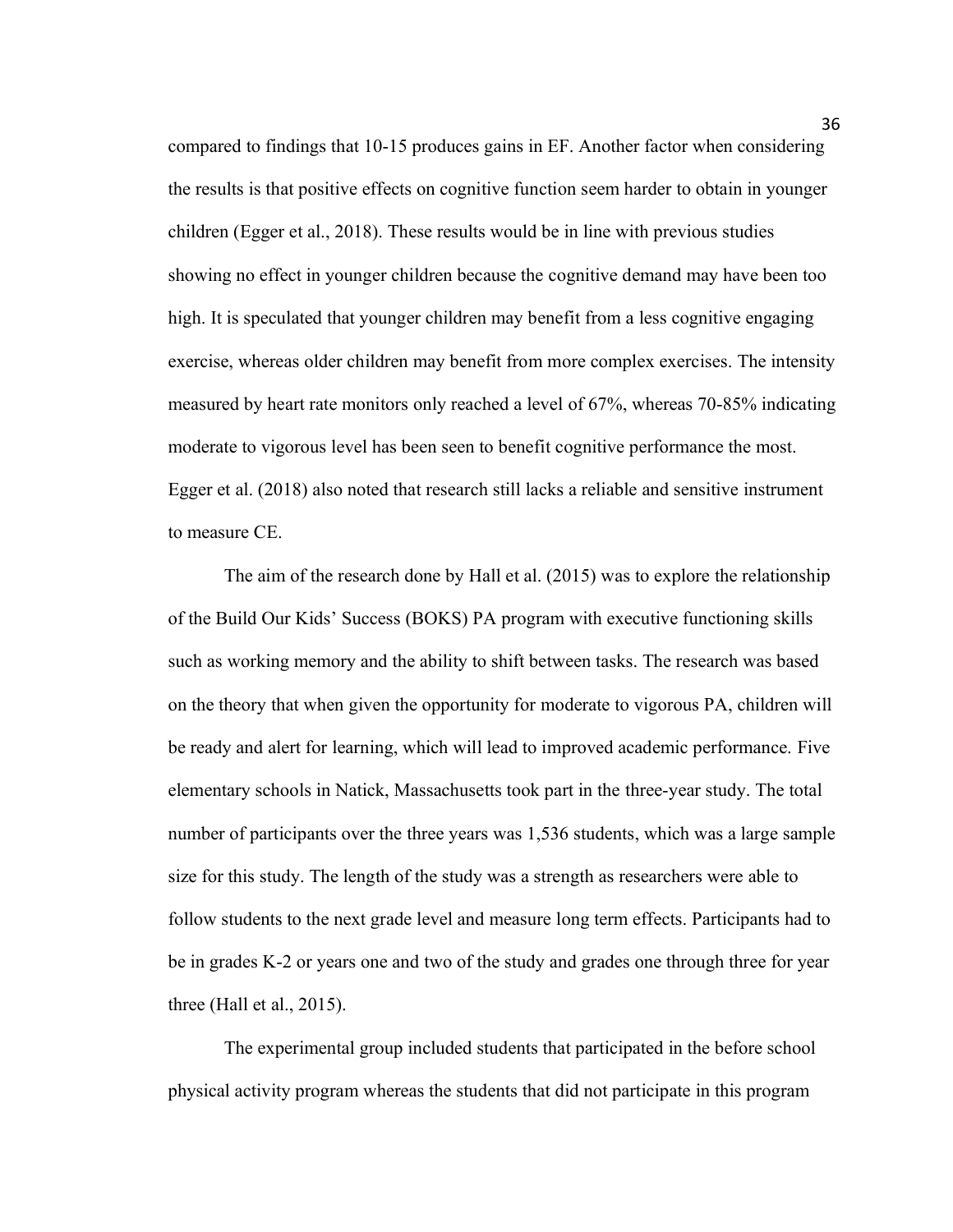compared to findings that 10-15 produces gains in EF. Another factor when considering the results is that positive effects on cognitive function seem harder to obtain in younger children (Egger et al., 2018). These results would be in line with previous studies showing no effect in younger children because the cognitive demand may have been too high. It is speculated that younger children may benefit from a less cognitive engaging exercise, whereas older children may benefit from more complex exercises. The intensity measured by heart rate monitors only reached a level of 67%, whereas 70-85% indicating moderate to vigorous level has been seen to benefit cognitive performance the most. Egger et al. (2018) also noted that research still lacks a reliable and sensitive instrument to measure CE.

The aim of the research done by Hall et al. (2015) was to explore the relationship of the Build Our Kids' Success (BOKS) PA program with executive functioning skills such as working memory and the ability to shift between tasks. The research was based on the theory that when given the opportunity for moderate to vigorous PA, children will be ready and alert for learning, which will lead to improved academic performance. Five elementary schools in Natick, Massachusetts took part in the three-year study. The total number of participants over the three years was 1,536 students, which was a large sample size for this study. The length of the study was a strength as researchers were able to follow students to the next grade level and measure long term effects. Participants had to be in grades K-2 or years one and two of the study and grades one through three for year three (Hall et al., 2015).

The experimental group included students that participated in the before school physical activity program whereas the students that did not participate in this program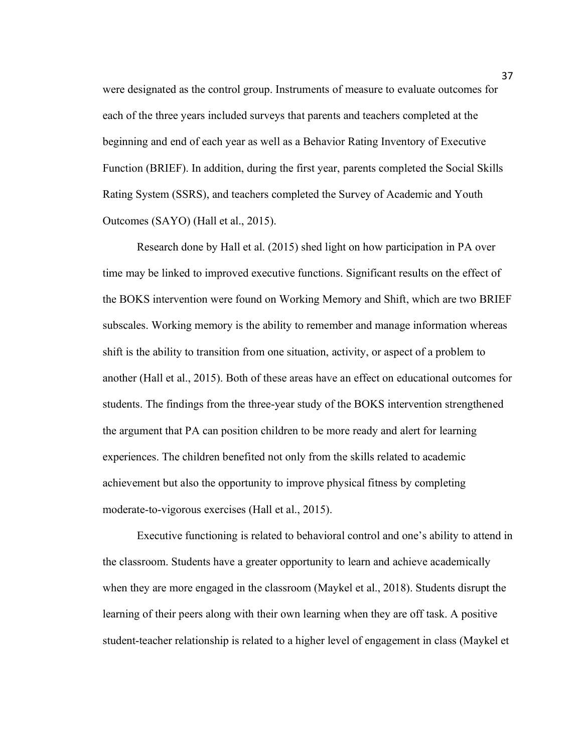were designated as the control group. Instruments of measure to evaluate outcomes for each of the three years included surveys that parents and teachers completed at the beginning and end of each year as well as a Behavior Rating Inventory of Executive Function (BRIEF). In addition, during the first year, parents completed the Social Skills Rating System (SSRS), and teachers completed the Survey of Academic and Youth Outcomes (SAYO) (Hall et al., 2015).

Research done by Hall et al. (2015) shed light on how participation in PA over time may be linked to improved executive functions. Significant results on the effect of the BOKS intervention were found on Working Memory and Shift, which are two BRIEF subscales. Working memory is the ability to remember and manage information whereas shift is the ability to transition from one situation, activity, or aspect of a problem to another (Hall et al., 2015). Both of these areas have an effect on educational outcomes for students. The findings from the three-year study of the BOKS intervention strengthened the argument that PA can position children to be more ready and alert for learning experiences. The children benefited not only from the skills related to academic achievement but also the opportunity to improve physical fitness by completing moderate-to-vigorous exercises (Hall et al., 2015).

Executive functioning is related to behavioral control and one's ability to attend in the classroom. Students have a greater opportunity to learn and achieve academically when they are more engaged in the classroom (Maykel et al., 2018). Students disrupt the learning of their peers along with their own learning when they are off task. A positive student-teacher relationship is related to a higher level of engagement in class (Maykel et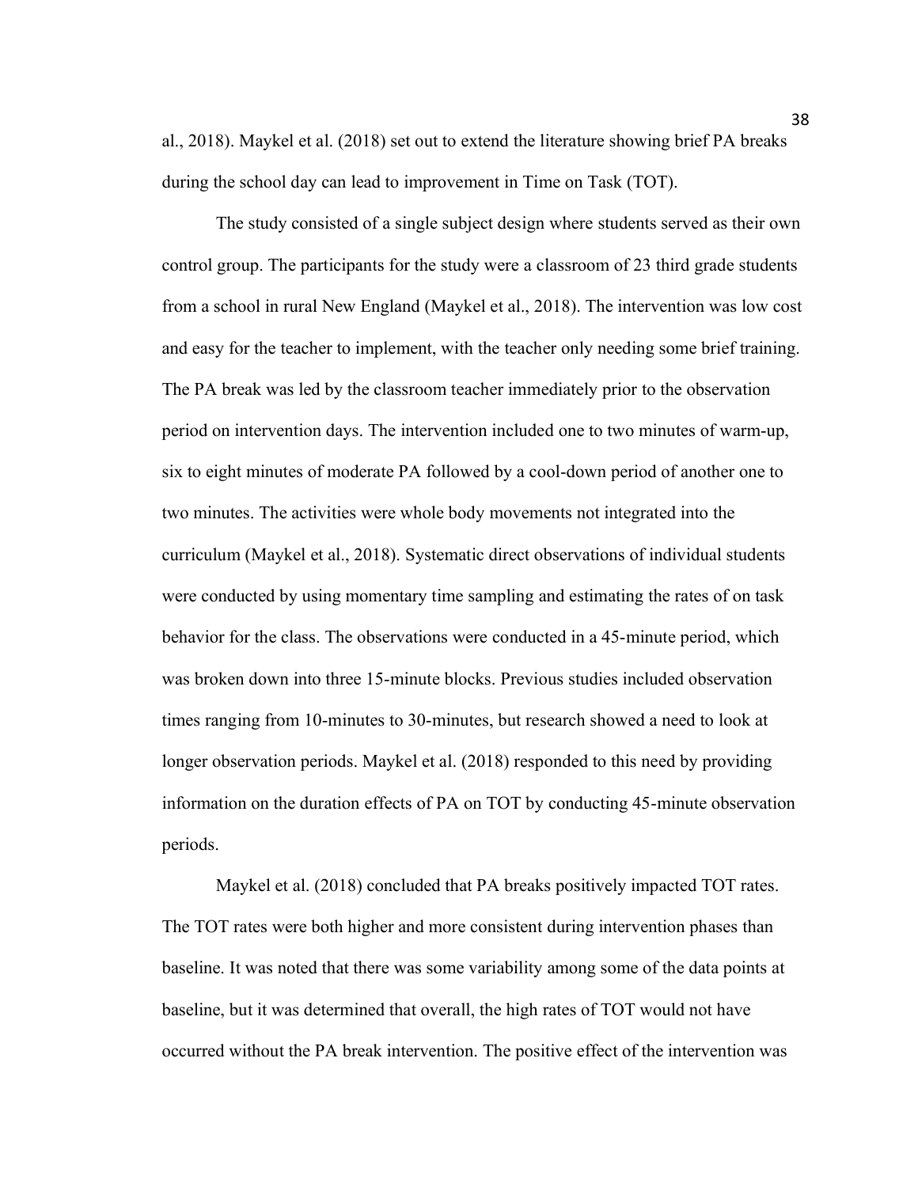al., 2018). Maykel et al. (2018) set out to extend the literature showing brief PA breaks during the school day can lead to improvement in Time on Task (TOT).

The study consisted of a single subject design where students served as their own control group. The participants for the study were a classroom of 23 third grade students from a school in rural New England (Maykel et al., 2018). The intervention was low cost and easy for the teacher to implement, with the teacher only needing some brief training. The PA break was led by the classroom teacher immediately prior to the observation period on intervention days. The intervention included one to two minutes of warm-up, six to eight minutes of moderate PA followed by a cool-down period of another one to two minutes. The activities were whole body movements not integrated into the curriculum (Maykel et al., 2018). Systematic direct observations of individual students were conducted by using momentary time sampling and estimating the rates of on task behavior for the class. The observations were conducted in a 45-minute period, which was broken down into three 15-minute blocks. Previous studies included observation times ranging from 10-minutes to 30-minutes, but research showed a need to look at longer observation periods. Maykel et al. (2018) responded to this need by providing information on the duration effects of PA on TOT by conducting 45-minute observation periods.

Maykel et al. (2018) concluded that PA breaks positively impacted TOT rates. The TOT rates were both higher and more consistent during intervention phases than baseline. It was noted that there was some variability among some of the data points at baseline, but it was determined that overall, the high rates of TOT would not have occurred without the PA break intervention. The positive effect of the intervention was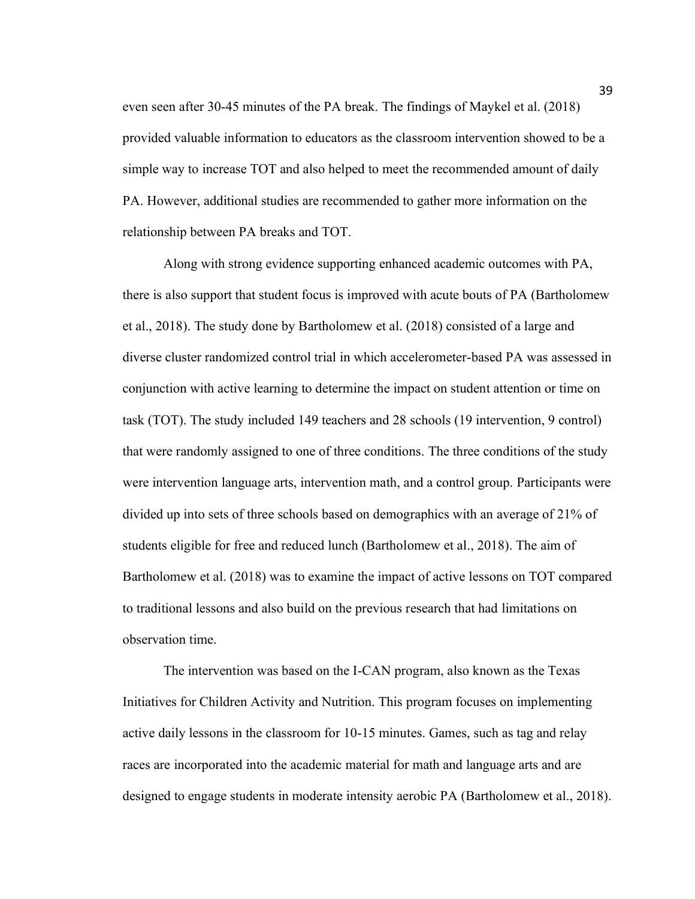even seen after 30-45 minutes of the PA break. The findings of Maykel et al. (2018) provided valuable information to educators as the classroom intervention showed to be a simple way to increase TOT and also helped to meet the recommended amount of daily PA. However, additional studies are recommended to gather more information on the relationship between PA breaks and TOT.

Along with strong evidence supporting enhanced academic outcomes with PA, there is also support that student focus is improved with acute bouts of PA (Bartholomew et al., 2018). The study done by Bartholomew et al. (2018) consisted of a large and diverse cluster randomized control trial in which accelerometer-based PA was assessed in conjunction with active learning to determine the impact on student attention or time on task (TOT). The study included 149 teachers and 28 schools (19 intervention, 9 control) that were randomly assigned to one of three conditions. The three conditions of the study were intervention language arts, intervention math, and a control group. Participants were divided up into sets of three schools based on demographics with an average of 21% of students eligible for free and reduced lunch (Bartholomew et al., 2018). The aim of Bartholomew et al. (2018) was to examine the impact of active lessons on TOT compared to traditional lessons and also build on the previous research that had limitations on observation time.

The intervention was based on the I-CAN program, also known as the Texas Initiatives for Children Activity and Nutrition. This program focuses on implementing active daily lessons in the classroom for 10-15 minutes. Games, such as tag and relay races are incorporated into the academic material for math and language arts and are designed to engage students in moderate intensity aerobic PA (Bartholomew et al., 2018).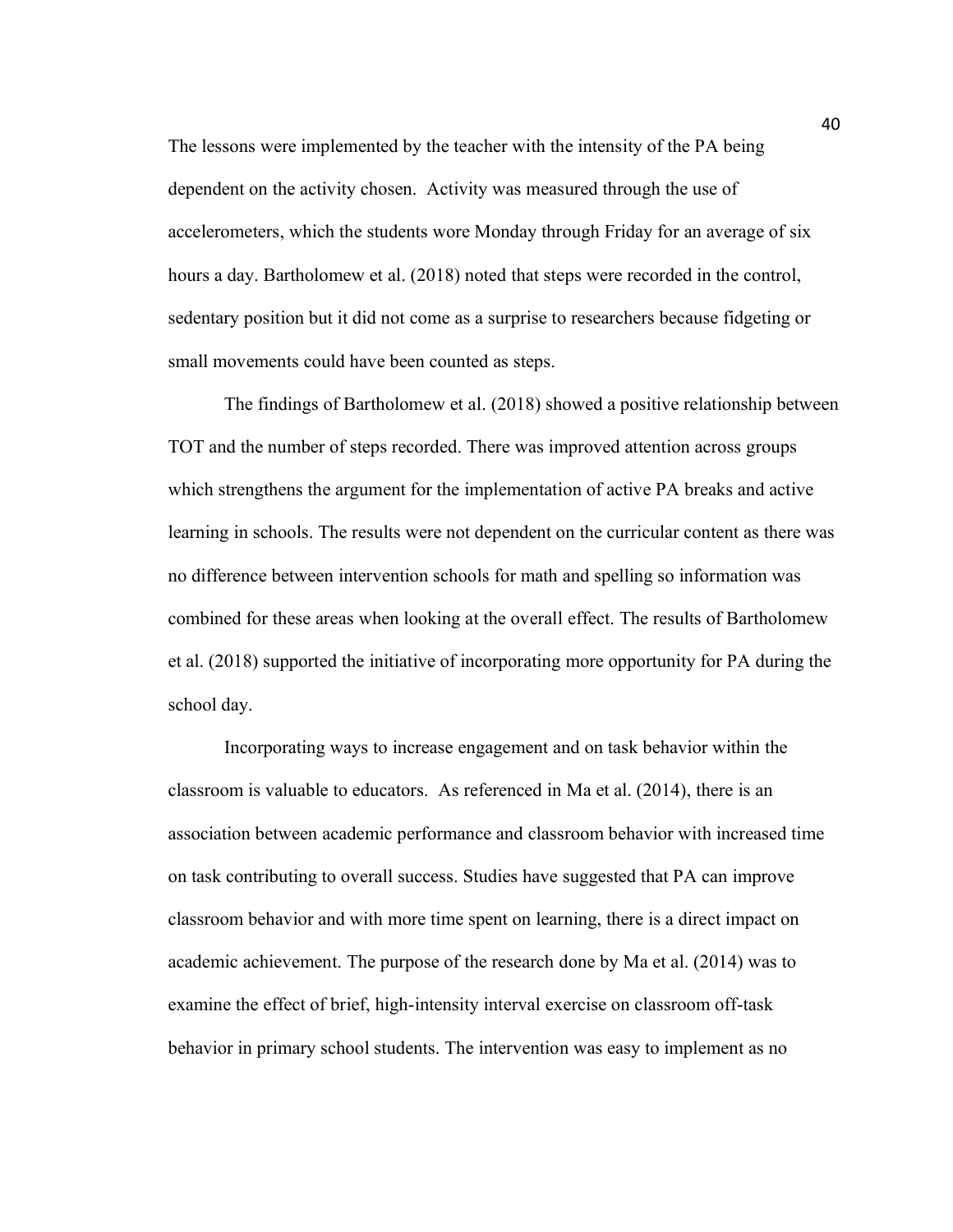The lessons were implemented by the teacher with the intensity of the PA being dependent on the activity chosen. Activity was measured through the use of accelerometers, which the students wore Monday through Friday for an average of six hours a day. Bartholomew et al. (2018) noted that steps were recorded in the control, sedentary position but it did not come as a surprise to researchers because fidgeting or small movements could have been counted as steps.

The findings of Bartholomew et al. (2018) showed a positive relationship between TOT and the number of steps recorded. There was improved attention across groups which strengthens the argument for the implementation of active PA breaks and active learning in schools. The results were not dependent on the curricular content as there was no difference between intervention schools for math and spelling so information was combined for these areas when looking at the overall effect. The results of Bartholomew et al. (2018) supported the initiative of incorporating more opportunity for PA during the school day.

Incorporating ways to increase engagement and on task behavior within the classroom is valuable to educators. As referenced in Ma et al. (2014), there is an association between academic performance and classroom behavior with increased time on task contributing to overall success. Studies have suggested that PA can improve classroom behavior and with more time spent on learning, there is a direct impact on academic achievement. The purpose of the research done by Ma et al. (2014) was to examine the effect of brief, high-intensity interval exercise on classroom off-task behavior in primary school students. The intervention was easy to implement as no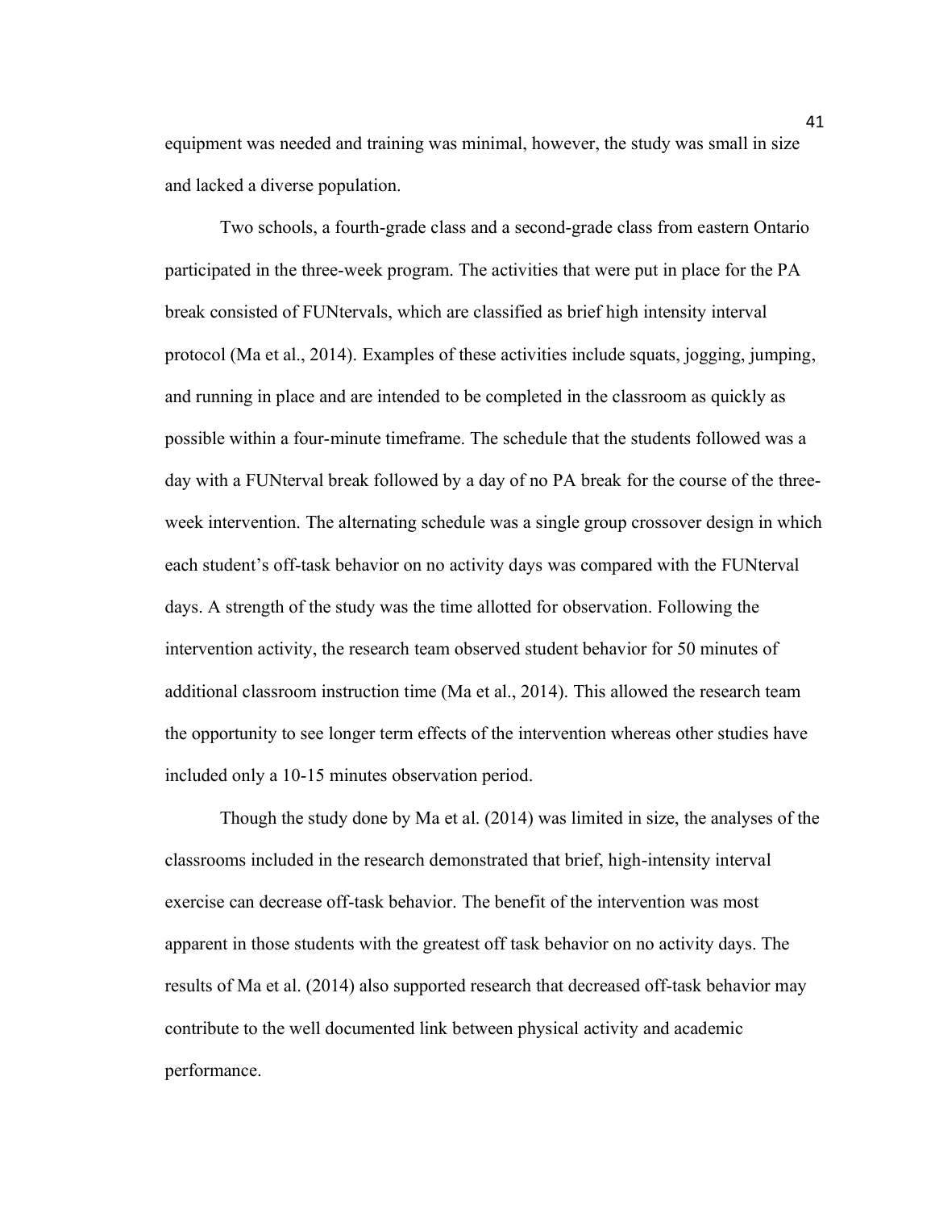equipment was needed and training was minimal, however, the study was small in size and lacked a diverse population.

Two schools, a fourth-grade class and a second-grade class from eastern Ontario participated in the three-week program. The activities that were put in place for the PA break consisted of FUNtervals, which are classified as brief high intensity interval protocol (Ma et al., 2014). Examples of these activities include squats, jogging, jumping, and running in place and are intended to be completed in the classroom as quickly as possible within a four-minute timeframe. The schedule that the students followed was a day with a FUNterval break followed by a day of no PA break for the course of the three-week intervention. The alternating schedule was a single group crossover design in which each student's off-task behavior on no activity days was compared with the FUNterval days. A strength of the study was the time allotted for observation. Following the intervention activity, the research team observed student behavior for 50 minutes of additional classroom instruction time (Ma et al., 2014). This allowed the research team the opportunity to see longer term effects of the intervention whereas other studies have included only a 10-15 minutes observation period.

Though the study done by Ma et al. (2014) was limited in size, the analyses of the classrooms included in the research demonstrated that brief, high-intensity interval exercise can decrease off-task behavior. The benefit of the intervention was most apparent in those students with the greatest off task behavior on no activity days. The results of Ma et al. (2014) also supported research that decreased off-task behavior may contribute to the well documented link between physical activity and academic performance.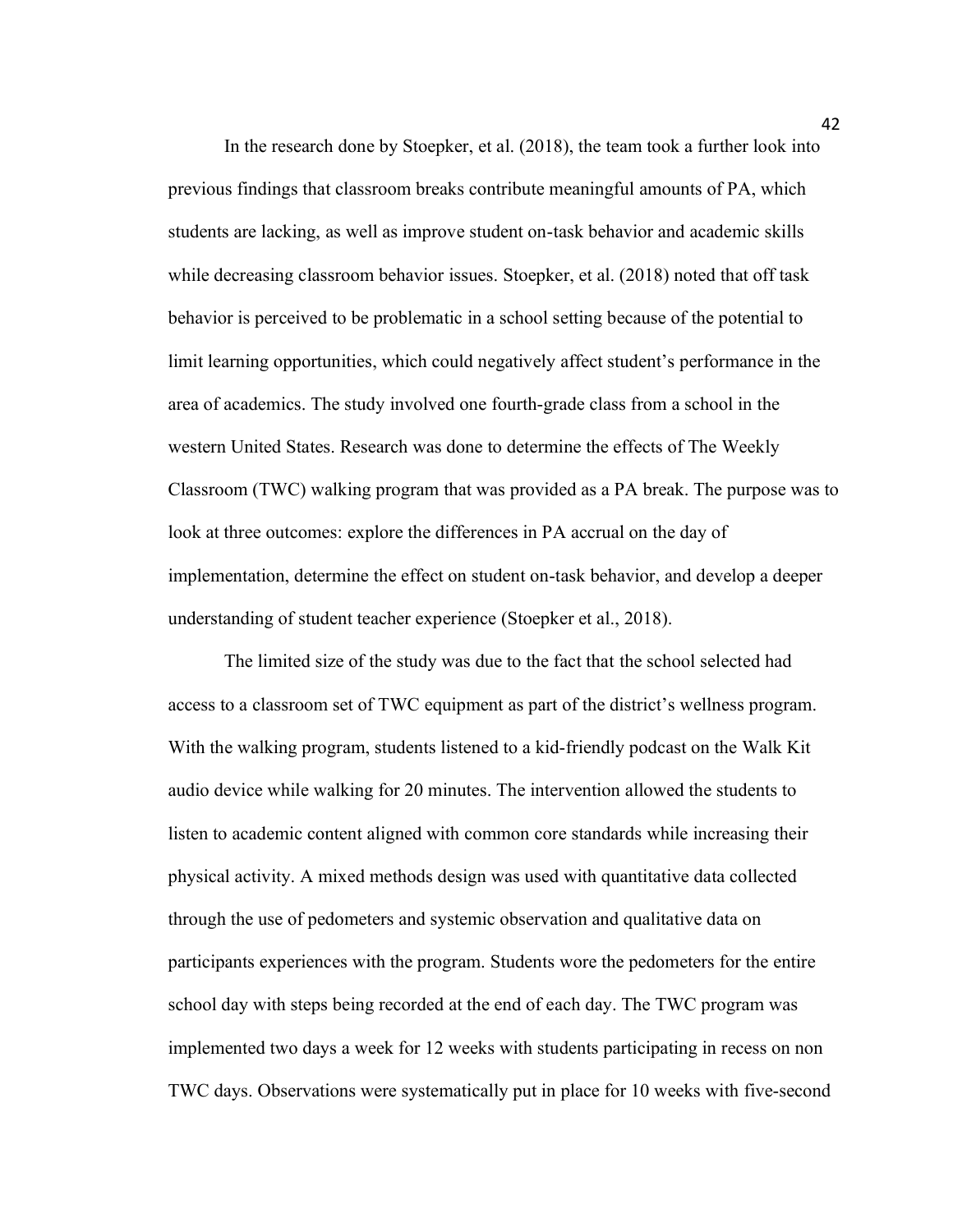In the research done by Stoepker, et al. (2018), the team took a further look into previous findings that classroom breaks contribute meaningful amounts of PA, which students are lacking, as well as improve student on-task behavior and academic skills while decreasing classroom behavior issues. Stoepker, et al. (2018) noted that off task behavior is perceived to be problematic in a school setting because of the potential to limit learning opportunities, which could negatively affect student's performance in the area of academics. The study involved one fourth-grade class from a school in the western United States. Research was done to determine the effects of The Weekly Classroom (TWC) walking program that was provided as a PA break. The purpose was to look at three outcomes: explore the differences in PA accrual on the day of implementation, determine the effect on student on-task behavior, and develop a deeper understanding of student teacher experience (Stoepker et al., 2018).

The limited size of the study was due to the fact that the school selected had access to a classroom set of TWC equipment as part of the district's wellness program. With the walking program, students listened to a kid-friendly podcast on the Walk Kit audio device while walking for 20 minutes. The intervention allowed the students to listen to academic content aligned with common core standards while increasing their physical activity. A mixed methods design was used with quantitative data collected through the use of pedometers and systemic observation and qualitative data on participants experiences with the program. Students wore the pedometers for the entire school day with steps being recorded at the end of each day. The TWC program was implemented two days a week for 12 weeks with students participating in recess on non TWC days. Observations were systematically put in place for 10 weeks with five-second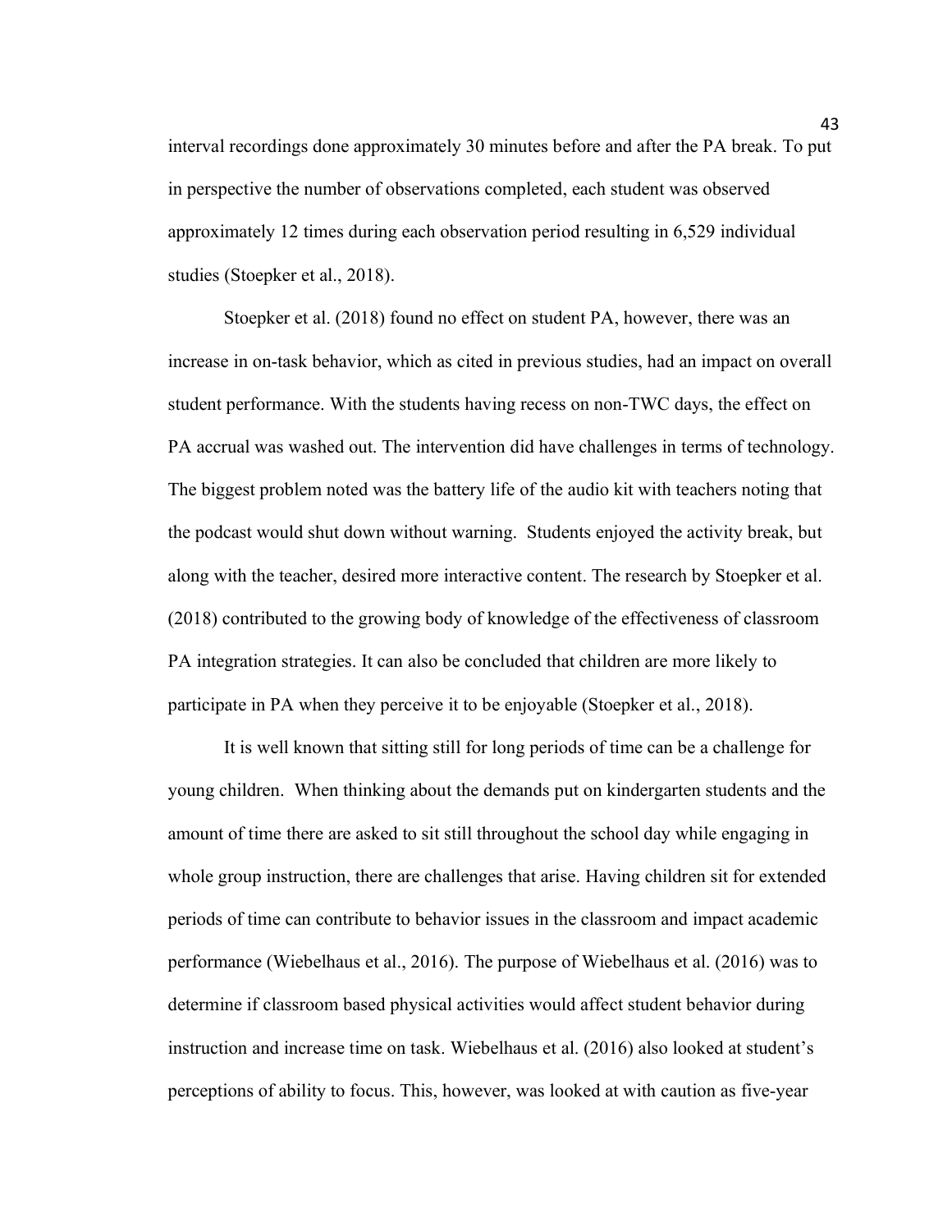interval recordings done approximately 30 minutes before and after the PA break. To put in perspective the number of observations completed, each student was observed approximately 12 times during each observation period resulting in 6,529 individual studies (Stoepker et al., 2018).

Stoepker et al. (2018) found no effect on student PA, however, there was an increase in on-task behavior, which as cited in previous studies, had an impact on overall student performance. With the students having recess on non-TWC days, the effect on PA accrual was washed out. The intervention did have challenges in terms of technology. The biggest problem noted was the battery life of the audio kit with teachers noting that the podcast would shut down without warning. Students enjoyed the activity break, but along with the teacher, desired more interactive content. The research by Stoepker et al. (2018) contributed to the growing body of knowledge of the effectiveness of classroom PA integration strategies. It can also be concluded that children are more likely to participate in PA when they perceive it to be enjoyable (Stoepker et al., 2018).

It is well known that sitting still for long periods of time can be a challenge for young children. When thinking about the demands put on kindergarten students and the amount of time there are asked to sit still throughout the school day while engaging in whole group instruction, there are challenges that arise. Having children sit for extended periods of time can contribute to behavior issues in the classroom and impact academic performance (Wiebelhaus et al., 2016). The purpose of Wiebelhaus et al. (2016) was to determine if classroom based physical activities would affect student behavior during instruction and increase time on task. Wiebelhaus et al. (2016) also looked at student's perceptions of ability to focus. This, however, was looked at with caution as five-year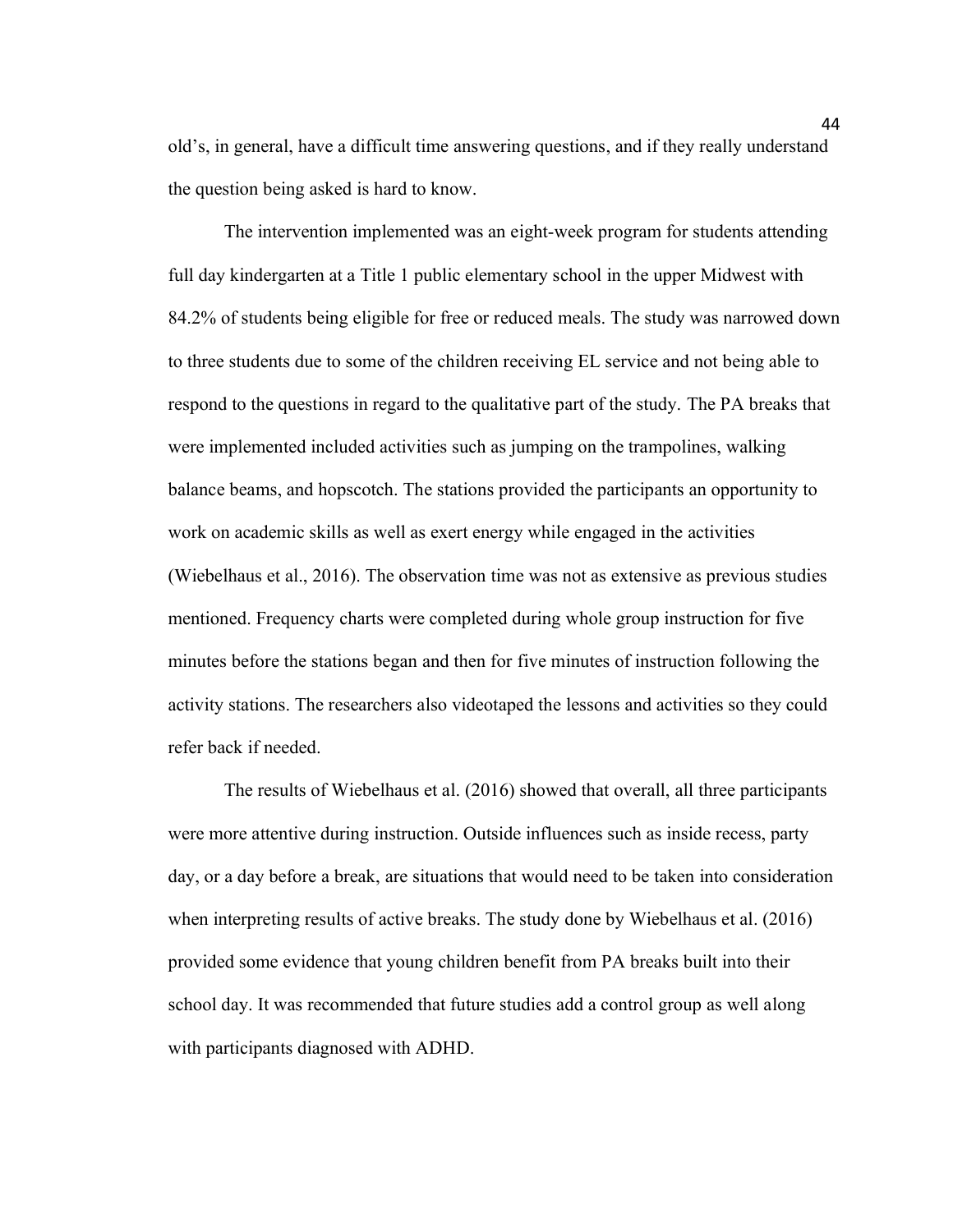old's, in general, have a difficult time answering questions, and if they really understand the question being asked is hard to know.

The intervention implemented was an eight-week program for students attending full day kindergarten at a Title 1 public elementary school in the upper Midwest with 84.2% of students being eligible for free or reduced meals. The study was narrowed down to three students due to some of the children receiving EL service and not being able to respond to the questions in regard to the qualitative part of the study. The PA breaks that were implemented included activities such as jumping on the trampolines, walking balance beams, and hopscotch. The stations provided the participants an opportunity to work on academic skills as well as exert energy while engaged in the activities (Wiebelhaus et al., 2016). The observation time was not as extensive as previous studies mentioned. Frequency charts were completed during whole group instruction for five minutes before the stations began and then for five minutes of instruction following the activity stations. The researchers also videotaped the lessons and activities so they could refer back if needed.

The results of Wiebelhaus et al. (2016) showed that overall, all three participants were more attentive during instruction. Outside influences such as inside recess, party day, or a day before a break, are situations that would need to be taken into consideration when interpreting results of active breaks. The study done by Wiebelhaus et al. (2016) provided some evidence that young children benefit from PA breaks built into their school day. It was recommended that future studies add a control group as well along with participants diagnosed with ADHD.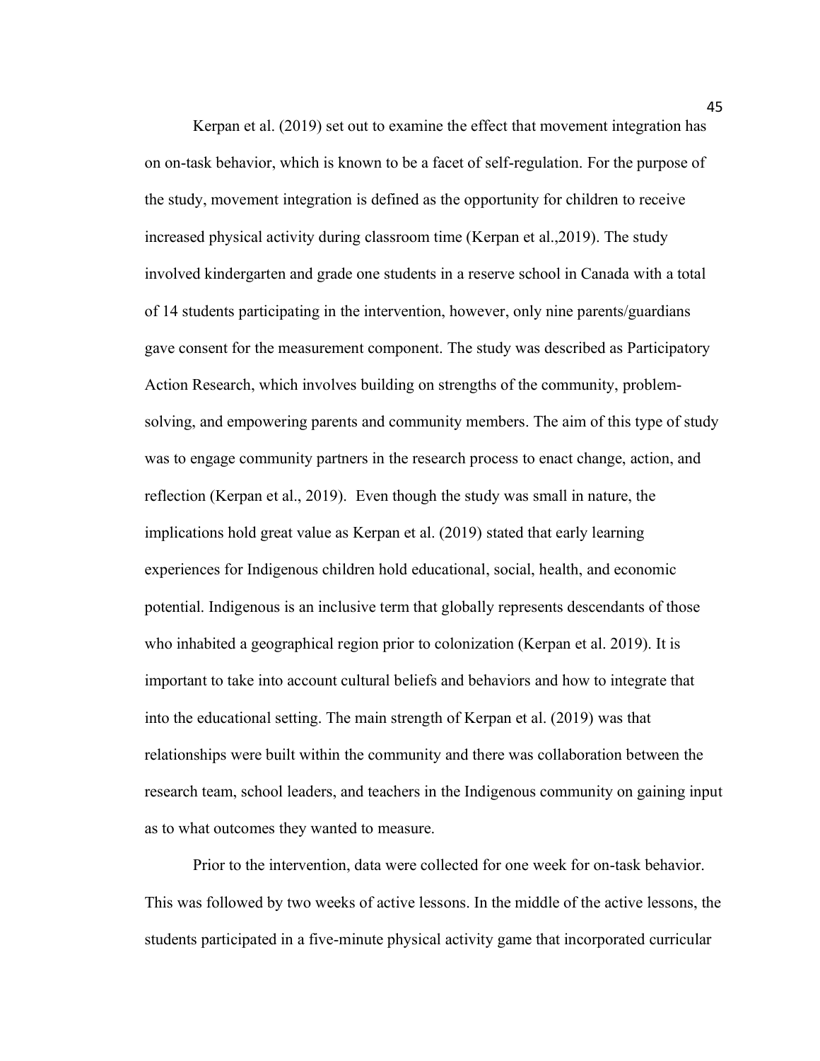Kerpan et al. (2019) set out to examine the effect that movement integration has on on-task behavior, which is known to be a facet of self-regulation. For the purpose of the study, movement integration is defined as the opportunity for children to receive increased physical activity during classroom time (Kerpan et al.,2019). The study involved kindergarten and grade one students in a reserve school in Canada with a total of 14 students participating in the intervention, however, only nine parents/guardians gave consent for the measurement component. The study was described as Participatory Action Research, which involves building on strengths of the community, problem-solving, and empowering parents and community members. The aim of this type of study was to engage community partners in the research process to enact change, action, and reflection (Kerpan et al., 2019). Even though the study was small in nature, the implications hold great value as Kerpan et al. (2019) stated that early learning experiences for Indigenous children hold educational, social, health, and economic potential. Indigenous is an inclusive term that globally represents descendants of those who inhabited a geographical region prior to colonization (Kerpan et al. 2019). It is important to take into account cultural beliefs and behaviors and how to integrate that into the educational setting. The main strength of Kerpan et al. (2019) was that relationships were built within the community and there was collaboration between the research team, school leaders, and teachers in the Indigenous community on gaining input as to what outcomes they wanted to measure.

Prior to the intervention, data were collected for one week for on-task behavior. This was followed by two weeks of active lessons. In the middle of the active lessons, the students participated in a five-minute physical activity game that incorporated curricular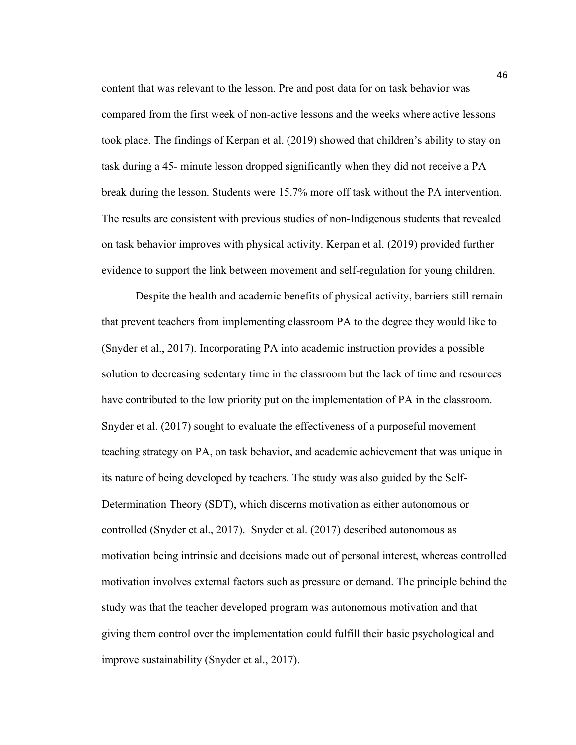content that was relevant to the lesson. Pre and post data for on task behavior was compared from the first week of non-active lessons and the weeks where active lessons took place. The findings of Kerpan et al. (2019) showed that children's ability to stay on task during a 45- minute lesson dropped significantly when they did not receive a PA break during the lesson. Students were 15.7% more off task without the PA intervention. The results are consistent with previous studies of non-Indigenous students that revealed on task behavior improves with physical activity. Kerpan et al. (2019) provided further evidence to support the link between movement and self-regulation for young children.

Despite the health and academic benefits of physical activity, barriers still remain that prevent teachers from implementing classroom PA to the degree they would like to (Snyder et al., 2017). Incorporating PA into academic instruction provides a possible solution to decreasing sedentary time in the classroom but the lack of time and resources have contributed to the low priority put on the implementation of PA in the classroom. Snyder et al. (2017) sought to evaluate the effectiveness of a purposeful movement teaching strategy on PA, on task behavior, and academic achievement that was unique in its nature of being developed by teachers. The study was also guided by the Self-Determination Theory (SDT), which discerns motivation as either autonomous or controlled (Snyder et al., 2017). Snyder et al. (2017) described autonomous as motivation being intrinsic and decisions made out of personal interest, whereas controlled motivation involves external factors such as pressure or demand. The principle behind the study was that the teacher developed program was autonomous motivation and that giving them control over the implementation could fulfill their basic psychological and improve sustainability (Snyder et al., 2017).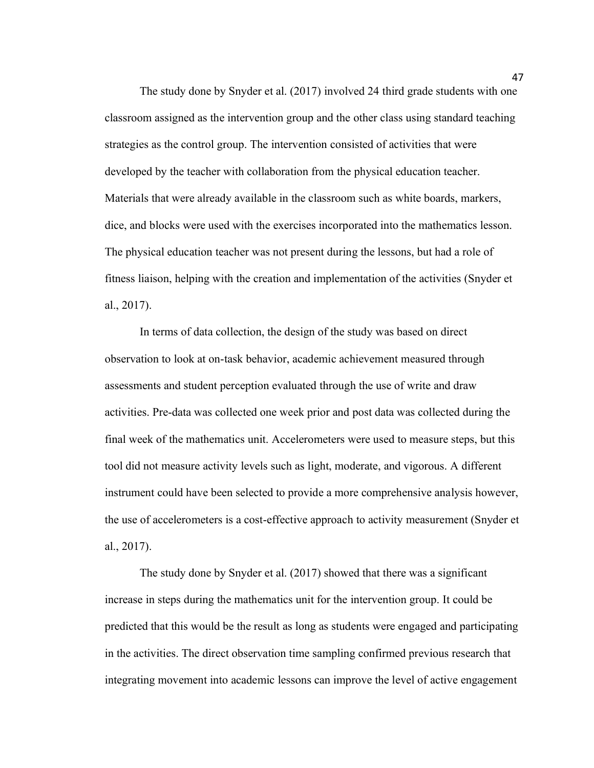The study done by Snyder et al. (2017) involved 24 third grade students with one classroom assigned as the intervention group and the other class using standard teaching strategies as the control group. The intervention consisted of activities that were developed by the teacher with collaboration from the physical education teacher. Materials that were already available in the classroom such as white boards, markers, dice, and blocks were used with the exercises incorporated into the mathematics lesson. The physical education teacher was not present during the lessons, but had a role of fitness liaison, helping with the creation and implementation of the activities (Snyder et al., 2017).

In terms of data collection, the design of the study was based on direct observation to look at on-task behavior, academic achievement measured through assessments and student perception evaluated through the use of write and draw activities. Pre-data was collected one week prior and post data was collected during the final week of the mathematics unit. Accelerometers were used to measure steps, but this tool did not measure activity levels such as light, moderate, and vigorous. A different instrument could have been selected to provide a more comprehensive analysis however, the use of accelerometers is a cost-effective approach to activity measurement (Snyder et al., 2017).

The study done by Snyder et al. (2017) showed that there was a significant increase in steps during the mathematics unit for the intervention group. It could be predicted that this would be the result as long as students were engaged and participating in the activities. The direct observation time sampling confirmed previous research that integrating movement into academic lessons can improve the level of active engagement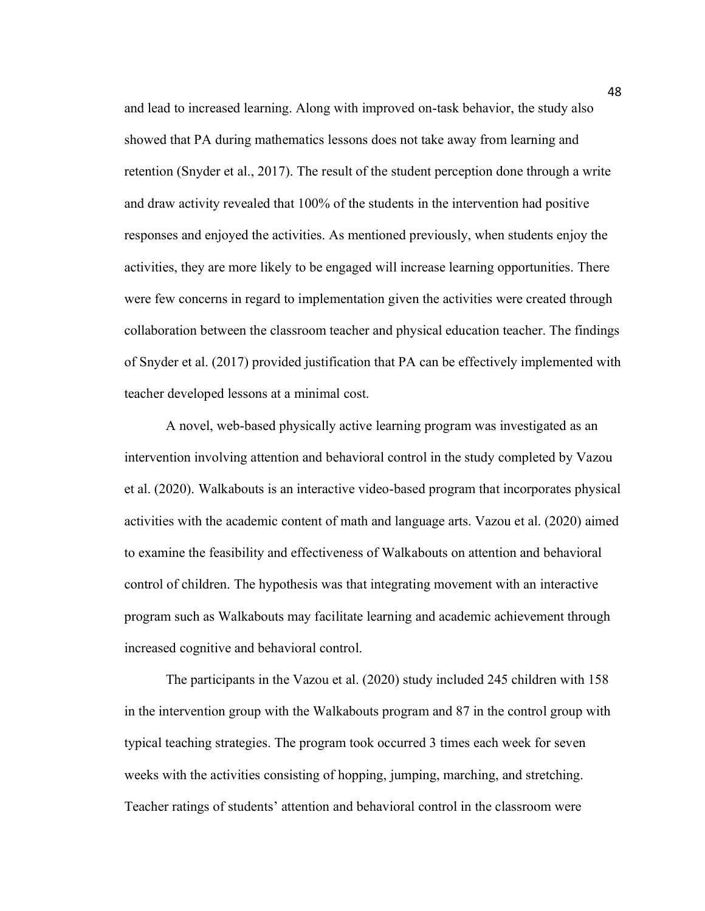and lead to increased learning. Along with improved on-task behavior, the study also showed that PA during mathematics lessons does not take away from learning and retention (Snyder et al., 2017). The result of the student perception done through a write and draw activity revealed that 100% of the students in the intervention had positive responses and enjoyed the activities. As mentioned previously, when students enjoy the activities, they are more likely to be engaged will increase learning opportunities. There were few concerns in regard to implementation given the activities were created through collaboration between the classroom teacher and physical education teacher. The findings of Snyder et al. (2017) provided justification that PA can be effectively implemented with teacher developed lessons at a minimal cost.

A novel, web-based physically active learning program was investigated as an intervention involving attention and behavioral control in the study completed by Vazou et al. (2020). Walkabouts is an interactive video-based program that incorporates physical activities with the academic content of math and language arts. Vazou et al. (2020) aimed to examine the feasibility and effectiveness of Walkabouts on attention and behavioral control of children. The hypothesis was that integrating movement with an interactive program such as Walkabouts may facilitate learning and academic achievement through increased cognitive and behavioral control.

The participants in the Vazou et al. (2020) study included 245 children with 158 in the intervention group with the Walkabouts program and 87 in the control group with typical teaching strategies. The program took occurred 3 times each week for seven weeks with the activities consisting of hopping, jumping, marching, and stretching. Teacher ratings of students' attention and behavioral control in the classroom were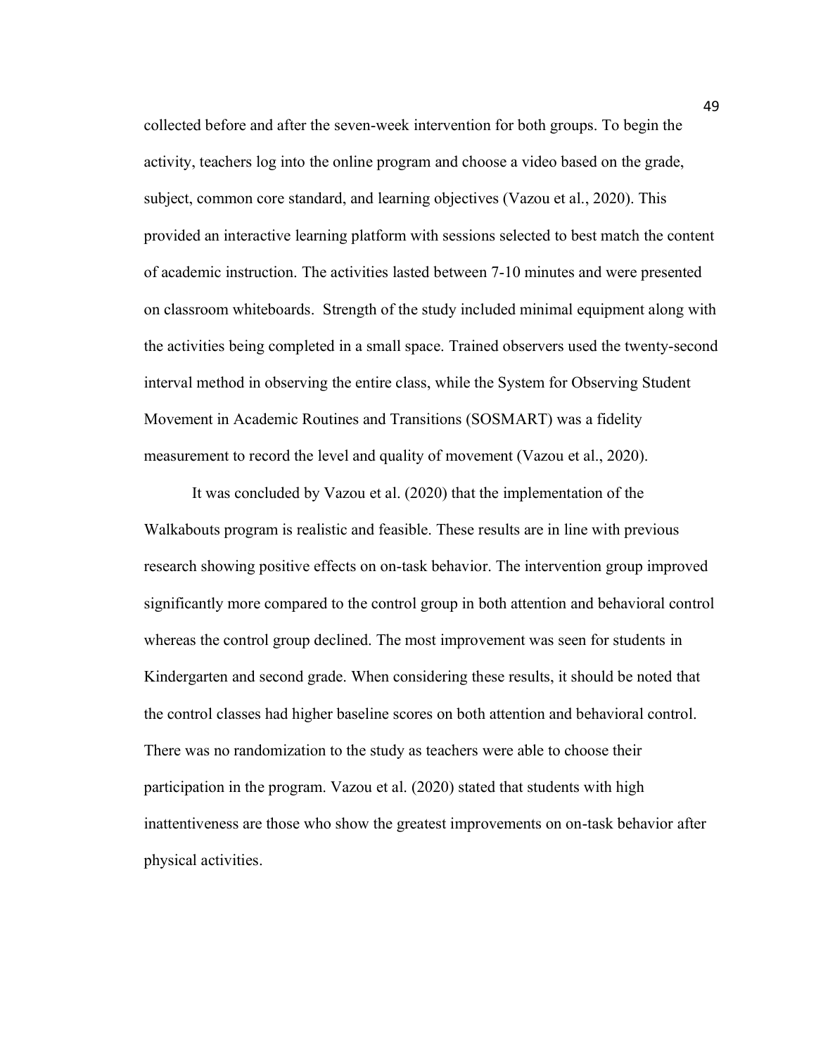collected before and after the seven-week intervention for both groups. To begin the activity, teachers log into the online program and choose a video based on the grade, subject, common core standard, and learning objectives (Vazou et al., 2020). This provided an interactive learning platform with sessions selected to best match the content of academic instruction. The activities lasted between 7-10 minutes and were presented on classroom whiteboards. Strength of the study included minimal equipment along with the activities being completed in a small space. Trained observers used the twenty-second interval method in observing the entire class, while the System for Observing Student Movement in Academic Routines and Transitions (SOSMART) was a fidelity measurement to record the level and quality of movement (Vazou et al., 2020).

It was concluded by Vazou et al. (2020) that the implementation of the Walkabouts program is realistic and feasible. These results are in line with previous research showing positive effects on on-task behavior. The intervention group improved significantly more compared to the control group in both attention and behavioral control whereas the control group declined. The most improvement was seen for students in Kindergarten and second grade. When considering these results, it should be noted that the control classes had higher baseline scores on both attention and behavioral control. There was no randomization to the study as teachers were able to choose their participation in the program. Vazou et al. (2020) stated that students with high inattentiveness are those who show the greatest improvements on on-task behavior after physical activities.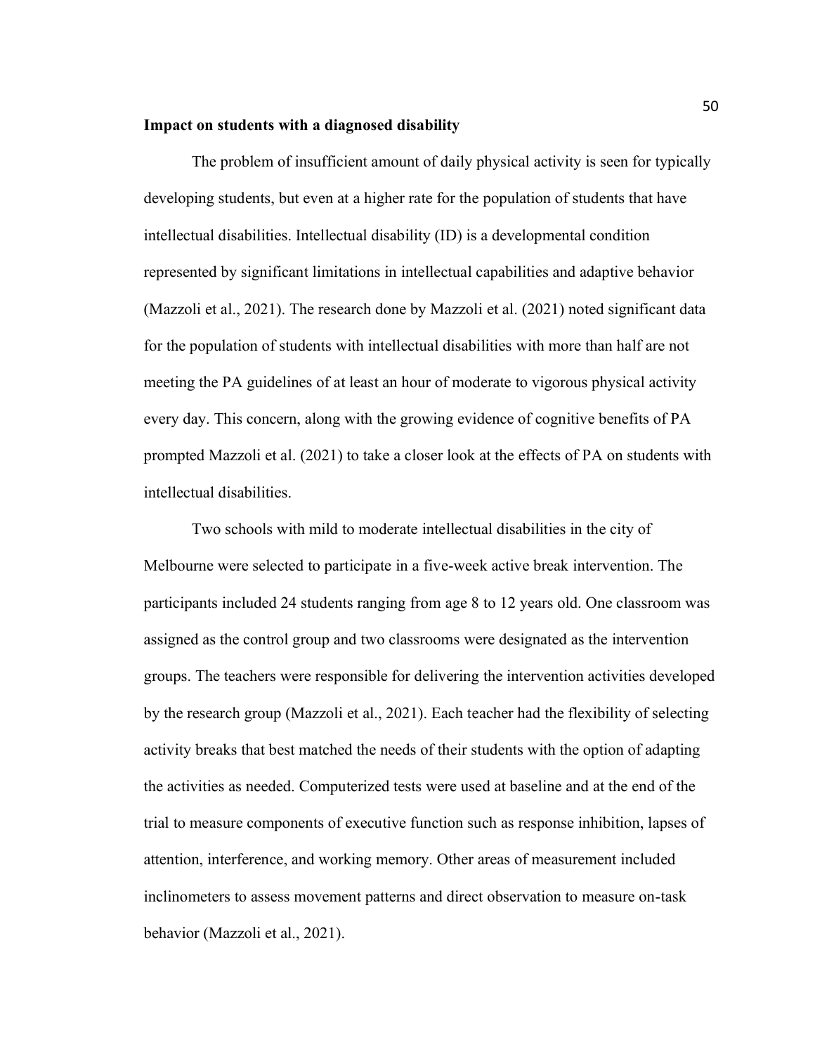**Impact on students with a diagnosed disability**

The problem of insufficient amount of daily physical activity is seen for typically developing students, but even at a higher rate for the population of students that have intellectual disabilities. Intellectual disability (ID) is a developmental condition represented by significant limitations in intellectual capabilities and adaptive behavior (Mazzoli et al., 2021). The research done by Mazzoli et al. (2021) noted significant data for the population of students with intellectual disabilities with more than half are not meeting the PA guidelines of at least an hour of moderate to vigorous physical activity every day. This concern, along with the growing evidence of cognitive benefits of PA prompted Mazzoli et al. (2021) to take a closer look at the effects of PA on students with intellectual disabilities.

Two schools with mild to moderate intellectual disabilities in the city of Melbourne were selected to participate in a five-week active break intervention. The participants included 24 students ranging from age 8 to 12 years old. One classroom was assigned as the control group and two classrooms were designated as the intervention groups. The teachers were responsible for delivering the intervention activities developed by the research group (Mazzoli et al., 2021). Each teacher had the flexibility of selecting activity breaks that best matched the needs of their students with the option of adapting the activities as needed. Computerized tests were used at baseline and at the end of the trial to measure components of executive function such as response inhibition, lapses of attention, interference, and working memory. Other areas of measurement included inclinometers to assess movement patterns and direct observation to measure on-task behavior (Mazzoli et al., 2021).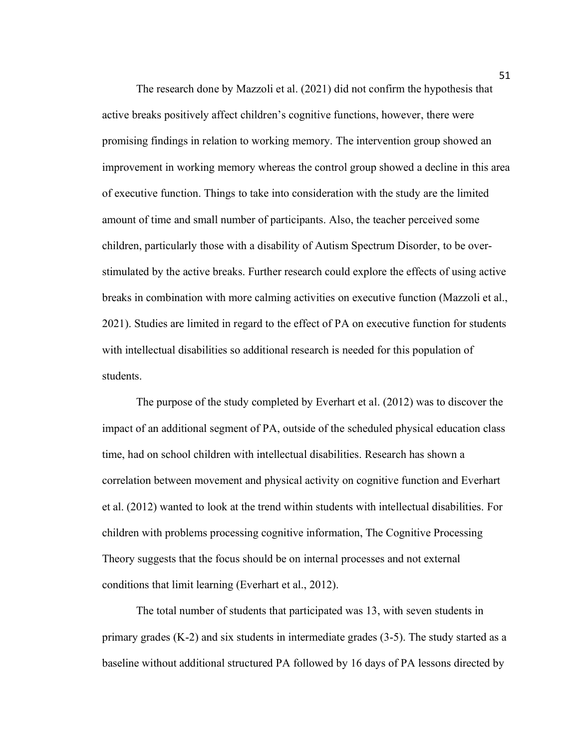The research done by Mazzoli et al. (2021) did not confirm the hypothesis that active breaks positively affect children's cognitive functions, however, there were promising findings in relation to working memory. The intervention group showed an improvement in working memory whereas the control group showed a decline in this area of executive function. Things to take into consideration with the study are the limited amount of time and small number of participants. Also, the teacher perceived some children, particularly those with a disability of Autism Spectrum Disorder, to be over-stimulated by the active breaks. Further research could explore the effects of using active breaks in combination with more calming activities on executive function (Mazzoli et al., 2021). Studies are limited in regard to the effect of PA on executive function for students with intellectual disabilities so additional research is needed for this population of students.

The purpose of the study completed by Everhart et al. (2012) was to discover the impact of an additional segment of PA, outside of the scheduled physical education class time, had on school children with intellectual disabilities. Research has shown a correlation between movement and physical activity on cognitive function and Everhart et al. (2012) wanted to look at the trend within students with intellectual disabilities. For children with problems processing cognitive information, The Cognitive Processing Theory suggests that the focus should be on internal processes and not external conditions that limit learning (Everhart et al., 2012).

The total number of students that participated was 13, with seven students in primary grades (K-2) and six students in intermediate grades (3-5). The study started as a baseline without additional structured PA followed by 16 days of PA lessons directed by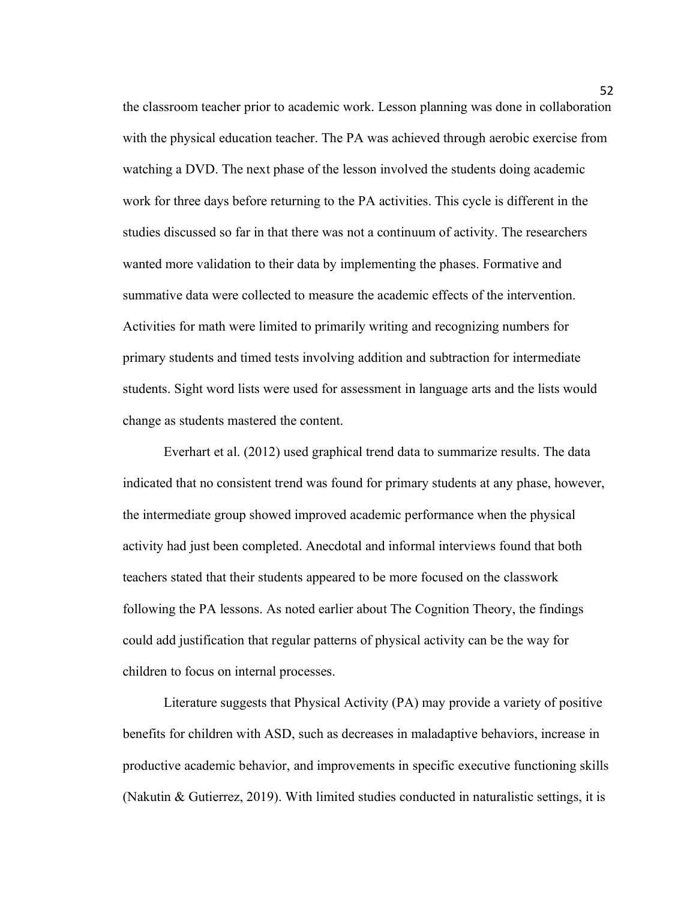the classroom teacher prior to academic work. Lesson planning was done in collaboration with the physical education teacher. The PA was achieved through aerobic exercise from watching a DVD. The next phase of the lesson involved the students doing academic work for three days before returning to the PA activities. This cycle is different in the studies discussed so far in that there was not a continuum of activity. The researchers wanted more validation to their data by implementing the phases. Formative and summative data were collected to measure the academic effects of the intervention. Activities for math were limited to primarily writing and recognizing numbers for primary students and timed tests involving addition and subtraction for intermediate students. Sight word lists were used for assessment in language arts and the lists would change as students mastered the content.

Everhart et al. (2012) used graphical trend data to summarize results. The data indicated that no consistent trend was found for primary students at any phase, however, the intermediate group showed improved academic performance when the physical activity had just been completed. Anecdotal and informal interviews found that both teachers stated that their students appeared to be more focused on the classwork following the PA lessons. As noted earlier about The Cognition Theory, the findings could add justification that regular patterns of physical activity can be the way for children to focus on internal processes.

Literature suggests that Physical Activity (PA) may provide a variety of positive benefits for children with ASD, such as decreases in maladaptive behaviors, increase in productive academic behavior, and improvements in specific executive functioning skills (Nakutin & Gutierrez, 2019). With limited studies conducted in naturalistic settings, it is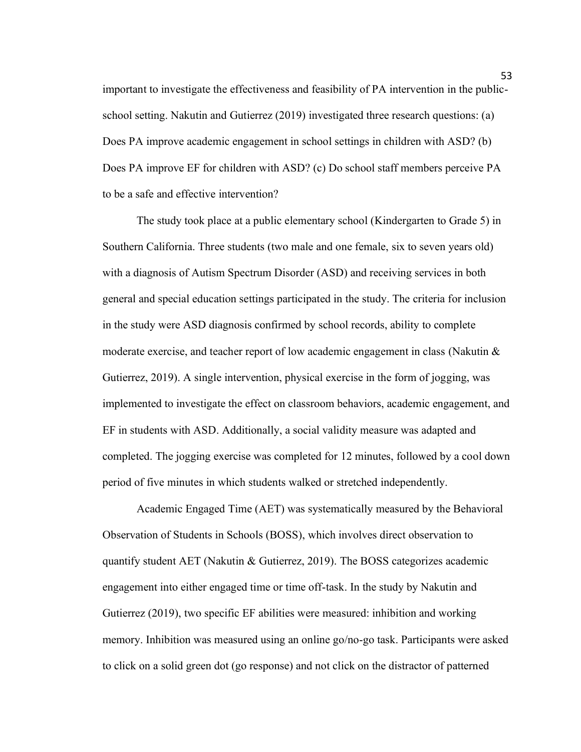important to investigate the effectiveness and feasibility of PA intervention in the public-school setting. Nakutin and Gutierrez (2019) investigated three research questions: (a) Does PA improve academic engagement in school settings in children with ASD? (b) Does PA improve EF for children with ASD? (c) Do school staff members perceive PA to be a safe and effective intervention?

The study took place at a public elementary school (Kindergarten to Grade 5) in Southern California. Three students (two male and one female, six to seven years old) with a diagnosis of Autism Spectrum Disorder (ASD) and receiving services in both general and special education settings participated in the study. The criteria for inclusion in the study were ASD diagnosis confirmed by school records, ability to complete moderate exercise, and teacher report of low academic engagement in class (Nakutin & Gutierrez, 2019). A single intervention, physical exercise in the form of jogging, was implemented to investigate the effect on classroom behaviors, academic engagement, and EF in students with ASD. Additionally, a social validity measure was adapted and completed. The jogging exercise was completed for 12 minutes, followed by a cool down period of five minutes in which students walked or stretched independently.

Academic Engaged Time (AET) was systematically measured by the Behavioral Observation of Students in Schools (BOSS), which involves direct observation to quantify student AET (Nakutin & Gutierrez, 2019). The BOSS categorizes academic engagement into either engaged time or time off-task. In the study by Nakutin and Gutierrez (2019), two specific EF abilities were measured: inhibition and working memory. Inhibition was measured using an online go/no-go task. Participants were asked to click on a solid green dot (go response) and not click on the distractor of patterned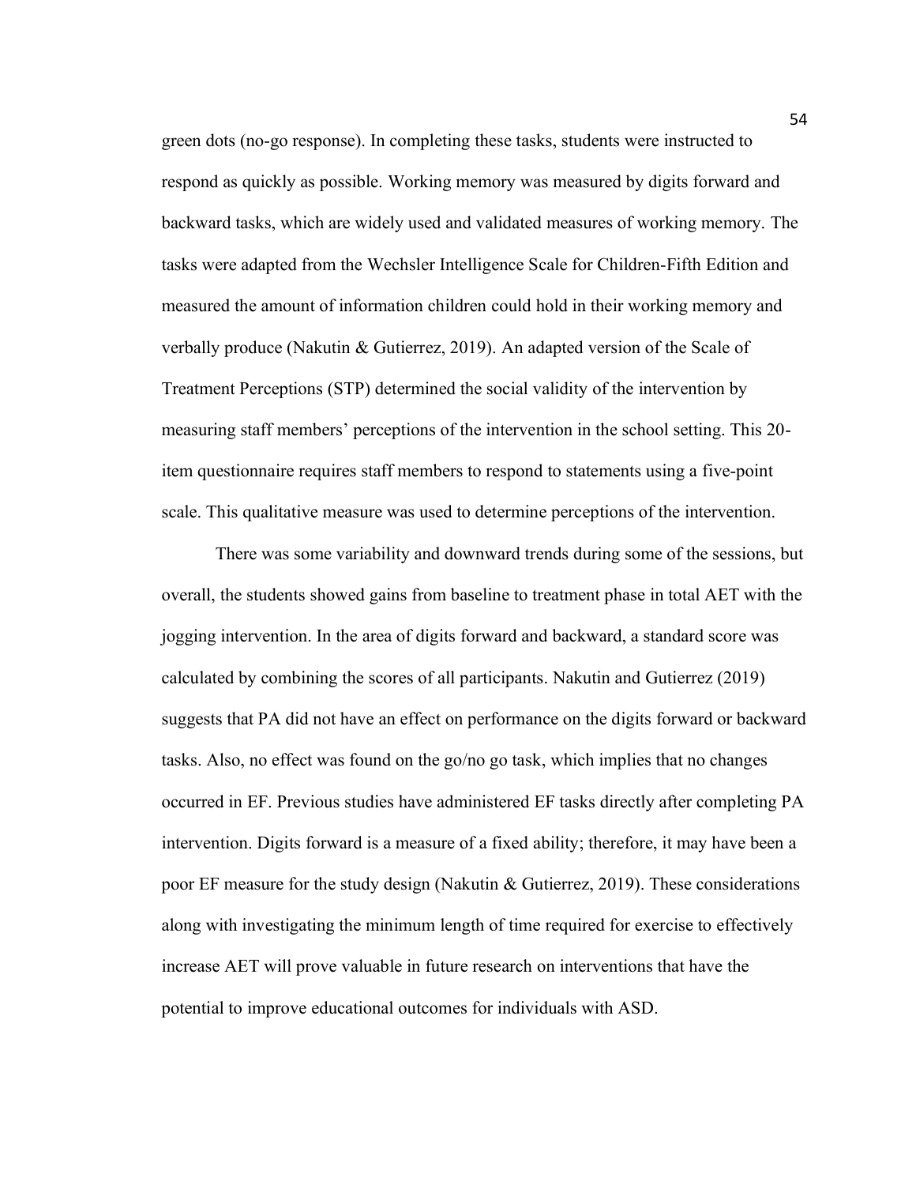green dots (no-go response). In completing these tasks, students were instructed to respond as quickly as possible. Working memory was measured by digits forward and backward tasks, which are widely used and validated measures of working memory. The tasks were adapted from the Wechsler Intelligence Scale for Children-Fifth Edition and measured the amount of information children could hold in their working memory and verbally produce (Nakutin & Gutierrez, 2019). An adapted version of the Scale of Treatment Perceptions (STP) determined the social validity of the intervention by measuring staff members' perceptions of the intervention in the school setting. This 20-item questionnaire requires staff members to respond to statements using a five-point scale. This qualitative measure was used to determine perceptions of the intervention.

There was some variability and downward trends during some of the sessions, but overall, the students showed gains from baseline to treatment phase in total AET with the jogging intervention. In the area of digits forward and backward, a standard score was calculated by combining the scores of all participants. Nakutin and Gutierrez (2019) suggests that PA did not have an effect on performance on the digits forward or backward tasks. Also, no effect was found on the go/no go task, which implies that no changes occurred in EF. Previous studies have administered EF tasks directly after completing PA intervention. Digits forward is a measure of a fixed ability; therefore, it may have been a poor EF measure for the study design (Nakutin & Gutierrez, 2019). These considerations along with investigating the minimum length of time required for exercise to effectively increase AET will prove valuable in future research on interventions that have the potential to improve educational outcomes for individuals with ASD.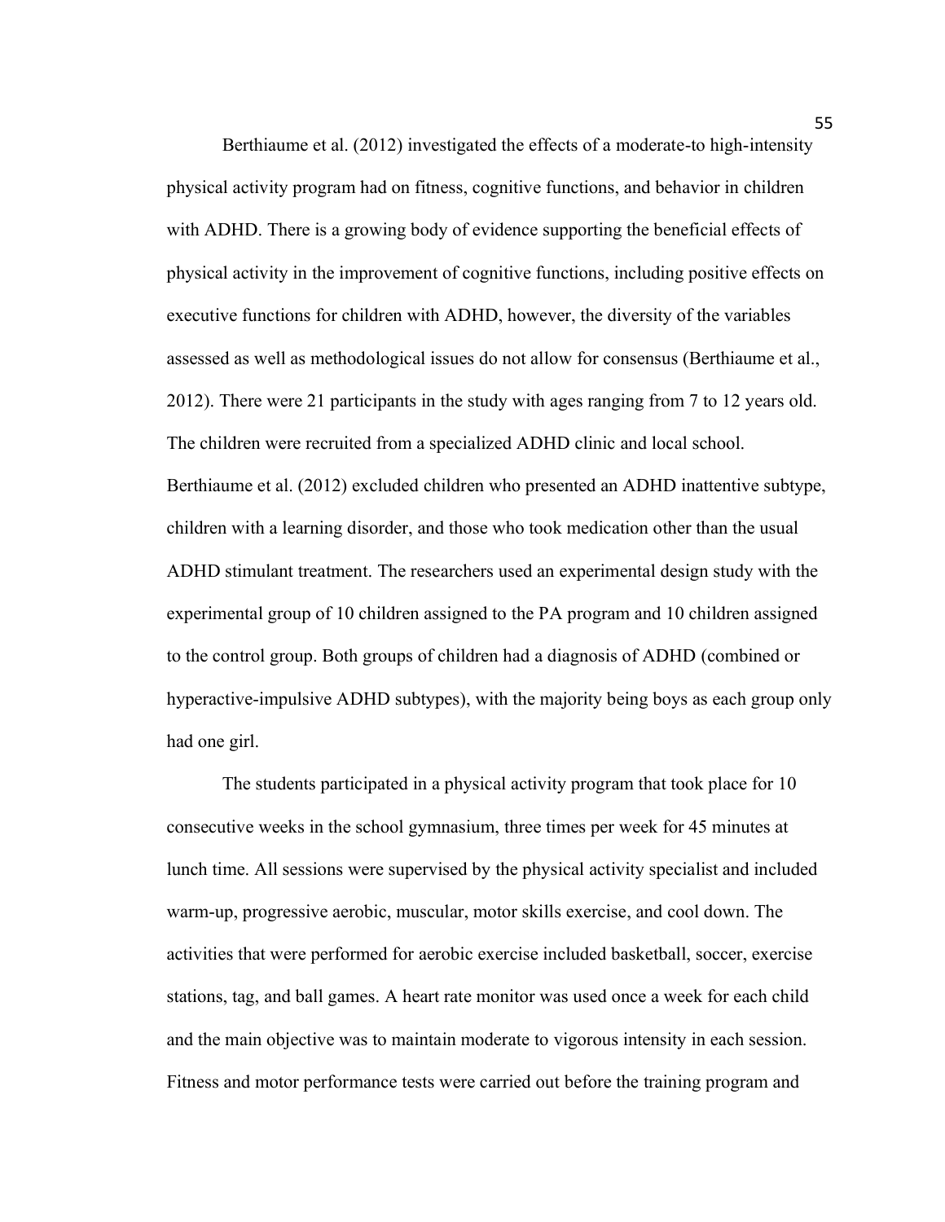Berthiaume et al. (2012) investigated the effects of a moderate-to high-intensity physical activity program had on fitness, cognitive functions, and behavior in children with ADHD. There is a growing body of evidence supporting the beneficial effects of physical activity in the improvement of cognitive functions, including positive effects on executive functions for children with ADHD, however, the diversity of the variables assessed as well as methodological issues do not allow for consensus (Berthiaume et al., 2012). There were 21 participants in the study with ages ranging from 7 to 12 years old. The children were recruited from a specialized ADHD clinic and local school. Berthiaume et al. (2012) excluded children who presented an ADHD inattentive subtype, children with a learning disorder, and those who took medication other than the usual ADHD stimulant treatment. The researchers used an experimental design study with the experimental group of 10 children assigned to the PA program and 10 children assigned to the control group. Both groups of children had a diagnosis of ADHD (combined or hyperactive-impulsive ADHD subtypes), with the majority being boys as each group only had one girl.

The students participated in a physical activity program that took place for 10 consecutive weeks in the school gymnasium, three times per week for 45 minutes at lunch time. All sessions were supervised by the physical activity specialist and included warm-up, progressive aerobic, muscular, motor skills exercise, and cool down. The activities that were performed for aerobic exercise included basketball, soccer, exercise stations, tag, and ball games. A heart rate monitor was used once a week for each child and the main objective was to maintain moderate to vigorous intensity in each session. Fitness and motor performance tests were carried out before the training program and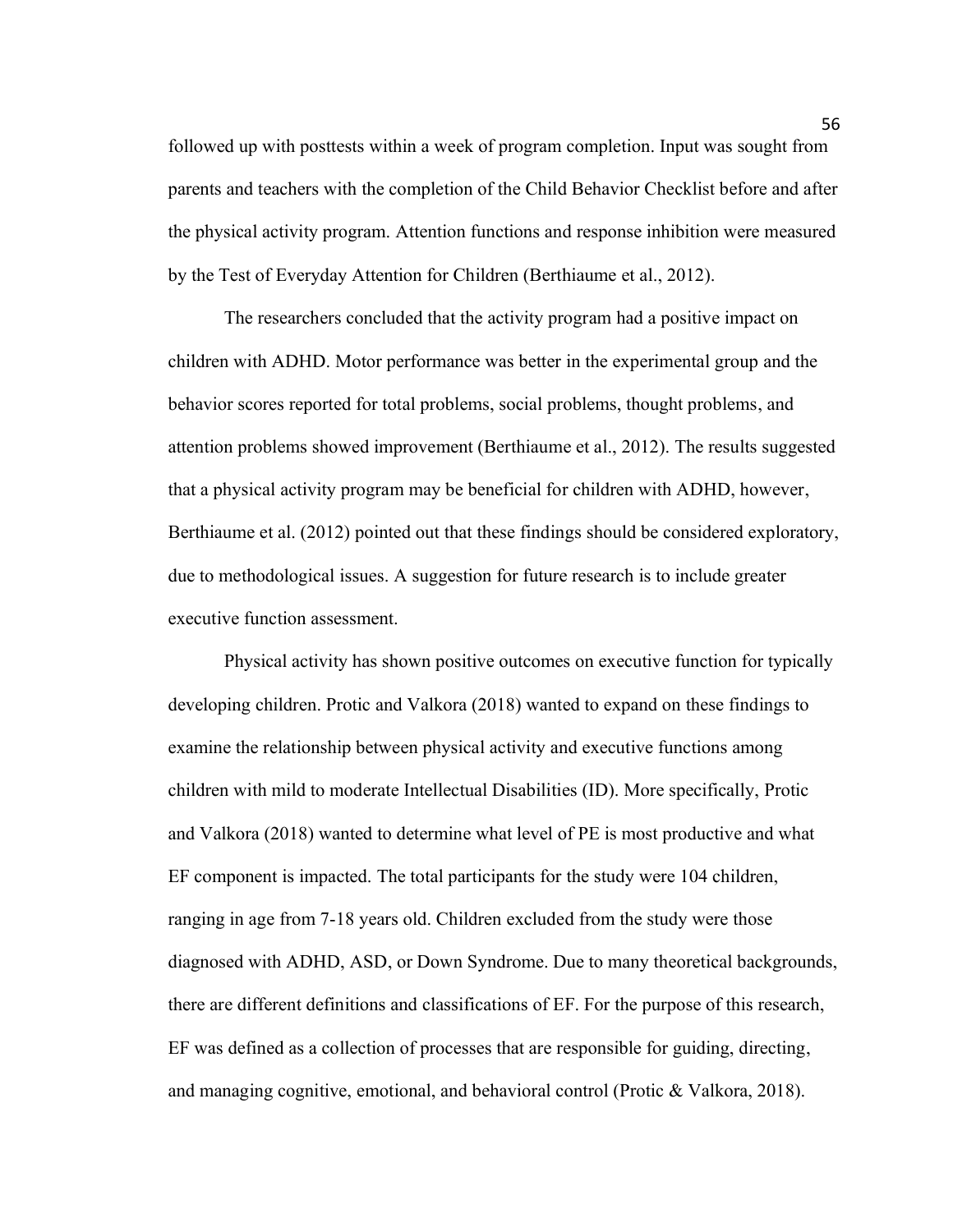followed up with posttests within a week of program completion. Input was sought from parents and teachers with the completion of the Child Behavior Checklist before and after the physical activity program. Attention functions and response inhibition were measured by the Test of Everyday Attention for Children (Berthiaume et al., 2012).

The researchers concluded that the activity program had a positive impact on children with ADHD. Motor performance was better in the experimental group and the behavior scores reported for total problems, social problems, thought problems, and attention problems showed improvement (Berthiaume et al., 2012). The results suggested that a physical activity program may be beneficial for children with ADHD, however, Berthiaume et al. (2012) pointed out that these findings should be considered exploratory, due to methodological issues. A suggestion for future research is to include greater executive function assessment.

Physical activity has shown positive outcomes on executive function for typically developing children. Protic and Valkora (2018) wanted to expand on these findings to examine the relationship between physical activity and executive functions among children with mild to moderate Intellectual Disabilities (ID). More specifically, Protic and Valkora (2018) wanted to determine what level of PE is most productive and what EF component is impacted. The total participants for the study were 104 children, ranging in age from 7-18 years old. Children excluded from the study were those diagnosed with ADHD, ASD, or Down Syndrome. Due to many theoretical backgrounds, there are different definitions and classifications of EF. For the purpose of this research, EF was defined as a collection of processes that are responsible for guiding, directing, and managing cognitive, emotional, and behavioral control (Protic & Valkora, 2018).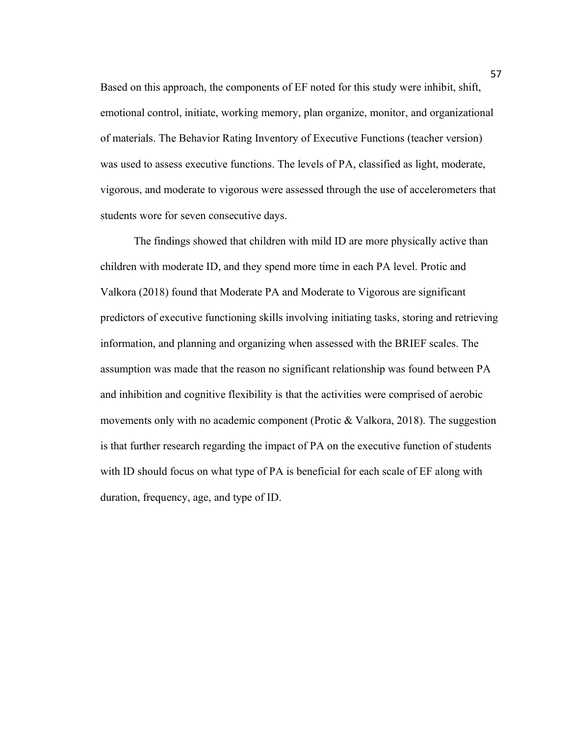Based on this approach, the components of EF noted for this study were inhibit, shift, emotional control, initiate, working memory, plan organize, monitor, and organizational of materials. The Behavior Rating Inventory of Executive Functions (teacher version) was used to assess executive functions. The levels of PA, classified as light, moderate, vigorous, and moderate to vigorous were assessed through the use of accelerometers that students wore for seven consecutive days.

The findings showed that children with mild ID are more physically active than children with moderate ID, and they spend more time in each PA level. Protic and Valkora (2018) found that Moderate PA and Moderate to Vigorous are significant predictors of executive functioning skills involving initiating tasks, storing and retrieving information, and planning and organizing when assessed with the BRIEF scales. The assumption was made that the reason no significant relationship was found between PA and inhibition and cognitive flexibility is that the activities were comprised of aerobic movements only with no academic component (Protic & Valkora, 2018). The suggestion is that further research regarding the impact of PA on the executive function of students with ID should focus on what type of PA is beneficial for each scale of EF along with duration, frequency, age, and type of ID.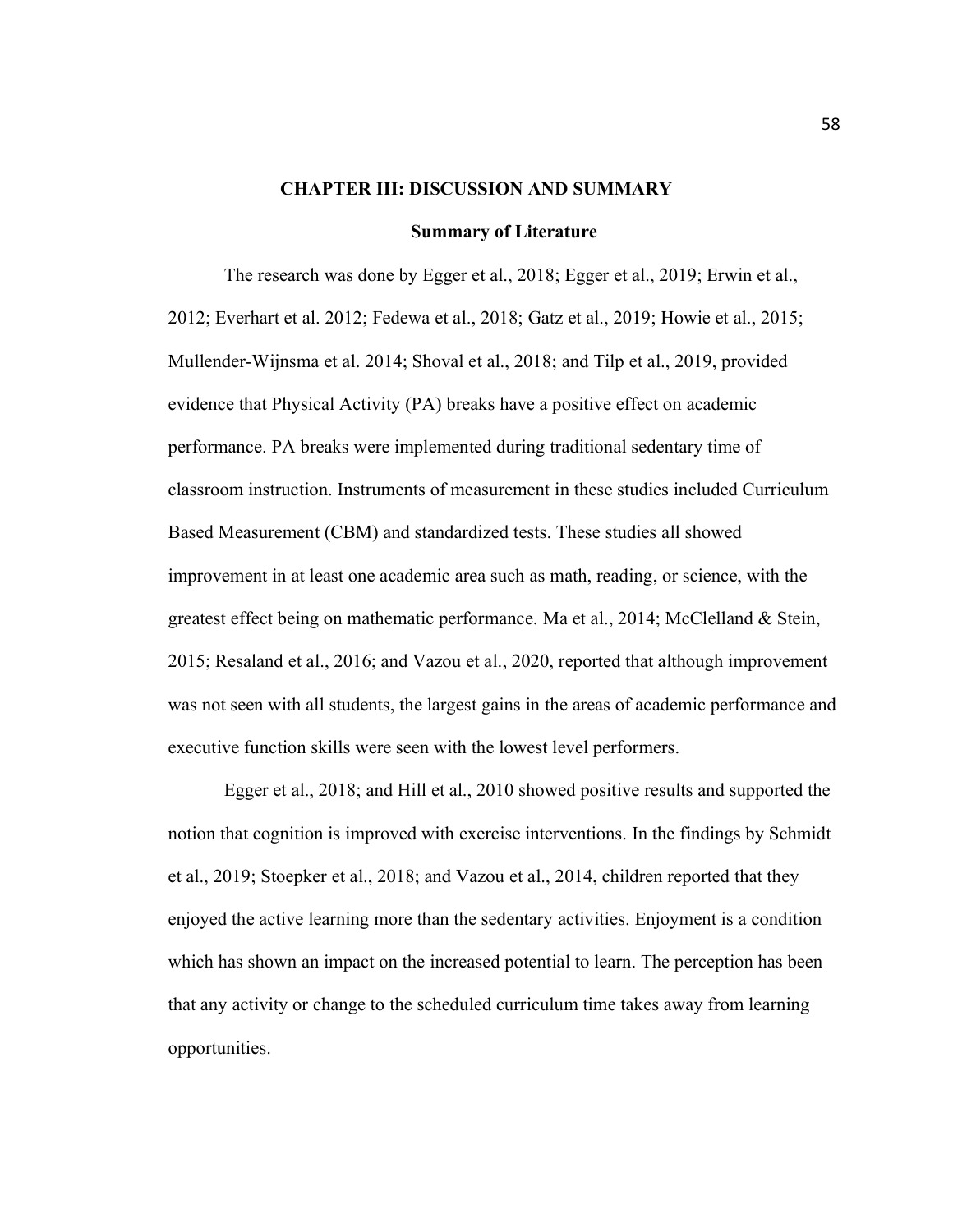# CHAPTER III: DISCUSSION AND SUMMARY

## Summary of Literature

The research was done by Egger et al., 2018; Egger et al., 2019; Erwin et al., 2012; Everhart et al. 2012; Fedewa et al., 2018; Gatz et al., 2019; Howie et al., 2015; Mullender-Wijnsma et al. 2014; Shoval et al., 2018; and Tilp et al., 2019, provided evidence that Physical Activity (PA) breaks have a positive effect on academic performance. PA breaks were implemented during traditional sedentary time of classroom instruction. Instruments of measurement in these studies included Curriculum Based Measurement (CBM) and standardized tests. These studies all showed improvement in at least one academic area such as math, reading, or science, with the greatest effect being on mathematic performance. Ma et al., 2014; McClelland & Stein, 2015; Resaland et al., 2016; and Vazou et al., 2020, reported that although improvement was not seen with all students, the largest gains in the areas of academic performance and executive function skills were seen with the lowest level performers.

Egger et al., 2018; and Hill et al., 2010 showed positive results and supported the notion that cognition is improved with exercise interventions. In the findings by Schmidt et al., 2019; Stoepker et al., 2018; and Vazou et al., 2014, children reported that they enjoyed the active learning more than the sedentary activities. Enjoyment is a condition which has shown an impact on the increased potential to learn. The perception has been that any activity or change to the scheduled curriculum time takes away from learning opportunities.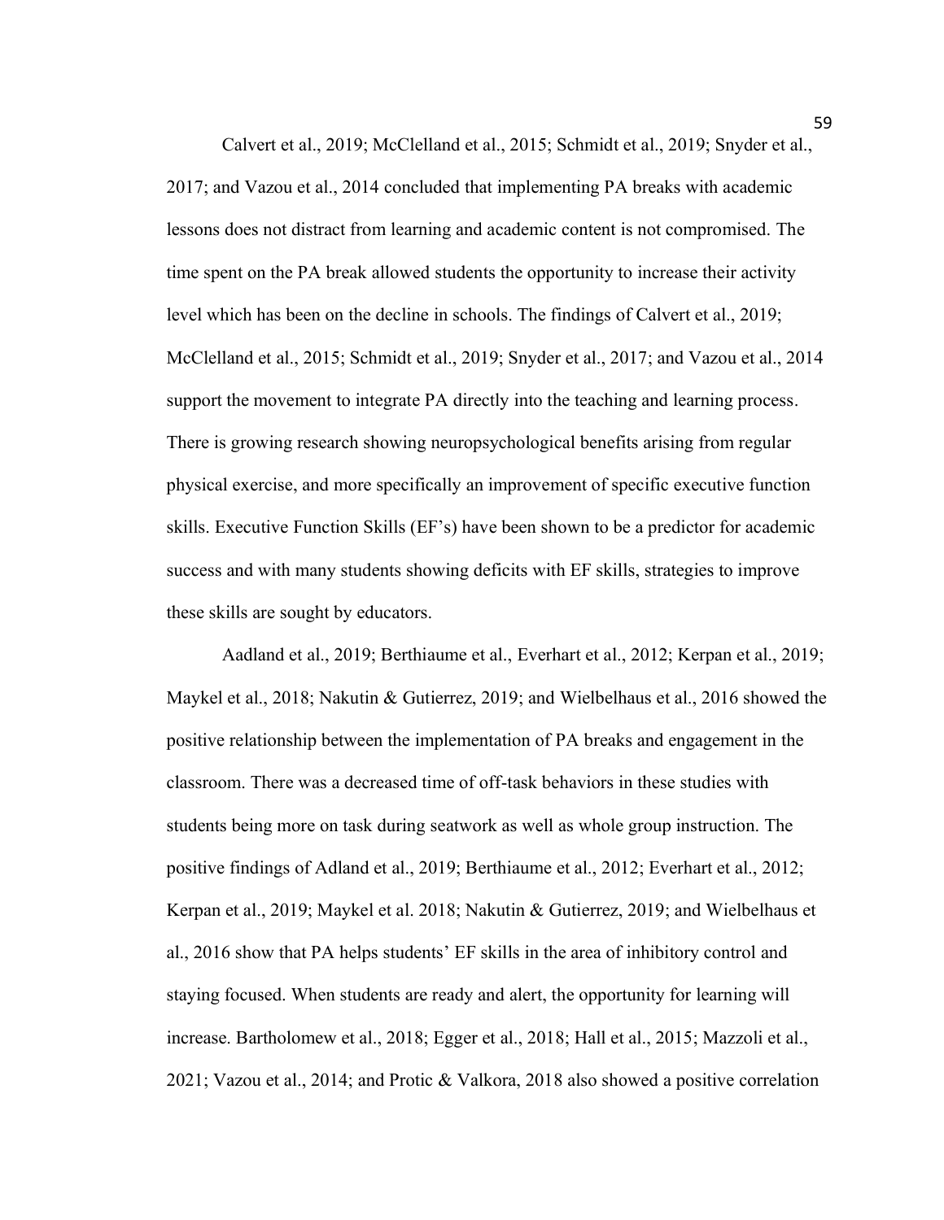Calvert et al., 2019; McClelland et al., 2015; Schmidt et al., 2019; Snyder et al., 2017; and Vazou et al., 2014 concluded that implementing PA breaks with academic lessons does not distract from learning and academic content is not compromised. The time spent on the PA break allowed students the opportunity to increase their activity level which has been on the decline in schools. The findings of Calvert et al., 2019; McClelland et al., 2015; Schmidt et al., 2019; Snyder et al., 2017; and Vazou et al., 2014 support the movement to integrate PA directly into the teaching and learning process. There is growing research showing neuropsychological benefits arising from regular physical exercise, and more specifically an improvement of specific executive function skills. Executive Function Skills (EF's) have been shown to be a predictor for academic success and with many students showing deficits with EF skills, strategies to improve these skills are sought by educators.

Aadland et al., 2019; Berthiaume et al., Everhart et al., 2012; Kerpan et al., 2019; Maykel et al., 2018; Nakutin & Gutierrez, 2019; and Wielbelhaus et al., 2016 showed the positive relationship between the implementation of PA breaks and engagement in the classroom. There was a decreased time of off-task behaviors in these studies with students being more on task during seatwork as well as whole group instruction. The positive findings of Adland et al., 2019; Berthiaume et al., 2012; Everhart et al., 2012; Kerpan et al., 2019; Maykel et al. 2018; Nakutin & Gutierrez, 2019; and Wielbelhaus et al., 2016 show that PA helps students' EF skills in the area of inhibitory control and staying focused. When students are ready and alert, the opportunity for learning will increase. Bartholomew et al., 2018; Egger et al., 2018; Hall et al., 2015; Mazzoli et al., 2021; Vazou et al., 2014; and Protic & Valkora, 2018 also showed a positive correlation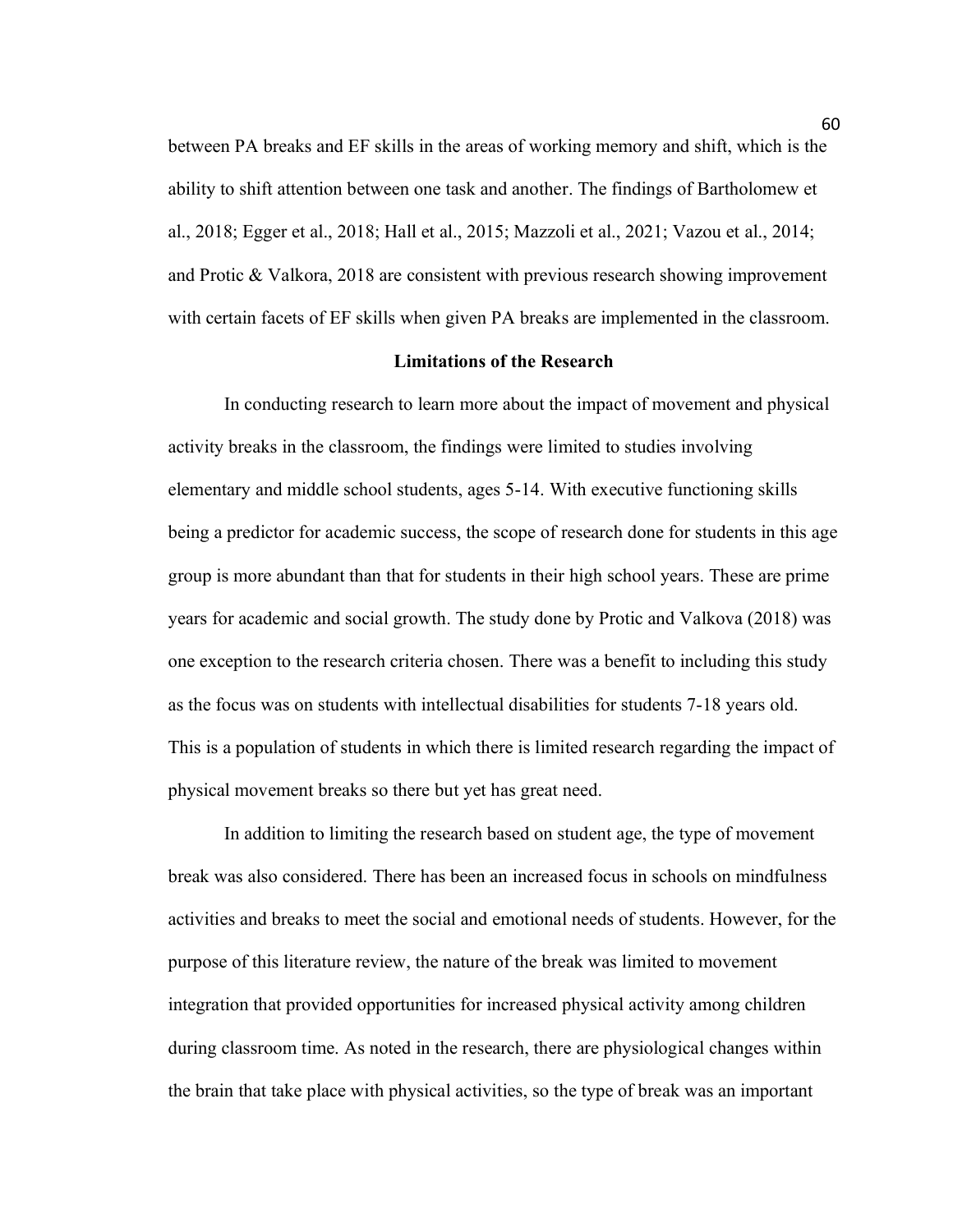between PA breaks and EF skills in the areas of working memory and shift, which is the ability to shift attention between one task and another. The findings of Bartholomew et al., 2018; Egger et al., 2018; Hall et al., 2015; Mazzoli et al., 2021; Vazou et al., 2014; and Protic & Valkora, 2018 are consistent with previous research showing improvement with certain facets of EF skills when given PA breaks are implemented in the classroom.

## Limitations of the Research

In conducting research to learn more about the impact of movement and physical activity breaks in the classroom, the findings were limited to studies involving elementary and middle school students, ages 5-14. With executive functioning skills being a predictor for academic success, the scope of research done for students in this age group is more abundant than that for students in their high school years. These are prime years for academic and social growth. The study done by Protic and Valkova (2018) was one exception to the research criteria chosen. There was a benefit to including this study as the focus was on students with intellectual disabilities for students 7-18 years old. This is a population of students in which there is limited research regarding the impact of physical movement breaks so there but yet has great need.

In addition to limiting the research based on student age, the type of movement break was also considered. There has been an increased focus in schools on mindfulness activities and breaks to meet the social and emotional needs of students. However, for the purpose of this literature review, the nature of the break was limited to movement integration that provided opportunities for increased physical activity among children during classroom time. As noted in the research, there are physiological changes within the brain that take place with physical activities, so the type of break was an important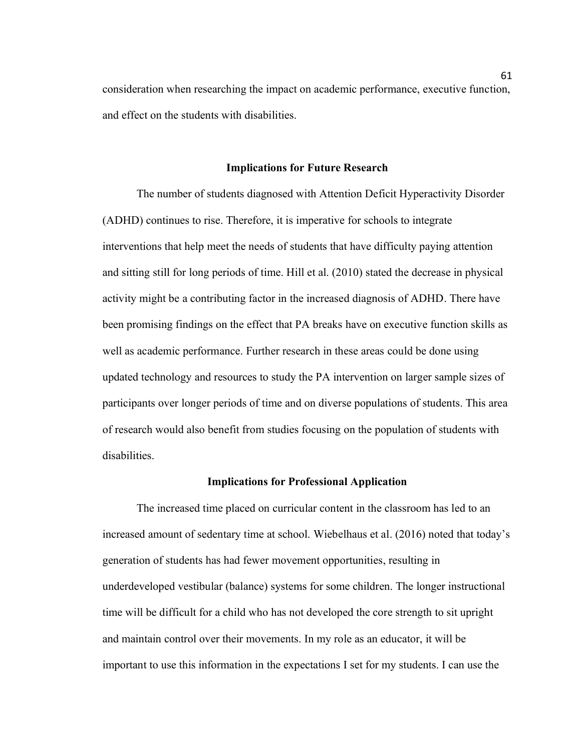consideration when researching the impact on academic performance, executive function, and effect on the students with disabilities.

## Implications for Future Research

The number of students diagnosed with Attention Deficit Hyperactivity Disorder (ADHD) continues to rise. Therefore, it is imperative for schools to integrate interventions that help meet the needs of students that have difficulty paying attention and sitting still for long periods of time. Hill et al. (2010) stated the decrease in physical activity might be a contributing factor in the increased diagnosis of ADHD. There have been promising findings on the effect that PA breaks have on executive function skills as well as academic performance. Further research in these areas could be done using updated technology and resources to study the PA intervention on larger sample sizes of participants over longer periods of time and on diverse populations of students. This area of research would also benefit from studies focusing on the population of students with disabilities.

## Implications for Professional Application

The increased time placed on curricular content in the classroom has led to an increased amount of sedentary time at school. Wiebelhaus et al. (2016) noted that today's generation of students has had fewer movement opportunities, resulting in underdeveloped vestibular (balance) systems for some children. The longer instructional time will be difficult for a child who has not developed the core strength to sit upright and maintain control over their movements. In my role as an educator, it will be important to use this information in the expectations I set for my students. I can use the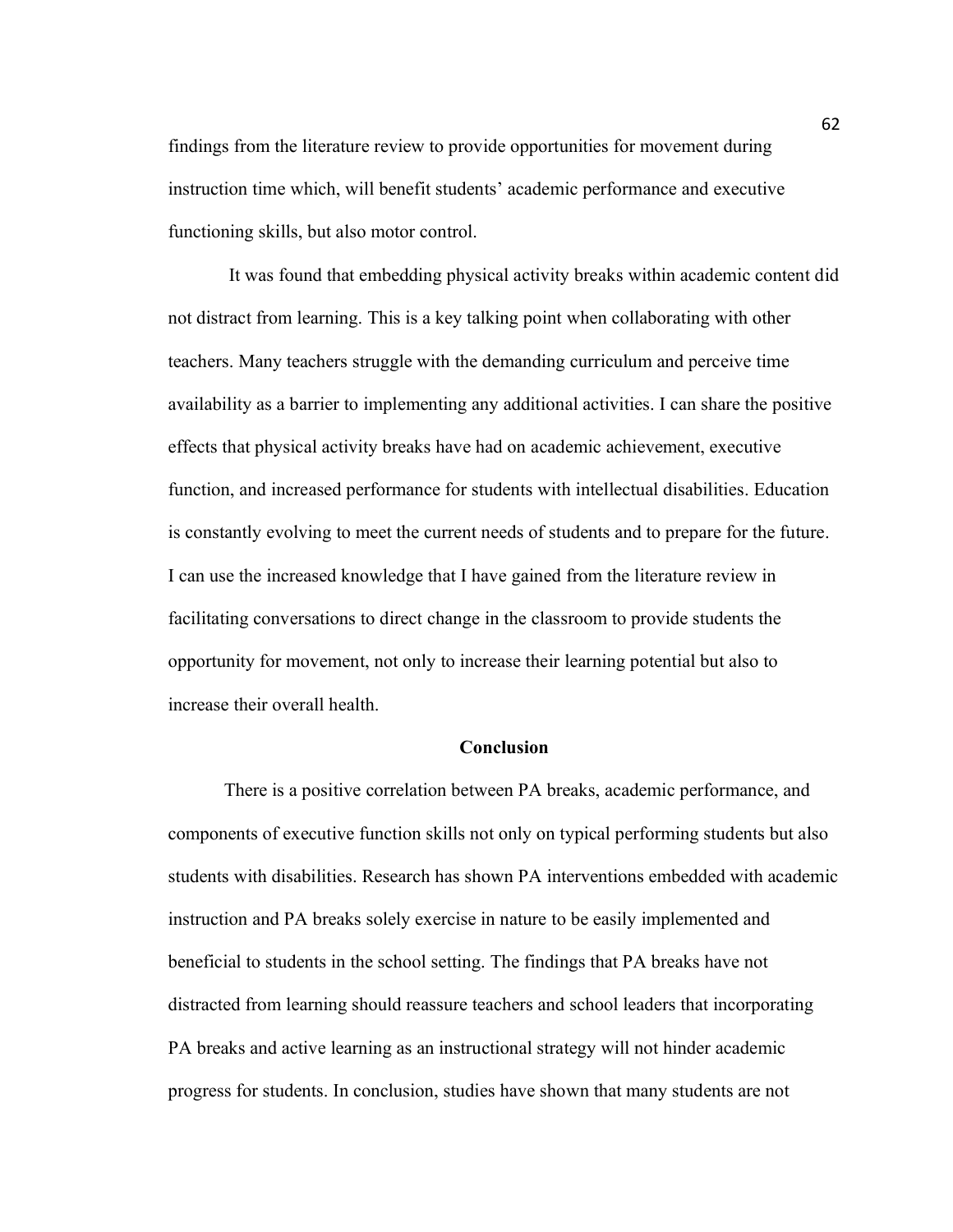findings from the literature review to provide opportunities for movement during instruction time which, will benefit students' academic performance and executive functioning skills, but also motor control.

It was found that embedding physical activity breaks within academic content did not distract from learning. This is a key talking point when collaborating with other teachers. Many teachers struggle with the demanding curriculum and perceive time availability as a barrier to implementing any additional activities. I can share the positive effects that physical activity breaks have had on academic achievement, executive function, and increased performance for students with intellectual disabilities. Education is constantly evolving to meet the current needs of students and to prepare for the future. I can use the increased knowledge that I have gained from the literature review in facilitating conversations to direct change in the classroom to provide students the opportunity for movement, not only to increase their learning potential but also to increase their overall health.

## Conclusion

There is a positive correlation between PA breaks, academic performance, and components of executive function skills not only on typical performing students but also students with disabilities. Research has shown PA interventions embedded with academic instruction and PA breaks solely exercise in nature to be easily implemented and beneficial to students in the school setting. The findings that PA breaks have not distracted from learning should reassure teachers and school leaders that incorporating PA breaks and active learning as an instructional strategy will not hinder academic progress for students. In conclusion, studies have shown that many students are not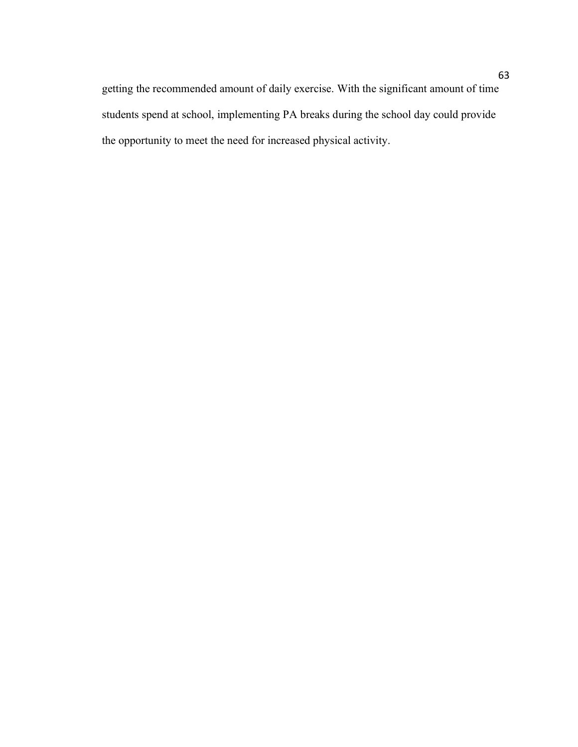getting the recommended amount of daily exercise. With the significant amount of time students spend at school, implementing PA breaks during the school day could provide the opportunity to meet the need for increased physical activity.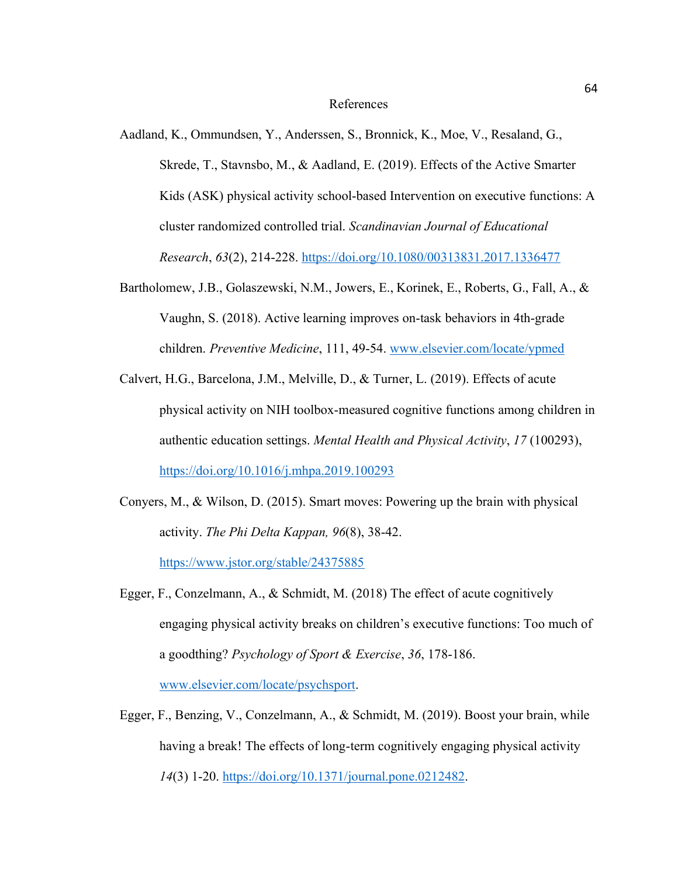# References

Aadland, K., Ommundsen, Y., Anderssen, S., Bronnick, K., Moe, V., Resaland, G., Skrede, T., Stavnsbo, M., & Aadland, E. (2019). Effects of the Active Smarter Kids (ASK) physical activity school-based Intervention on executive functions: A cluster randomized controlled trial. *Scandinavian Journal of Educational Research*, *63*(2), 214-228. https://doi.org/10.1080/00313831.2017.1336477

Bartholomew, J.B., Golaszewski, N.M., Jowers, E., Korinek, E., Roberts, G., Fall, A., & Vaughn, S. (2018). Active learning improves on-task behaviors in 4th-grade children. *Preventive Medicine*, 111, 49-54. www.elsevier.com/locate/ypmed

Calvert, H.G., Barcelona, J.M., Melville, D., & Turner, L. (2019). Effects of acute physical activity on NIH toolbox-measured cognitive functions among children in authentic education settings. *Mental Health and Physical Activity*, *17* (100293), https://doi.org/10.1016/j.mhpa.2019.100293

Conyers, M., & Wilson, D. (2015). Smart moves: Powering up the brain with physical activity. *The Phi Delta Kappan, 96*(8), 38-42. https://www.jstor.org/stable/24375885

Egger, F., Conzelmann, A., & Schmidt, M. (2018) The effect of acute cognitively engaging physical activity breaks on children's executive functions: Too much of a goodthing? *Psychology of Sport & Exercise*, *36*, 178-186. www.elsevier.com/locate/psychsport.

Egger, F., Benzing, V., Conzelmann, A., & Schmidt, M. (2019). Boost your brain, while having a break! The effects of long-term cognitively engaging physical activity *14*(3) 1-20. https://doi.org/10.1371/journal.pone.0212482.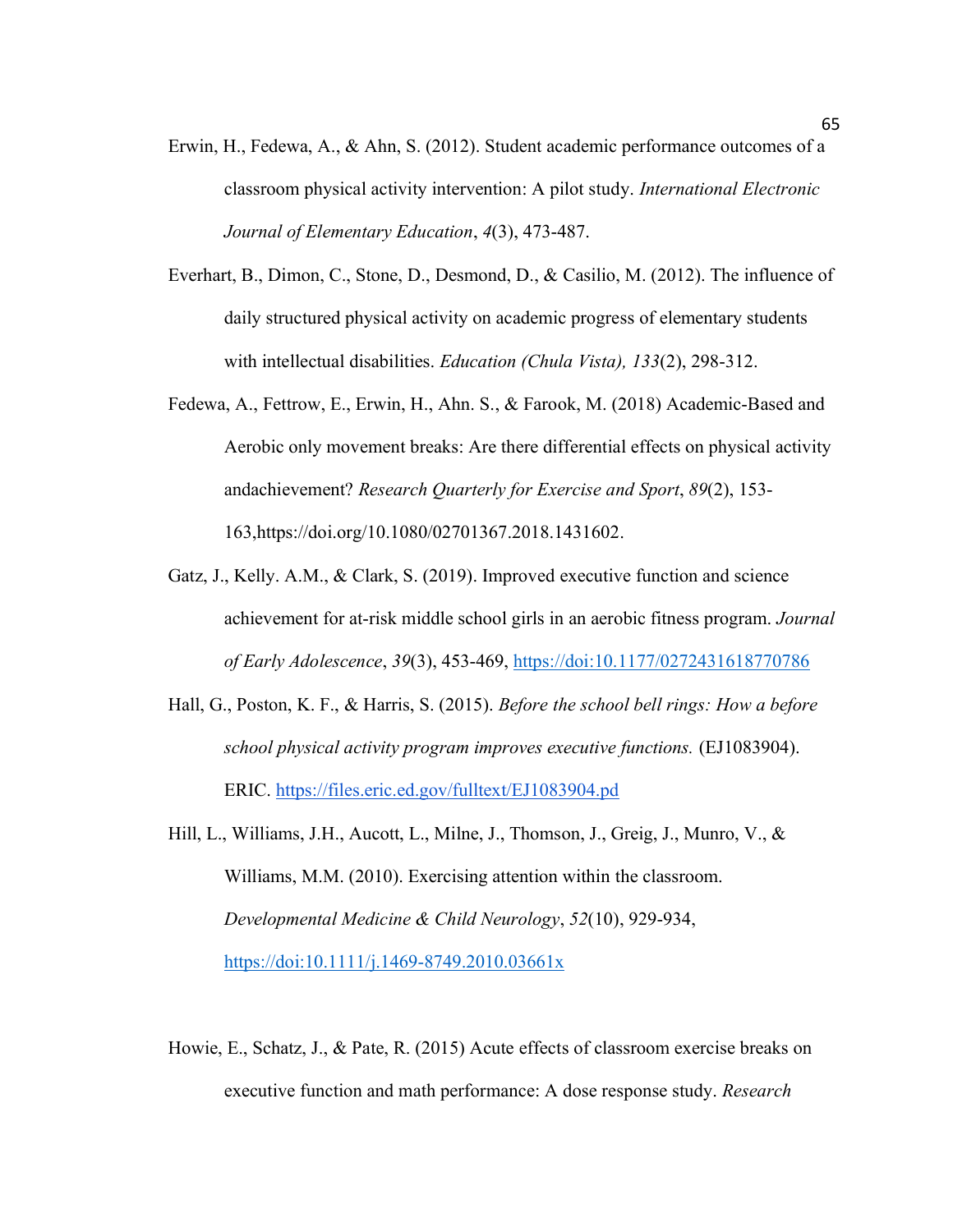Erwin, H., Fedewa, A., & Ahn, S. (2012). Student academic performance outcomes of a classroom physical activity intervention: A pilot study. *International Electronic Journal of Elementary Education*, *4*(3), 473-487.

Everhart, B., Dimon, C., Stone, D., Desmond, D., & Casilio, M. (2012). The influence of daily structured physical activity on academic progress of elementary students with intellectual disabilities. *Education (Chula Vista), 133*(2), 298-312.

Fedewa, A., Fettrow, E., Erwin, H., Ahn. S., & Farook, M. (2018) Academic-Based and Aerobic only movement breaks: Are there differential effects on physical activity andachievement? *Research Quarterly for Exercise and Sport*, *89*(2), 153-163,https://doi.org/10.1080/02701367.2018.1431602.

Gatz, J., Kelly. A.M., & Clark, S. (2019). Improved executive function and science achievement for at-risk middle school girls in an aerobic fitness program. *Journal of Early Adolescence*, *39*(3), 453-469, https://doi:10.1177/0272431618770786

Hall, G., Poston, K. F., & Harris, S. (2015). *Before the school bell rings: How a before school physical activity program improves executive functions.* (EJ1083904). ERIC. https://files.eric.ed.gov/fulltext/EJ1083904.pd

Hill, L., Williams, J.H., Aucott, L., Milne, J., Thomson, J., Greig, J., Munro, V., & Williams, M.M. (2010). Exercising attention within the classroom. *Developmental Medicine & Child Neurology*, *52*(10), 929-934, https://doi:10.1111/j.1469-8749.2010.03661x

Howie, E., Schatz, J., & Pate, R. (2015) Acute effects of classroom exercise breaks on executive function and math performance: A dose response study. *Research*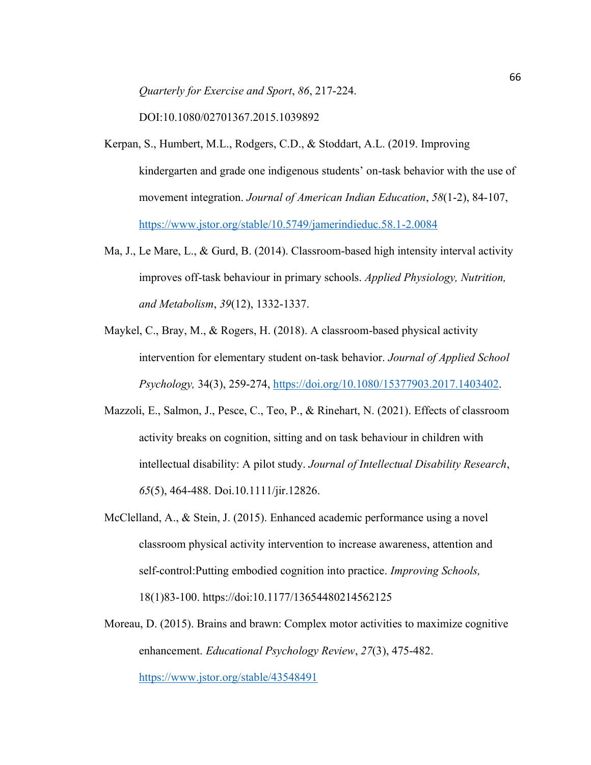*Quarterly for Exercise and Sport*, *86*, 217-224. DOI:10.1080/02701367.2015.1039892

Kerpan, S., Humbert, M.L., Rodgers, C.D., & Stoddart, A.L. (2019. Improving kindergarten and grade one indigenous students' on-task behavior with the use of movement integration. *Journal of American Indian Education*, *58*(1-2), 84-107, https://www.jstor.org/stable/10.5749/jamerindieduc.58.1-2.0084

Ma, J., Le Mare, L., & Gurd, B. (2014). Classroom-based high intensity interval activity improves off-task behaviour in primary schools. *Applied Physiology, Nutrition, and Metabolism*, *39*(12), 1332-1337.

Maykel, C., Bray, M., & Rogers, H. (2018). A classroom-based physical activity intervention for elementary student on-task behavior. *Journal of Applied School Psychology,* 34(3), 259-274, https://doi.org/10.1080/15377903.2017.1403402.

Mazzoli, E., Salmon, J., Pesce, C., Teo, P., & Rinehart, N. (2021). Effects of classroom activity breaks on cognition, sitting and on task behaviour in children with intellectual disability: A pilot study. *Journal of Intellectual Disability Research*, *65*(5), 464-488. Doi.10.1111/jir.12826.

McClelland, A., & Stein, J. (2015). Enhanced academic performance using a novel classroom physical activity intervention to increase awareness, attention and self-control:Putting embodied cognition into practice. *Improving Schools,* 18(1)83-100. https://doi:10.1177/13654480214562125

Moreau, D. (2015). Brains and brawn: Complex motor activities to maximize cognitive enhancement. *Educational Psychology Review*, *27*(3), 475-482. https://www.jstor.org/stable/43548491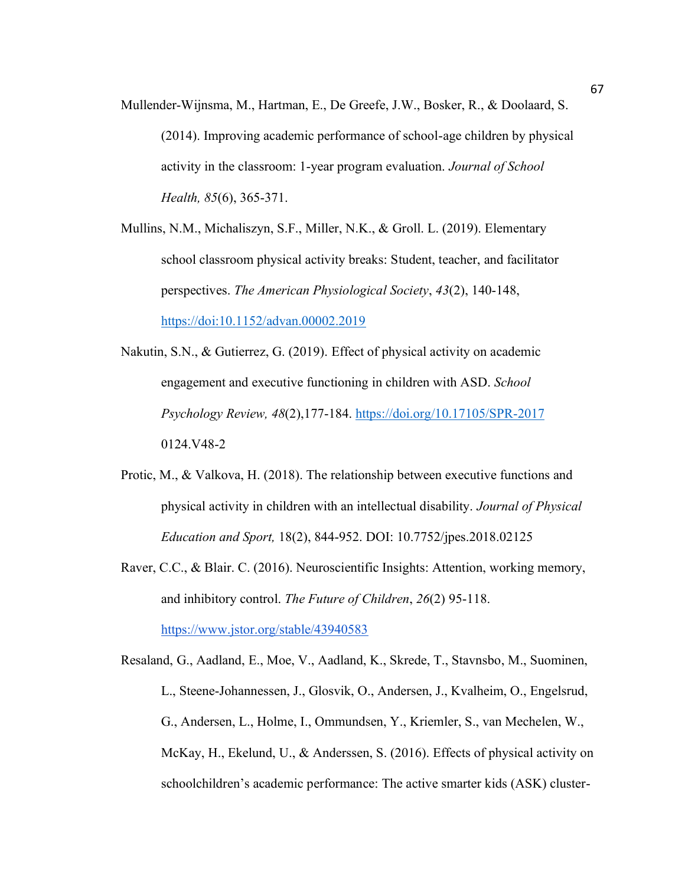Mullender-Wijnsma, M., Hartman, E., De Greefe, J.W., Bosker, R., & Doolaard, S. (2014). Improving academic performance of school-age children by physical activity in the classroom: 1-year program evaluation. *Journal of School Health, 85*(6), 365-371.

Mullins, N.M., Michaliszyn, S.F., Miller, N.K., & Groll. L. (2019). Elementary school classroom physical activity breaks: Student, teacher, and facilitator perspectives. *The American Physiological Society*, *43*(2), 140-148, https://doi:10.1152/advan.00002.2019

Nakutin, S.N., & Gutierrez, G. (2019). Effect of physical activity on academic engagement and executive functioning in children with ASD. *School Psychology Review, 48*(2),177-184. https://doi.org/10.17105/SPR-2017 0124.V48-2

Protic, M., & Valkova, H. (2018). The relationship between executive functions and physical activity in children with an intellectual disability. *Journal of Physical Education and Sport,* 18(2), 844-952. DOI: 10.7752/jpes.2018.02125

Raver, C.C., & Blair. C. (2016). Neuroscientific Insights: Attention, working memory, and inhibitory control. *The Future of Children*, *26*(2) 95-118. https://www.jstor.org/stable/43940583

Resaland, G., Aadland, E., Moe, V., Aadland, K., Skrede, T., Stavnsbo, M., Suominen, L., Steene-Johannessen, J., Glosvik, O., Andersen, J., Kvalheim, O., Engelsrud, G., Andersen, L., Holme, I., Ommundsen, Y., Kriemler, S., van Mechelen, W., McKay, H., Ekelund, U., & Anderssen, S. (2016). Effects of physical activity on schoolchildren's academic performance: The active smarter kids (ASK) cluster-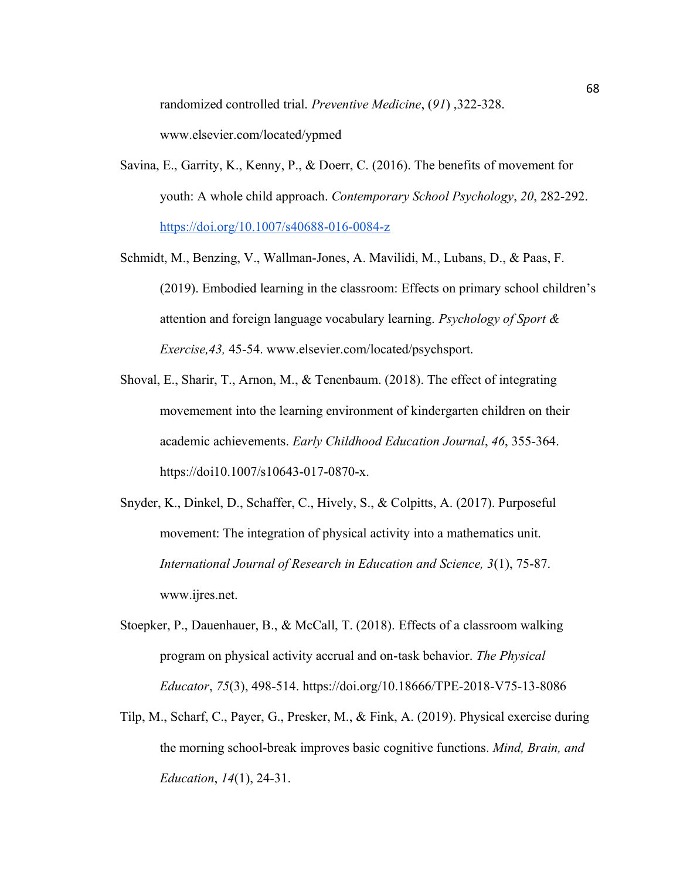randomized controlled trial. *Preventive Medicine*, (*91*) ,322-328. www.elsevier.com/located/ypmed

Savina, E., Garrity, K., Kenny, P., & Doerr, C. (2016). The benefits of movement for youth: A whole child approach. *Contemporary School Psychology*, *20*, 282-292. https://doi.org/10.1007/s40688-016-0084-z

Schmidt, M., Benzing, V., Wallman-Jones, A. Mavilidi, M., Lubans, D., & Paas, F. (2019). Embodied learning in the classroom: Effects on primary school children's attention and foreign language vocabulary learning. *Psychology of Sport & Exercise,43,* 45-54. www.elsevier.com/located/psychsport.

Shoval, E., Sharir, T., Arnon, M., & Tenenbaum. (2018). The effect of integrating movemement into the learning environment of kindergarten children on their academic achievements. *Early Childhood Education Journal*, *46*, 355-364. https://doi10.1007/s10643-017-0870-x.

Snyder, K., Dinkel, D., Schaffer, C., Hively, S., & Colpitts, A. (2017). Purposeful movement: The integration of physical activity into a mathematics unit. *International Journal of Research in Education and Science, 3*(1), 75-87. www.ijres.net.

Stoepker, P., Dauenhauer, B., & McCall, T. (2018). Effects of a classroom walking program on physical activity accrual and on-task behavior. *The Physical Educator*, *75*(3), 498-514. https://doi.org/10.18666/TPE-2018-V75-13-8086

Tilp, M., Scharf, C., Payer, G., Presker, M., & Fink, A. (2019). Physical exercise during the morning school-break improves basic cognitive functions. *Mind, Brain, and Education*, *14*(1), 24-31.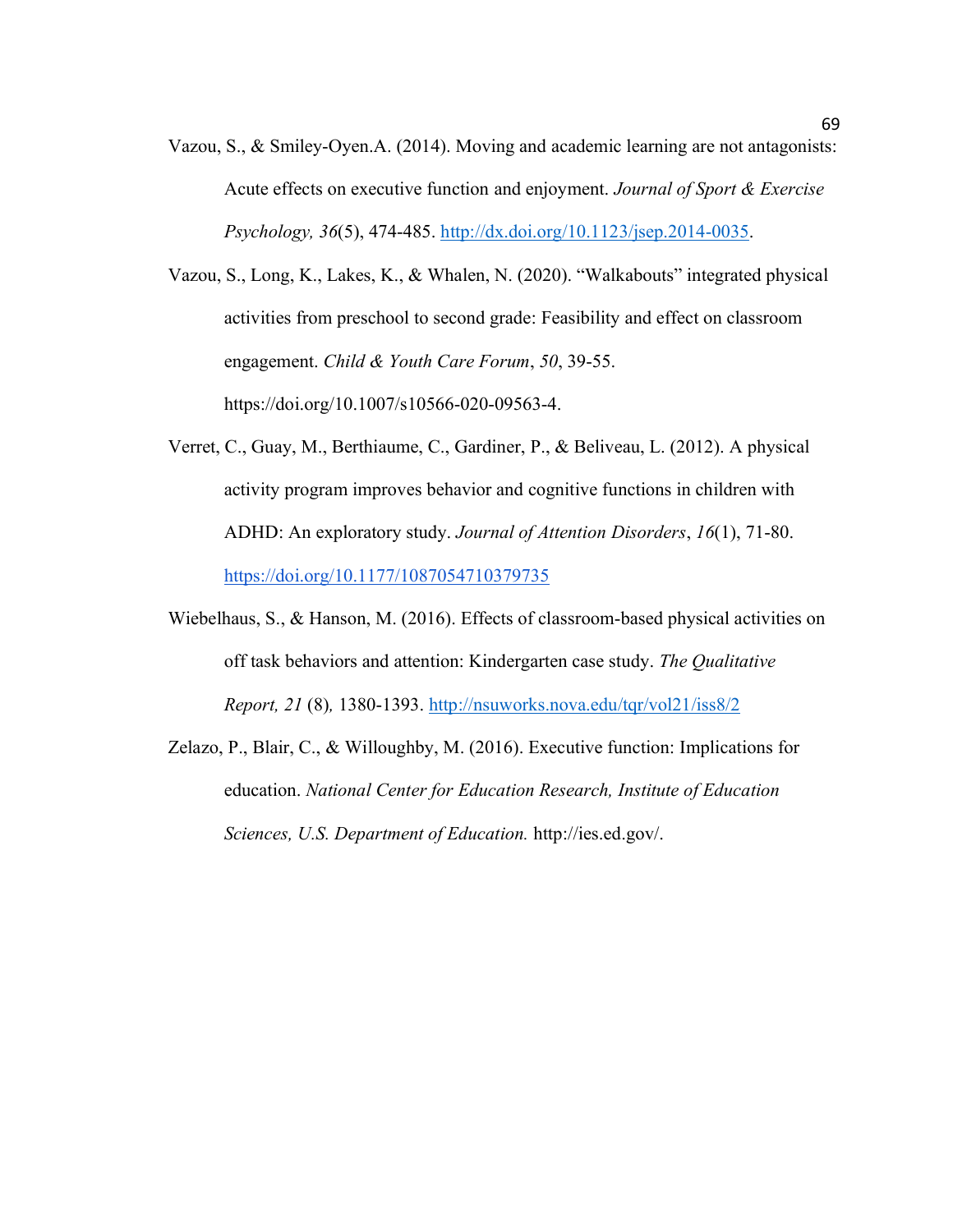Vazou, S., & Smiley-Oyen.A. (2014). Moving and academic learning are not antagonists: Acute effects on executive function and enjoyment. *Journal of Sport & Exercise Psychology, 36*(5), 474-485. http://dx.doi.org/10.1123/jsep.2014-0035.

Vazou, S., Long, K., Lakes, K., & Whalen, N. (2020). "Walkabouts" integrated physical activities from preschool to second grade: Feasibility and effect on classroom engagement. *Child & Youth Care Forum*, *50*, 39-55. https://doi.org/10.1007/s10566-020-09563-4.

Verret, C., Guay, M., Berthiaume, C., Gardiner, P., & Beliveau, L. (2012). A physical activity program improves behavior and cognitive functions in children with ADHD: An exploratory study. *Journal of Attention Disorders*, *16*(1), 71-80. https://doi.org/10.1177/1087054710379735

Wiebelhaus, S., & Hanson, M. (2016). Effects of classroom-based physical activities on off task behaviors and attention: Kindergarten case study. *The Qualitative Report, 21* (8)*,* 1380-1393. http://nsuworks.nova.edu/tqr/vol21/iss8/2

Zelazo, P., Blair, C., & Willoughby, M. (2016). Executive function: Implications for education. *National Center for Education Research, Institute of Education Sciences, U.S. Department of Education.* http://ies.ed.gov/.